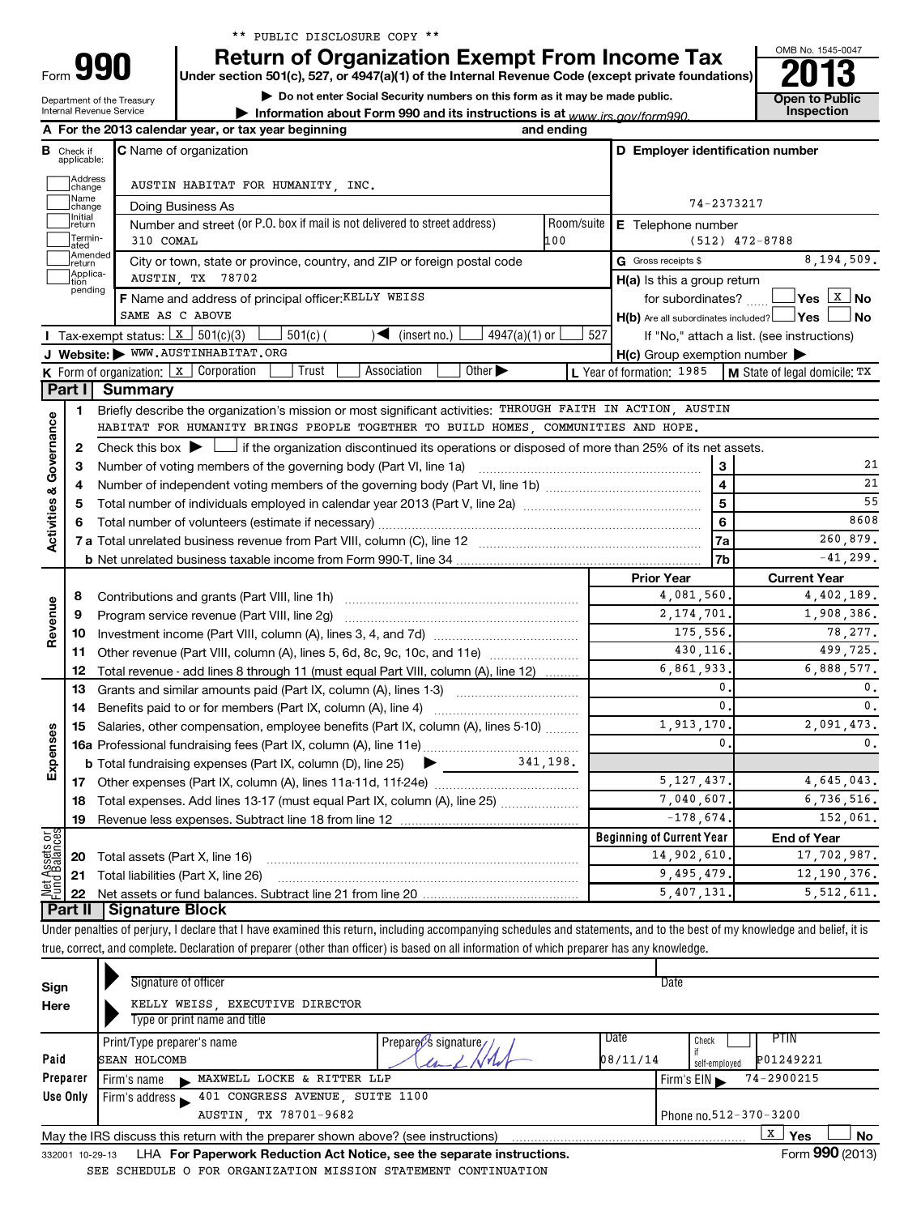** PUBLIC DISCLOSURE COPY **

# Form 990 — Return of Organization Exempt From Income Tax

Under section 501(c), 527, or 4947(a)(1) of the Internal Revenue Code (except private foundations)

▶ Do not enter Social Security numbers on this form as it may be made public.

▶ Information about Form 990 and its instructions is at www.irs.gov/form990.

Department of the Treasury
Internal Revenue Service

OMB No. 1545-0047

**2013**

Open to Public Inspection

**A** For the 2013 calendar year, or tax year beginning and ending

**B** Check if applicable: Address change; Name change; Initial return; Terminated; Amended return; Application pending

**C** Name of organization: AUSTIN HABITAT FOR HUMANITY, INC.

Doing Business As

Number and street (or P.O. box if mail is not delivered to street address): 310 COMAL — Room/suite: 100

City or town, state or province, country, and ZIP or foreign postal code: AUSTIN, TX 78702

**F** Name and address of principal officer: KELLY WEISS, SAME AS C ABOVE

**D** Employer identification number: 74-2373217

**E** Telephone number: (512) 472-8788

**G** Gross receipts $ 8,194,509.

**H(a)** Is this a group return for subordinates? Yes [ ] No [X]

**H(b)** Are all subordinates included? Yes [ ] No [ ] If "No," attach a list. (see instructions)

**H(c)** Group exemption number ▶

**I** Tax-exempt status: [X] 501(c)(3) [ ] 501(c) ( ) ◀ (insert no.) [ ] 4947(a)(1) or [ ] 527

**J** Website: ▶ WWW.AUSTINHABITAT.ORG

**K** Form of organization: [X] Corporation [ ] Trust [ ] Association [ ] Other ▶

**L** Year of formation: 1985

**M** State of legal domicile: TX

## Part I — Summary

**Activities & Governance**

1. Briefly describe the organization's mission or most significant activities: THROUGH FAITH IN ACTION, AUSTIN HABITAT FOR HUMANITY BRINGS PEOPLE TOGETHER TO BUILD HOMES, COMMUNITIES AND HOPE.
2. Check this box ▶ [ ] if the organization discontinued its operations or disposed of more than 25% of its net assets.

| | | | |
|---|---|---|---|
| 3 | Number of voting members of the governing body (Part VI, line 1a) | 3 | 21 |
| 4 | Number of independent voting members of the governing body (Part VI, line 1b) | 4 | 21 |
| 5 | Total number of individuals employed in calendar year 2013 (Part V, line 2a) | 5 | 55 |
| 6 | Total number of volunteers (estimate if necessary) | 6 | 8608 |
| 7a | Total unrelated business revenue from Part VIII, column (C), line 12 | 7a | 260,879. |
| b | Net unrelated business taxable income from Form 990-T, line 34 | 7b | -41,299. |

| | | Prior Year | Current Year |
|---|---|---|---|
| **Revenue** | | | |
| 8 | Contributions and grants (Part VIII, line 1h) | 4,081,560. | 4,402,189. |
| 9 | Program service revenue (Part VIII, line 2g) | 2,174,701. | 1,908,386. |
| 10 | Investment income (Part VIII, column (A), lines 3, 4, and 7d) | 175,556. | 78,277. |
| 11 | Other revenue (Part VIII, column (A), lines 5, 6d, 8c, 9c, 10c, and 11e) | 430,116. | 499,725. |
| 12 | Total revenue - add lines 8 through 11 (must equal Part VIII, column (A), line 12) | 6,861,933. | 6,888,577. |
| **Expenses** | | | |
| 13 | Grants and similar amounts paid (Part IX, column (A), lines 1-3) | 0. | 0. |
| 14 | Benefits paid to or for members (Part IX, column (A), line 4) | 0. | 0. |
| 15 | Salaries, other compensation, employee benefits (Part IX, column (A), lines 5-10) | 1,913,170. | 2,091,473. |
| 16a | Professional fundraising fees (Part IX, column (A), line 11e) | 0. | 0. |
| b | Total fundraising expenses (Part IX, column (D), line 25) ▶ 341,198. | | |
| 17 | Other expenses (Part IX, column (A), lines 11a-11d, 11f-24e) | 5,127,437. | 4,645,043. |
| 18 | Total expenses. Add lines 13-17 (must equal Part IX, column (A), line 25) | 7,040,607. | 6,736,516. |
| 19 | Revenue less expenses. Subtract line 18 from line 12 | -178,674. | 152,061. |

| **Net Assets or Fund Balances** | | Beginning of Current Year | End of Year |
|---|---|---|---|
| 20 | Total assets (Part X, line 16) | 14,902,610. | 17,702,987. |
| 21 | Total liabilities (Part X, line 26) | 9,495,479. | 12,190,376. |
| 22 | Net assets or fund balances. Subtract line 21 from line 20 | 5,407,131. | 5,512,611. |

## Part II — Signature Block

Under penalties of perjury, I declare that I have examined this return, including accompanying schedules and statements, and to the best of my knowledge and belief, it is true, correct, and complete. Declaration of preparer (other than officer) is based on all information of which preparer has any knowledge.

**Sign Here**

Signature of officer — Date

KELLY WEISS, EXECUTIVE DIRECTOR
Type or print name and title

**Paid Preparer Use Only**

| Print/Type preparer's name | Preparer's signature | Date | Check if self-employed | PTIN |
|---|---|---|---|---|
| SEAN HOLCOMB | | 08/11/14 | [ ] | P01249221 |

Firm's name ▶ MAXWELL LOCKE & RITTER LLP — Firm's EIN ▶ 74-2900215

Firm's address ▶ 401 CONGRESS AVENUE, SUITE 1100, AUSTIN, TX 78701-9682 — Phone no. 512-370-3200

May the IRS discuss this return with the preparer shown above? (see instructions) [X] Yes [ ] No

332001 10-29-13 LHA For Paperwork Reduction Act Notice, see the separate instructions. Form 990 (2013)

SEE SCHEDULE O FOR ORGANIZATION MISSION STATEMENT CONTINUATION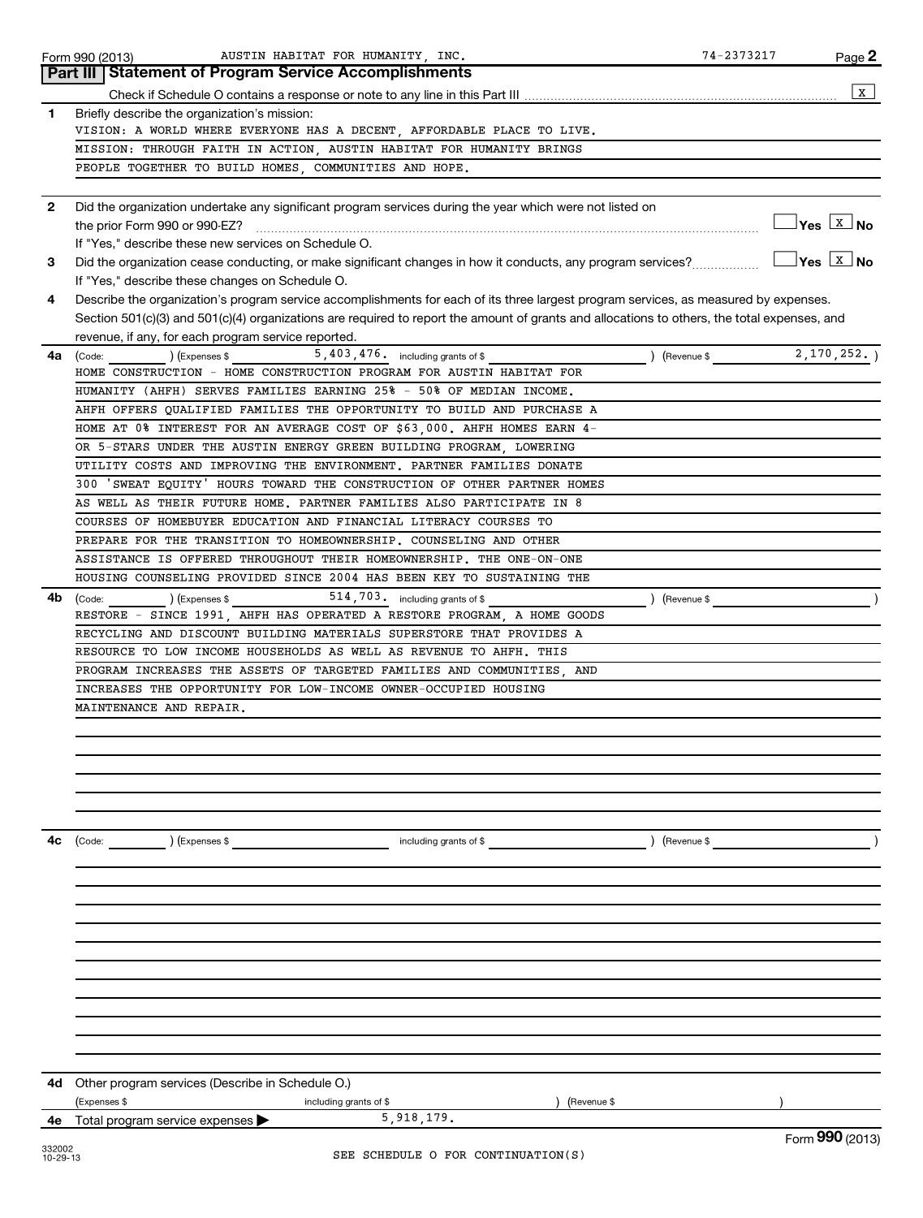Form 990 (2013) AUSTIN HABITAT FOR HUMANITY, INC. 74-2373217 Page 2

## Part III Statement of Program Service Accomplishments

Check if Schedule O contains a response or note to any line in this Part III .......... [X]

**1** Briefly describe the organization's mission:

VISION: A WORLD WHERE EVERYONE HAS A DECENT, AFFORDABLE PLACE TO LIVE.
MISSION: THROUGH FAITH IN ACTION, AUSTIN HABITAT FOR HUMANITY BRINGS PEOPLE TOGETHER TO BUILD HOMES, COMMUNITIES AND HOPE.

**2** Did the organization undertake any significant program services during the year which were not listed on the prior Form 990 or 990-EZ? .......... [ ] Yes [X] No
If "Yes," describe these new services on Schedule O.

**3** Did the organization cease conducting, or make significant changes in how it conducts, any program services? .......... [ ] Yes [X] No
If "Yes," describe these changes on Schedule O.

**4** Describe the organization's program service accomplishments for each of its three largest program services, as measured by expenses. Section 501(c)(3) and 501(c)(4) organizations are required to report the amount of grants and allocations to others, the total expenses, and revenue, if any, for each program service reported.

**4a** (Code: ) (Expenses $ 5,403,476. including grants of $ ) (Revenue $ 2,170,252. )

HOME CONSTRUCTION - HOME CONSTRUCTION PROGRAM FOR AUSTIN HABITAT FOR HUMANITY (AHFH) SERVES FAMILIES EARNING 25% - 50% OF MEDIAN INCOME. AHFH OFFERS QUALIFIED FAMILIES THE OPPORTUNITY TO BUILD AND PURCHASE A HOME AT 0% INTEREST FOR AN AVERAGE COST OF $63,000. AHFH HOMES EARN 4- OR 5-STARS UNDER THE AUSTIN ENERGY GREEN BUILDING PROGRAM, LOWERING UTILITY COSTS AND IMPROVING THE ENVIRONMENT. PARTNER FAMILIES DONATE 300 'SWEAT EQUITY' HOURS TOWARD THE CONSTRUCTION OF OTHER PARTNER HOMES AS WELL AS THEIR FUTURE HOME. PARTNER FAMILIES ALSO PARTICIPATE IN 8 COURSES OF HOMEBUYER EDUCATION AND FINANCIAL LITERACY COURSES TO PREPARE FOR THE TRANSITION TO HOMEOWNERSHIP. COUNSELING AND OTHER ASSISTANCE IS OFFERED THROUGHOUT THEIR HOMEOWNERSHIP. THE ONE-ON-ONE HOUSING COUNSELING PROVIDED SINCE 2004 HAS BEEN KEY TO SUSTAINING THE

**4b** (Code: ) (Expenses $ 514,703. including grants of $ ) (Revenue $ )

RESTORE - SINCE 1991, AHFH HAS OPERATED A RESTORE PROGRAM, A HOME GOODS RECYCLING AND DISCOUNT BUILDING MATERIALS SUPERSTORE THAT PROVIDES A RESOURCE TO LOW INCOME HOUSEHOLDS AS WELL AS REVENUE TO AHFH. THIS PROGRAM INCREASES THE ASSETS OF TARGETED FAMILIES AND COMMUNITIES, AND INCREASES THE OPPORTUNITY FOR LOW-INCOME OWNER-OCCUPIED HOUSING MAINTENANCE AND REPAIR.

**4c** (Code: ) (Expenses $ including grants of $ ) (Revenue $ )

**4d** Other program services (Describe in Schedule O.)
(Expenses $ including grants of $ ) (Revenue $ )

**4e** Total program service expenses ▶ 5,918,179.

SEE SCHEDULE O FOR CONTINUATION(S)

Form 990 (2013)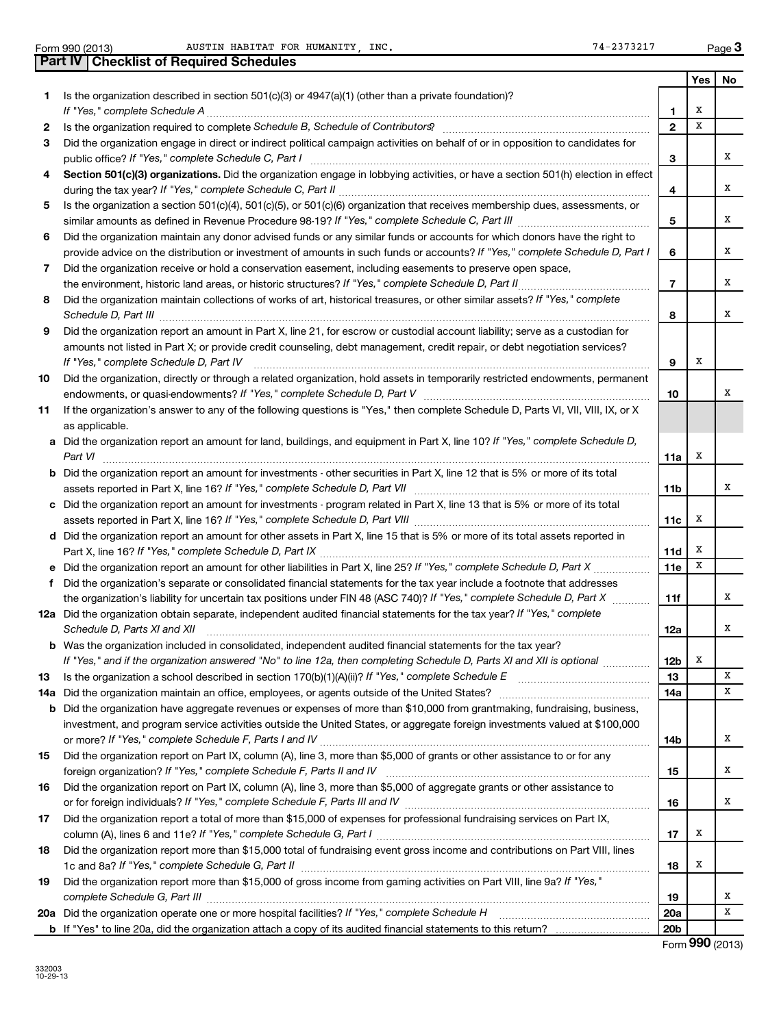Form 990 (2013) AUSTIN HABITAT FOR HUMANITY, INC. 74-2373217 Page 3

## Part IV Checklist of Required Schedules

| | | | Yes | No |
|---|---|---|---|---|
| 1 | Is the organization described in section 501(c)(3) or 4947(a)(1) (other than a private foundation)? *If "Yes," complete Schedule A* | 1 | X | |
| 2 | Is the organization required to complete *Schedule B, Schedule of Contributors*? | 2 | X | |
| 3 | Did the organization engage in direct or indirect political campaign activities on behalf of or in opposition to candidates for public office? *If "Yes," complete Schedule C, Part I* | 3 | | X |
| 4 | **Section 501(c)(3) organizations.** Did the organization engage in lobbying activities, or have a section 501(h) election in effect during the tax year? *If "Yes," complete Schedule C, Part II* | 4 | | X |
| 5 | Is the organization a section 501(c)(4), 501(c)(5), or 501(c)(6) organization that receives membership dues, assessments, or similar amounts as defined in Revenue Procedure 98-19? *If "Yes," complete Schedule C, Part III* | 5 | | X |
| 6 | Did the organization maintain any donor advised funds or any similar funds or accounts for which donors have the right to provide advice on the distribution or investment of amounts in such funds or accounts? *If "Yes," complete Schedule D, Part I* | 6 | | X |
| 7 | Did the organization receive or hold a conservation easement, including easements to preserve open space, the environment, historic land areas, or historic structures? *If "Yes," complete Schedule D, Part II* | 7 | | X |
| 8 | Did the organization maintain collections of works of art, historical treasures, or other similar assets? *If "Yes," complete Schedule D, Part III* | 8 | | X |
| 9 | Did the organization report an amount in Part X, line 21, for escrow or custodial account liability; serve as a custodian for amounts not listed in Part X; or provide credit counseling, debt management, credit repair, or debt negotiation services? *If "Yes," complete Schedule D, Part IV* | 9 | X | |
| 10 | Did the organization, directly or through a related organization, hold assets in temporarily restricted endowments, permanent endowments, or quasi-endowments? *If "Yes," complete Schedule D, Part V* | 10 | | X |
| 11 | If the organization's answer to any of the following questions is "Yes," then complete Schedule D, Parts VI, VII, VIII, IX, or X as applicable. | | | |
| a | Did the organization report an amount for land, buildings, and equipment in Part X, line 10? *If "Yes," complete Schedule D, Part VI* | 11a | X | |
| b | Did the organization report an amount for investments - other securities in Part X, line 12 that is 5% or more of its total assets reported in Part X, line 16? *If "Yes," complete Schedule D, Part VII* | 11b | | X |
| c | Did the organization report an amount for investments - program related in Part X, line 13 that is 5% or more of its total assets reported in Part X, line 16? *If "Yes," complete Schedule D, Part VIII* | 11c | X | |
| d | Did the organization report an amount for other assets in Part X, line 15 that is 5% or more of its total assets reported in Part X, line 16? *If "Yes," complete Schedule D, Part IX* | 11d | X | |
| e | Did the organization report an amount for other liabilities in Part X, line 25? *If "Yes," complete Schedule D, Part X* | 11e | X | |
| f | Did the organization's separate or consolidated financial statements for the tax year include a footnote that addresses the organization's liability for uncertain tax positions under FIN 48 (ASC 740)? *If "Yes," complete Schedule D, Part X* | 11f | | X |
| 12a | Did the organization obtain separate, independent audited financial statements for the tax year? *If "Yes," complete Schedule D, Parts XI and XII* | 12a | | X |
| b | Was the organization included in consolidated, independent audited financial statements for the tax year? *If "Yes," and if the organization answered "No" to line 12a, then completing Schedule D, Parts XI and XII is optional* | 12b | X | |
| 13 | Is the organization a school described in section 170(b)(1)(A)(ii)? *If "Yes," complete Schedule E* | 13 | | X |
| 14a | Did the organization maintain an office, employees, or agents outside of the United States? | 14a | | X |
| b | Did the organization have aggregate revenues or expenses of more than $10,000 from grantmaking, fundraising, business, investment, and program service activities outside the United States, or aggregate foreign investments valued at $100,000 or more? *If "Yes," complete Schedule F, Parts I and IV* | 14b | | X |
| 15 | Did the organization report on Part IX, column (A), line 3, more than $5,000 of grants or other assistance to or for any foreign organization? *If "Yes," complete Schedule F, Parts II and IV* | 15 | | X |
| 16 | Did the organization report on Part IX, column (A), line 3, more than $5,000 of aggregate grants or other assistance to or for foreign individuals? *If "Yes," complete Schedule F, Parts III and IV* | 16 | | X |
| 17 | Did the organization report a total of more than $15,000 of expenses for professional fundraising services on Part IX, column (A), lines 6 and 11e? *If "Yes," complete Schedule G, Part I* | 17 | X | |
| 18 | Did the organization report more than $15,000 total of fundraising event gross income and contributions on Part VIII, lines 1c and 8a? *If "Yes," complete Schedule G, Part II* | 18 | X | |
| 19 | Did the organization report more than $15,000 of gross income from gaming activities on Part VIII, line 9a? *If "Yes," complete Schedule G, Part III* | 19 | | X |
| 20a | Did the organization operate one or more hospital facilities? *If "Yes," complete Schedule H* | 20a | | X |
| b | If "Yes" to line 20a, did the organization attach a copy of its audited financial statements to this return? | 20b | | |

Form **990** (2013)

332003
10-29-13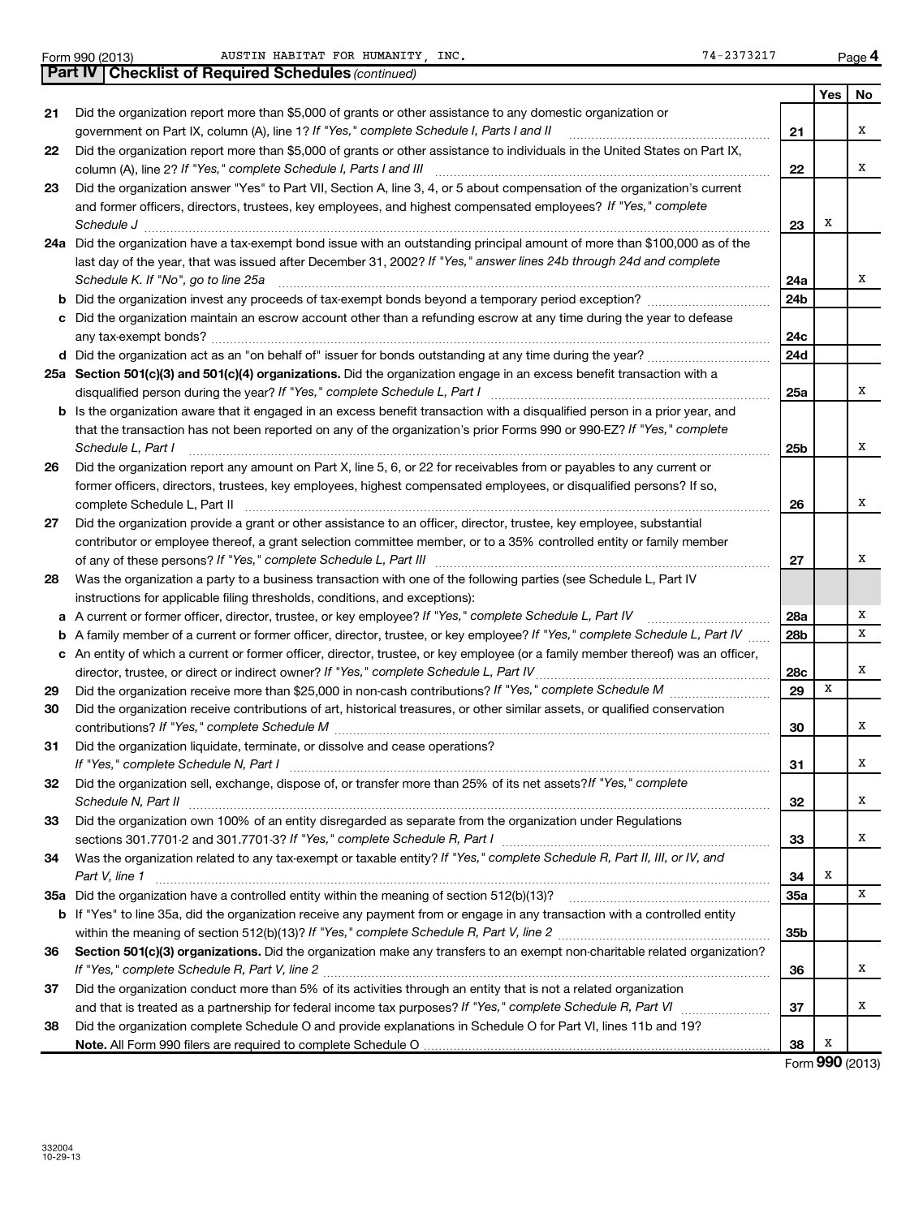Form 990 (2013) AUSTIN HABITAT FOR HUMANITY, INC. 74-2373217

**Part IV | Checklist of Required Schedules** *(continued)*

| | | | Yes | No |
|---|---|---|---|---|
| 21 | Did the organization report more than $5,000 of grants or other assistance to any domestic organization or government on Part IX, column (A), line 1? *If "Yes," complete Schedule I, Parts I and II* | 21 | | X |
| 22 | Did the organization report more than $5,000 of grants or other assistance to individuals in the United States on Part IX, column (A), line 2? *If "Yes," complete Schedule I, Parts I and III* | 22 | | X |
| 23 | Did the organization answer "Yes" to Part VII, Section A, line 3, 4, or 5 about compensation of the organization's current and former officers, directors, trustees, key employees, and highest compensated employees? *If "Yes," complete Schedule J* | 23 | X | |
| 24a | Did the organization have a tax-exempt bond issue with an outstanding principal amount of more than $100,000 as of the last day of the year, that was issued after December 31, 2002? *If "Yes," answer lines 24b through 24d and complete Schedule K. If "No", go to line 25a* | 24a | | X |
| b | Did the organization invest any proceeds of tax-exempt bonds beyond a temporary period exception? | 24b | | |
| c | Did the organization maintain an escrow account other than a refunding escrow at any time during the year to defease any tax-exempt bonds? | 24c | | |
| d | Did the organization act as an "on behalf of" issuer for bonds outstanding at any time during the year? | 24d | | |
| 25a | **Section 501(c)(3) and 501(c)(4) organizations.** Did the organization engage in an excess benefit transaction with a disqualified person during the year? *If "Yes," complete Schedule L, Part I* | 25a | | X |
| b | Is the organization aware that it engaged in an excess benefit transaction with a disqualified person in a prior year, and that the transaction has not been reported on any of the organization's prior Forms 990 or 990-EZ? *If "Yes," complete Schedule L, Part I* | 25b | | X |
| 26 | Did the organization report any amount on Part X, line 5, 6, or 22 for receivables from or payables to any current or former officers, directors, trustees, key employees, highest compensated employees, or disqualified persons? If so, complete Schedule L, Part II | 26 | | X |
| 27 | Did the organization provide a grant or other assistance to an officer, director, trustee, key employee, substantial contributor or employee thereof, a grant selection committee member, or to a 35% controlled entity or family member of any of these persons? *If "Yes," complete Schedule L, Part III* | 27 | | X |
| 28 | Was the organization a party to a business transaction with one of the following parties (see Schedule L, Part IV instructions for applicable filing thresholds, conditions, and exceptions): | | | |
| a | A current or former officer, director, trustee, or key employee? *If "Yes," complete Schedule L, Part IV* | 28a | | X |
| b | A family member of a current or former officer, director, trustee, or key employee? *If "Yes," complete Schedule L, Part IV* | 28b | | X |
| c | An entity of which a current or former officer, director, trustee, or key employee (or a family member thereof) was an officer, director, trustee, or direct or indirect owner? *If "Yes," complete Schedule L, Part IV* | 28c | | X |
| 29 | Did the organization receive more than $25,000 in non-cash contributions? *If "Yes," complete Schedule M* | 29 | X | |
| 30 | Did the organization receive contributions of art, historical treasures, or other similar assets, or qualified conservation contributions? *If "Yes," complete Schedule M* | 30 | | X |
| 31 | Did the organization liquidate, terminate, or dissolve and cease operations? *If "Yes," complete Schedule N, Part I* | 31 | | X |
| 32 | Did the organization sell, exchange, dispose of, or transfer more than 25% of its net assets? *If "Yes," complete Schedule N, Part II* | 32 | | X |
| 33 | Did the organization own 100% of an entity disregarded as separate from the organization under Regulations sections 301.7701-2 and 301.7701-3? *If "Yes," complete Schedule R, Part I* | 33 | | X |
| 34 | Was the organization related to any tax-exempt or taxable entity? *If "Yes," complete Schedule R, Part II, III, or IV, and Part V, line 1* | 34 | X | |
| 35a | Did the organization have a controlled entity within the meaning of section 512(b)(13)? | 35a | | X |
| b | If "Yes" to line 35a, did the organization receive any payment from or engage in any transaction with a controlled entity within the meaning of section 512(b)(13)? *If "Yes," complete Schedule R, Part V, line 2* | 35b | | |
| 36 | **Section 501(c)(3) organizations.** Did the organization make any transfers to an exempt non-charitable related organization? *If "Yes," complete Schedule R, Part V, line 2* | 36 | | X |
| 37 | Did the organization conduct more than 5% of its activities through an entity that is not a related organization and that is treated as a partnership for federal income tax purposes? *If "Yes," complete Schedule R, Part VI* | 37 | | X |
| 38 | Did the organization complete Schedule O and provide explanations in Schedule O for Part VI, lines 11b and 19? **Note.** All Form 990 filers are required to complete Schedule O | 38 | X | |

Form **990** (2013)

332004
10-29-13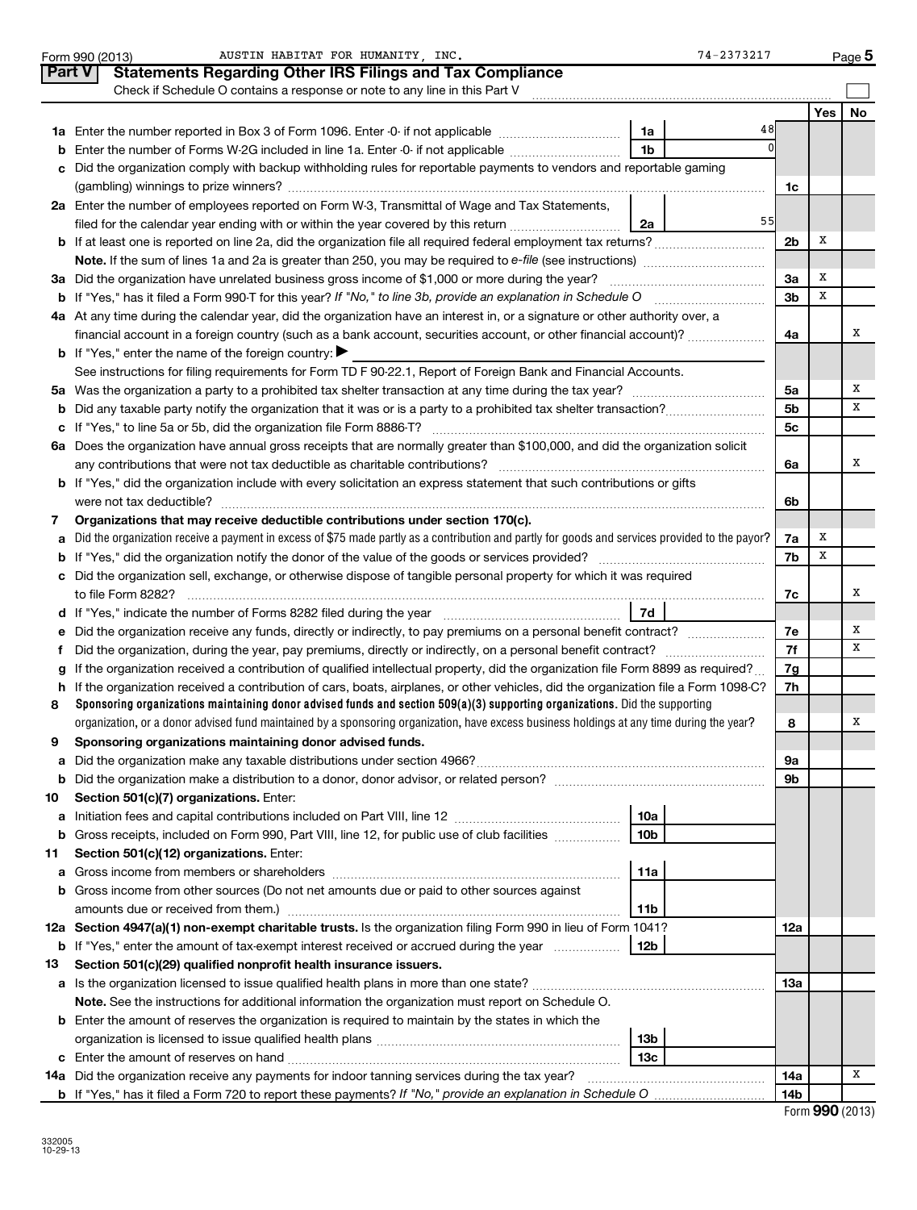Form 990 (2013) AUSTIN HABITAT FOR HUMANITY, INC. 74-2373217 Page 5

## Part V Statements Regarding Other IRS Filings and Tax Compliance

Check if Schedule O contains a response or note to any line in this Part V

| | | | | | Yes | No |
|---|---|---|---|---|---|---|
| 1a | Enter the number reported in Box 3 of Form 1096. Enter -0- if not applicable | 1a | 48 | | | |
| b | Enter the number of Forms W-2G included in line 1a. Enter -0- if not applicable | 1b | 0 | | | |
| c | Did the organization comply with backup withholding rules for reportable payments to vendors and reportable gaming (gambling) winnings to prize winners? | | | 1c | | |
| 2a | Enter the number of employees reported on Form W-3, Transmittal of Wage and Tax Statements, filed for the calendar year ending with or within the year covered by this return | 2a | 55 | | | |
| b | If at least one is reported on line 2a, did the organization file all required federal employment tax returns? | | | 2b | X | |
| | **Note.** If the sum of lines 1a and 2a is greater than 250, you may be required to *e-file* (see instructions) | | | | | |
| 3a | Did the organization have unrelated business gross income of $1,000 or more during the year? | | | 3a | X | |
| b | If "Yes," has it filed a Form 990-T for this year? *If "No," to line 3b, provide an explanation in Schedule O* | | | 3b | X | |
| 4a | At any time during the calendar year, did the organization have an interest in, or a signature or other authority over, a financial account in a foreign country (such as a bank account, securities account, or other financial account)? | | | 4a | | X |
| b | If "Yes," enter the name of the foreign country: ▶ | | | | | |
| | See instructions for filing requirements for Form TD F 90-22.1, Report of Foreign Bank and Financial Accounts. | | | | | |
| 5a | Was the organization a party to a prohibited tax shelter transaction at any time during the tax year? | | | 5a | | X |
| b | Did any taxable party notify the organization that it was or is a party to a prohibited tax shelter transaction? | | | 5b | | X |
| c | If "Yes," to line 5a or 5b, did the organization file Form 8886-T? | | | 5c | | |
| 6a | Does the organization have annual gross receipts that are normally greater than $100,000, and did the organization solicit any contributions that were not tax deductible as charitable contributions? | | | 6a | | X |
| b | If "Yes," did the organization include with every solicitation an express statement that such contributions or gifts were not tax deductible? | | | 6b | | |
| 7 | **Organizations that may receive deductible contributions under section 170(c).** | | | | | |
| a | Did the organization receive a payment in excess of $75 made partly as a contribution and partly for goods and services provided to the payor? | | | 7a | X | |
| b | If "Yes," did the organization notify the donor of the value of the goods or services provided? | | | 7b | X | |
| c | Did the organization sell, exchange, or otherwise dispose of tangible personal property for which it was required to file Form 8282? | | | 7c | | X |
| d | If "Yes," indicate the number of Forms 8282 filed during the year | 7d | | | | |
| e | Did the organization receive any funds, directly or indirectly, to pay premiums on a personal benefit contract? | | | 7e | | X |
| f | Did the organization, during the year, pay premiums, directly or indirectly, on a personal benefit contract? | | | 7f | | X |
| g | If the organization received a contribution of qualified intellectual property, did the organization file Form 8899 as required? | | | 7g | | |
| h | If the organization received a contribution of cars, boats, airplanes, or other vehicles, did the organization file a Form 1098-C? | | | 7h | | |
| 8 | **Sponsoring organizations maintaining donor advised funds and section 509(a)(3) supporting organizations.** Did the supporting organization, or a donor advised fund maintained by a sponsoring organization, have excess business holdings at any time during the year? | | | 8 | | X |
| 9 | **Sponsoring organizations maintaining donor advised funds.** | | | | | |
| a | Did the organization make any taxable distributions under section 4966? | | | 9a | | |
| b | Did the organization make a distribution to a donor, donor advisor, or related person? | | | 9b | | |
| 10 | **Section 501(c)(7) organizations.** Enter: | | | | | |
| a | Initiation fees and capital contributions included on Part VIII, line 12 | 10a | | | | |
| b | Gross receipts, included on Form 990, Part VIII, line 12, for public use of club facilities | 10b | | | | |
| 11 | **Section 501(c)(12) organizations.** Enter: | | | | | |
| a | Gross income from members or shareholders | 11a | | | | |
| b | Gross income from other sources (Do not net amounts due or paid to other sources against amounts due or received from them.) | 11b | | | | |
| 12a | **Section 4947(a)(1) non-exempt charitable trusts.** Is the organization filing Form 990 in lieu of Form 1041? | | | 12a | | |
| b | If "Yes," enter the amount of tax-exempt interest received or accrued during the year | 12b | | | | |
| 13 | **Section 501(c)(29) qualified nonprofit health insurance issuers.** | | | | | |
| a | Is the organization licensed to issue qualified health plans in more than one state? | | | 13a | | |
| | **Note.** See the instructions for additional information the organization must report on Schedule O. | | | | | |
| b | Enter the amount of reserves the organization is required to maintain by the states in which the organization is licensed to issue qualified health plans | 13b | | | | |
| c | Enter the amount of reserves on hand | 13c | | | | |
| 14a | Did the organization receive any payments for indoor tanning services during the tax year? | | | 14a | | X |
| b | If "Yes," has it filed a Form 720 to report these payments? *If "No," provide an explanation in Schedule O* | | | 14b | | |

Form **990** (2013)

332005
10-29-13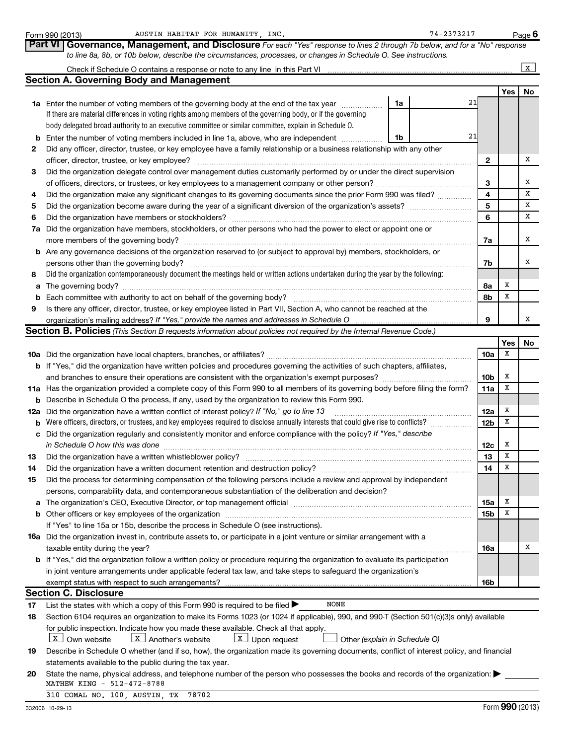Form 990 (2013) AUSTIN HABITAT FOR HUMANITY, INC. 74-2373217 Page 6

## Part VI Governance, Management, and Disclosure

*For each "Yes" response to lines 2 through 7b below, and for a "No" response to line 8a, 8b, or 10b below, describe the circumstances, processes, or changes in Schedule O. See instructions.*

Check if Schedule O contains a response or note to any line in this Part VI ..... X

### Section A. Governing Body and Management

| | | | | Yes | No |
|---|---|---|---|---|---|
| 1a | Enter the number of voting members of the governing body at the end of the tax year. If there are material differences in voting rights among members of the governing body, or if the governing body delegated broad authority to an executive committee or similar committee, explain in Schedule O. | 1a: 21 | | | |
| b | Enter the number of voting members included in line 1a, above, who are independent | 1b: 21 | | | |
| 2 | Did any officer, director, trustee, or key employee have a family relationship or a business relationship with any other officer, director, trustee, or key employee? | | 2 | | X |
| 3 | Did the organization delegate control over management duties customarily performed by or under the direct supervision of officers, directors, or trustees, or key employees to a management company or other person? | | 3 | | X |
| 4 | Did the organization make any significant changes to its governing documents since the prior Form 990 was filed? | | 4 | | X |
| 5 | Did the organization become aware during the year of a significant diversion of the organization's assets? | | 5 | | X |
| 6 | Did the organization have members or stockholders? | | 6 | | X |
| 7a | Did the organization have members, stockholders, or other persons who had the power to elect or appoint one or more members of the governing body? | | 7a | | X |
| b | Are any governance decisions of the organization reserved to (or subject to approval by) members, stockholders, or persons other than the governing body? | | 7b | | X |
| 8 | Did the organization contemporaneously document the meetings held or written actions undertaken during the year by the following: | | | | |
| a | The governing body? | | 8a | X | |
| b | Each committee with authority to act on behalf of the governing body? | | 8b | X | |
| 9 | Is there any officer, director, trustee, or key employee listed in Part VII, Section A, who cannot be reached at the organization's mailing address? *If "Yes," provide the names and addresses in Schedule O* | | 9 | | X |

### Section B. Policies *(This Section B requests information about policies not required by the Internal Revenue Code.)*

| | | | Yes | No |
|---|---|---|---|---|
| 10a | Did the organization have local chapters, branches, or affiliates? | 10a | X | |
| b | If "Yes," did the organization have written policies and procedures governing the activities of such chapters, affiliates, and branches to ensure their operations are consistent with the organization's exempt purposes? | 10b | X | |
| 11a | Has the organization provided a complete copy of this Form 990 to all members of its governing body before filing the form? | 11a | X | |
| b | Describe in Schedule O the process, if any, used by the organization to review this Form 990. | | | |
| 12a | Did the organization have a written conflict of interest policy? *If "No," go to line 13* | 12a | X | |
| b | Were officers, directors, or trustees, and key employees required to disclose annually interests that could give rise to conflicts? | 12b | X | |
| c | Did the organization regularly and consistently monitor and enforce compliance with the policy? *If "Yes," describe in Schedule O how this was done* | 12c | X | |
| 13 | Did the organization have a written whistleblower policy? | 13 | X | |
| 14 | Did the organization have a written document retention and destruction policy? | 14 | X | |
| 15 | Did the process for determining compensation of the following persons include a review and approval by independent persons, comparability data, and contemporaneous substantiation of the deliberation and decision? | | | |
| a | The organization's CEO, Executive Director, or top management official | 15a | X | |
| b | Other officers or key employees of the organization | 15b | X | |
| | If "Yes" to line 15a or 15b, describe the process in Schedule O (see instructions). | | | |
| 16a | Did the organization invest in, contribute assets to, or participate in a joint venture or similar arrangement with a taxable entity during the year? | 16a | | X |
| b | If "Yes," did the organization follow a written policy or procedure requiring the organization to evaluate its participation in joint venture arrangements under applicable federal tax law, and take steps to safeguard the organization's exempt status with respect to such arrangements? | 16b | | |

### Section C. Disclosure

17 List the states with which a copy of this Form 990 is required to be filed ▶ NONE

18 Section 6104 requires an organization to make its Forms 1023 (or 1024 if applicable), 990, and 990-T (Section 501(c)(3)s only) available for public inspection. Indicate how you made these available. Check all that apply.

[X] Own website [X] Another's website [X] Upon request [ ] Other *(explain in Schedule O)*

19 Describe in Schedule O whether (and if so, how), the organization made its governing documents, conflict of interest policy, and financial statements available to the public during the tax year.

20 State the name, physical address, and telephone number of the person who possesses the books and records of the organization: ▶

MATHEW KING - 512-472-8788
310 COMAL NO. 100, AUSTIN, TX 78702

332006 10-29-13 Form 990 (2013)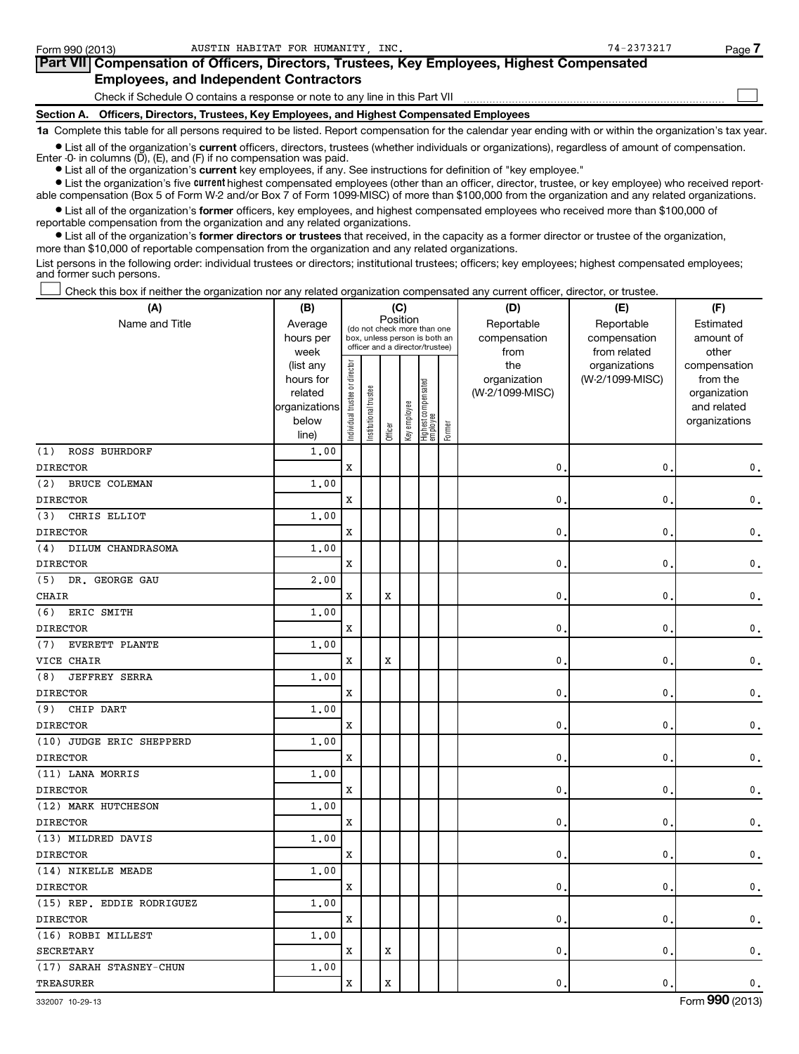Form 990 (2013) AUSTIN HABITAT FOR HUMANITY, INC. 74-2373217 Page 7

## Part VII Compensation of Officers, Directors, Trustees, Key Employees, Highest Compensated Employees, and Independent Contractors

Check if Schedule O contains a response or note to any line in this Part VII ☐

### Section A. Officers, Directors, Trustees, Key Employees, and Highest Compensated Employees

**1a** Complete this table for all persons required to be listed. Report compensation for the calendar year ending with or within the organization's tax year.

- List all of the organization's **current** officers, directors, trustees (whether individuals or organizations), regardless of amount of compensation. Enter -0- in columns (D), (E), and (F) if no compensation was paid.
- List all of the organization's **current** key employees, if any. See instructions for definition of "key employee."
- List the organization's five **current** highest compensated employees (other than an officer, director, trustee, or key employee) who received reportable compensation (Box 5 of Form W-2 and/or Box 7 of Form 1099-MISC) of more than $100,000 from the organization and any related organizations.
- List all of the organization's **former** officers, key employees, and highest compensated employees who received more than $100,000 of reportable compensation from the organization and any related organizations.
- List all of the organization's **former directors or trustees** that received, in the capacity as a former director or trustee of the organization, more than $10,000 of reportable compensation from the organization and any related organizations.

List persons in the following order: individual trustees or directors; institutional trustees; officers; key employees; highest compensated employees; and former such persons.

☐ Check this box if neither the organization nor any related organization compensated any current officer, director, or trustee.

| (A) Name and Title | (B) Average hours per week (list any hours for related organizations below line) | (C) Position: Individual trustee or director | Institutional trustee | Officer | Key employee | Highest compensated employee | Former | (D) Reportable compensation from the organization (W-2/1099-MISC) | (E) Reportable compensation from related organizations (W-2/1099-MISC) | (F) Estimated amount of other compensation from the organization and related organizations |
|---|---|---|---|---|---|---|---|---|---|---|
| (1) ROSS BUHRDORF<br>DIRECTOR | 1.00 | X | | | | | | 0. | 0. | 0. |
| (2) BRUCE COLEMAN<br>DIRECTOR | 1.00 | X | | | | | | 0. | 0. | 0. |
| (3) CHRIS ELLIOT<br>DIRECTOR | 1.00 | X | | | | | | 0. | 0. | 0. |
| (4) DILUM CHANDRASOMA<br>DIRECTOR | 1.00 | X | | | | | | 0. | 0. | 0. |
| (5) DR. GEORGE GAU<br>CHAIR | 2.00 | X | | X | | | | 0. | 0. | 0. |
| (6) ERIC SMITH<br>DIRECTOR | 1.00 | X | | | | | | 0. | 0. | 0. |
| (7) EVERETT PLANTE<br>VICE CHAIR | 1.00 | X | | X | | | | 0. | 0. | 0. |
| (8) JEFFREY SERRA<br>DIRECTOR | 1.00 | X | | | | | | 0. | 0. | 0. |
| (9) CHIP DART<br>DIRECTOR | 1.00 | X | | | | | | 0. | 0. | 0. |
| (10) JUDGE ERIC SHEPPERD<br>DIRECTOR | 1.00 | X | | | | | | 0. | 0. | 0. |
| (11) LANA MORRIS<br>DIRECTOR | 1.00 | X | | | | | | 0. | 0. | 0. |
| (12) MARK HUTCHESON<br>DIRECTOR | 1.00 | X | | | | | | 0. | 0. | 0. |
| (13) MILDRED DAVIS<br>DIRECTOR | 1.00 | X | | | | | | 0. | 0. | 0. |
| (14) NIKELLE MEADE<br>DIRECTOR | 1.00 | X | | | | | | 0. | 0. | 0. |
| (15) REP. EDDIE RODRIGUEZ<br>DIRECTOR | 1.00 | X | | | | | | 0. | 0. | 0. |
| (16) ROBBI MILLEST<br>SECRETARY | 1.00 | X | | X | | | | 0. | 0. | 0. |
| (17) SARAH STASNEY-CHUN<br>TREASURER | 1.00 | X | | X | | | | 0. | 0. | 0. |

332007 10-29-13 Form **990** (2013)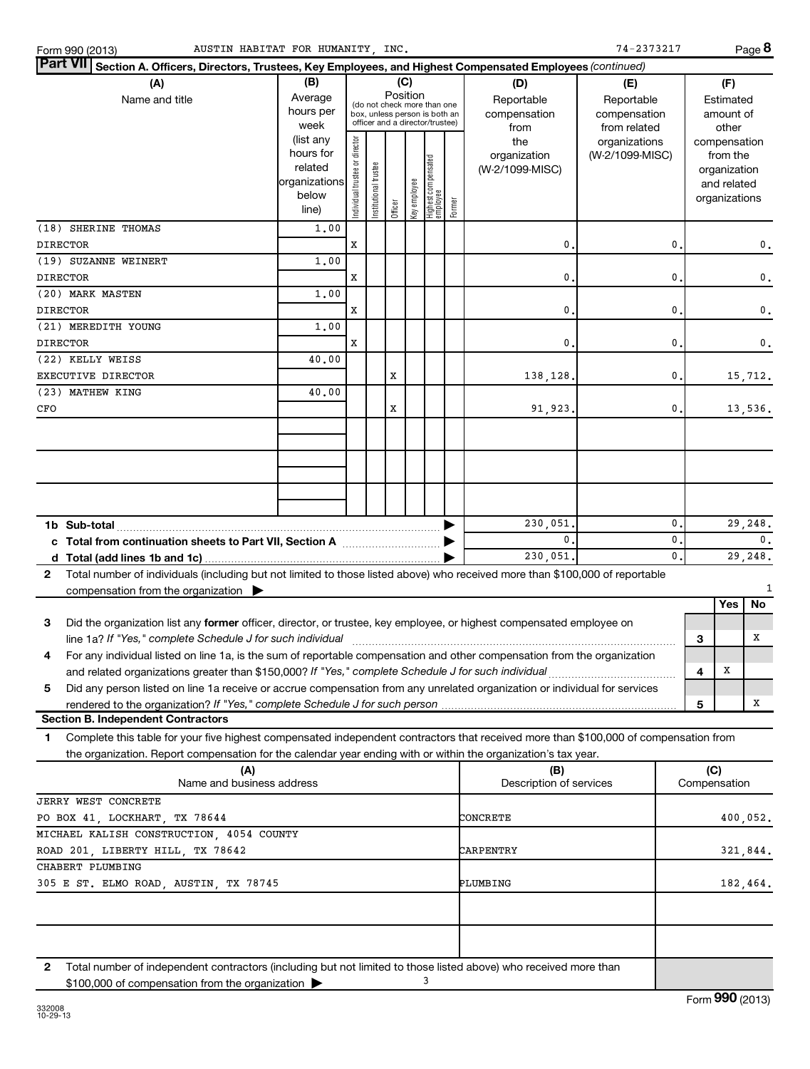Form 990 (2013) AUSTIN HABITAT FOR HUMANITY, INC. 74-2373217 Page 8

**Part VII Section A. Officers, Directors, Trustees, Key Employees, and Highest Compensated Employees** *(continued)*

| (A) Name and title | (B) Average hours per week (list any hours for related organizations below line) | (C) Position: Individual trustee or director | Institutional trustee | Officer | Key employee | Highest compensated employee | Former | (D) Reportable compensation from the organization (W-2/1099-MISC) | (E) Reportable compensation from related organizations (W-2/1099-MISC) | (F) Estimated amount of other compensation from the organization and related organizations |
|---|---|---|---|---|---|---|---|---|---|---|
| (18) SHERINE THOMAS<br>DIRECTOR | 1.00 | X | | | | | | 0. | 0. | 0. |
| (19) SUZANNE WEINERT<br>DIRECTOR | 1.00 | X | | | | | | 0. | 0. | 0. |
| (20) MARK MASTEN<br>DIRECTOR | 1.00 | X | | | | | | 0. | 0. | 0. |
| (21) MEREDITH YOUNG<br>DIRECTOR | 1.00 | X | | | | | | 0. | 0. | 0. |
| (22) KELLY WEISS<br>EXECUTIVE DIRECTOR | 40.00 | | | X | | | | 138,128. | 0. | 15,712. |
| (23) MATHEW KING<br>CFO | 40.00 | | | X | | | | 91,923. | 0. | 13,536. |
| | | | | | | | | | | |
| | | | | | | | | | | |
| | | | | | | | | | | |
| 1b Sub-total | | | | | | | | 230,051. | 0. | 29,248. |
| c Total from continuation sheets to Part VII, Section A | | | | | | | | 0. | 0. | 0. |
| d Total (add lines 1b and 1c) | | | | | | | | 230,051. | 0. | 29,248. |

2 Total number of individuals (including but not limited to those listed above) who received more than $100,000 of reportable compensation from the organization ▶ 1

| | | Yes | No |
|---|---|---|---|
| 3 Did the organization list any **former** officer, director, or trustee, key employee, or highest compensated employee on line 1a? *If "Yes," complete Schedule J for such individual* | 3 | | X |
| 4 For any individual listed on line 1a, is the sum of reportable compensation and other compensation from the organization and related organizations greater than $150,000? *If "Yes," complete Schedule J for such individual* | 4 | X | |
| 5 Did any person listed on line 1a receive or accrue compensation from any unrelated organization or individual for services rendered to the organization? *If "Yes," complete Schedule J for such person* | 5 | | X |

**Section B. Independent Contractors**

1 Complete this table for your five highest compensated independent contractors that received more than $100,000 of compensation from the organization. Report compensation for the calendar year ending with or within the organization's tax year.

| (A) Name and business address | (B) Description of services | (C) Compensation |
|---|---|---|
| JERRY WEST CONCRETE<br>PO BOX 41, LOCKHART, TX 78644 | CONCRETE | 400,052. |
| MICHAEL KALISH CONSTRUCTION, 4054 COUNTY ROAD 201, LIBERTY HILL, TX 78642 | CARPENTRY | 321,844. |
| CHABERT PLUMBING<br>305 E ST. ELMO ROAD, AUSTIN, TX 78745 | PLUMBING | 182,464. |
| | | |
| | | |

2 Total number of independent contractors (including but not limited to those listed above) who received more than $100,000 of compensation from the organization ▶ 3

Form **990** (2013)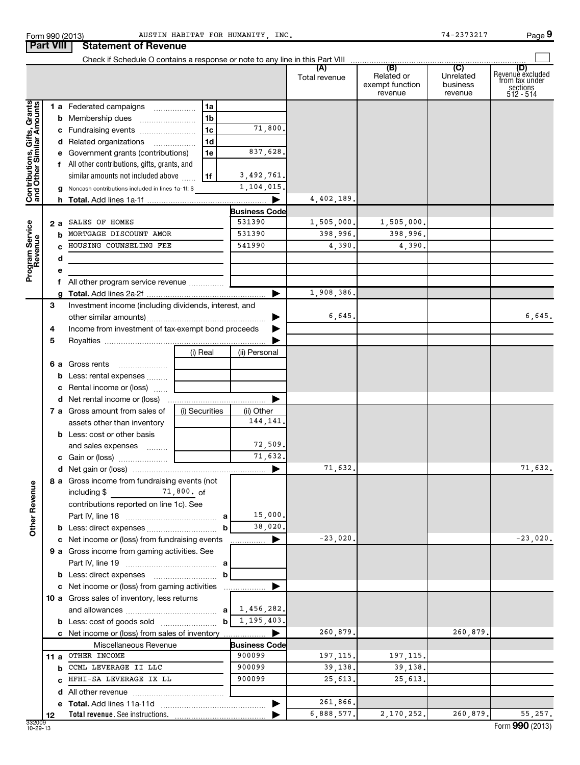Form 990 (2013) AUSTIN HABITAT FOR HUMANITY, INC. 74-2373217

## Part VIII Statement of Revenue

Check if Schedule O contains a response or note to any line in this Part VIII

| | | | | (A) Total revenue | (B) Related or exempt function revenue | (C) Unrelated business revenue | (D) Revenue excluded from tax under sections 512 - 514 |
|---|---|---|---|---|---|---|---|
| **Contributions, Gifts, Grants and Other Similar Amounts** | 1 a Federated campaigns | 1a | | | | | |
| | b Membership dues | 1b | | | | | |
| | c Fundraising events | 1c | 71,800. | | | | |
| | d Related organizations | 1d | | | | | |
| | e Government grants (contributions) | 1e | 837,628. | | | | |
| | f All other contributions, gifts, grants, and similar amounts not included above | 1f | 3,492,761. | | | | |
| | g Noncash contributions included in lines 1a-1f: $ | | 1,104,015. | | | | |
| | h Total. Add lines 1a-1f | | ▶ | 4,402,189. | | | |
| **Program Service Revenue** | | | Business Code | | | | |
| | 2 a SALES OF HOMES | | 531390 | 1,505,000. | 1,505,000. | | |
| | b MORTGAGE DISCOUNT AMOR | | 531390 | 398,996. | 398,996. | | |
| | c HOUSING COUNSELING FEE | | 541990 | 4,390. | 4,390. | | |
| | d | | | | | | |
| | e | | | | | | |
| | f All other program service revenue | | | | | | |
| | g Total. Add lines 2a-2f | | ▶ | 1,908,386. | | | |
| | 3 Investment income (including dividends, interest, and other similar amounts) | | ▶ | 6,645. | | | 6,645. |
| | 4 Income from investment of tax-exempt bond proceeds | | ▶ | | | | |
| | 5 Royalties | | ▶ | | | | |
| | | (i) Real | (ii) Personal | | | | |
| | 6 a Gross rents | | | | | | |
| | b Less: rental expenses | | | | | | |
| | c Rental income or (loss) | | | | | | |
| | d Net rental income or (loss) | | ▶ | | | | |
| | | (i) Securities | (ii) Other | | | | |
| | 7 a Gross amount from sales of assets other than inventory | | 144,141. | | | | |
| | b Less: cost or other basis and sales expenses | | 72,509. | | | | |
| | c Gain or (loss) | | 71,632. | | | | |
| | d Net gain or (loss) | | ▶ | 71,632. | | | 71,632. |
| **Other Revenue** | 8 a Gross income from fundraising events (not including $ 71,800. of contributions reported on line 1c). See Part IV, line 18 | a | 15,000. | | | | |
| | b Less: direct expenses | b | 38,020. | | | | |
| | c Net income or (loss) from fundraising events | | ▶ | -23,020. | | | -23,020. |
| | 9 a Gross income from gaming activities. See Part IV, line 19 | a | | | | | |
| | b Less: direct expenses | b | | | | | |
| | c Net income or (loss) from gaming activities | | ▶ | | | | |
| | 10 a Gross sales of inventory, less returns and allowances | a | 1,456,282. | | | | |
| | b Less: cost of goods sold | b | 1,195,403. | | | | |
| | c Net income or (loss) from sales of inventory | | ▶ | 260,879. | | 260,879. | |
| | Miscellaneous Revenue | | Business Code | | | | |
| | 11 a OTHER INCOME | | 900099 | 197,115. | 197,115. | | |
| | b CCML LEVERAGE II LLC | | 900099 | 39,138. | 39,138. | | |
| | c HFHI-SA LEVERAGE IX LL | | 900099 | 25,613. | 25,613. | | |
| | d All other revenue | | | | | | |
| | e Total. Add lines 11a-11d | | ▶ | 261,866. | | | |
| | 12 Total revenue. See instructions. | | ▶ | 6,888,577. | 2,170,252. | 260,879. | 55,257. |

332009 10-29-13

Form **990** (2013)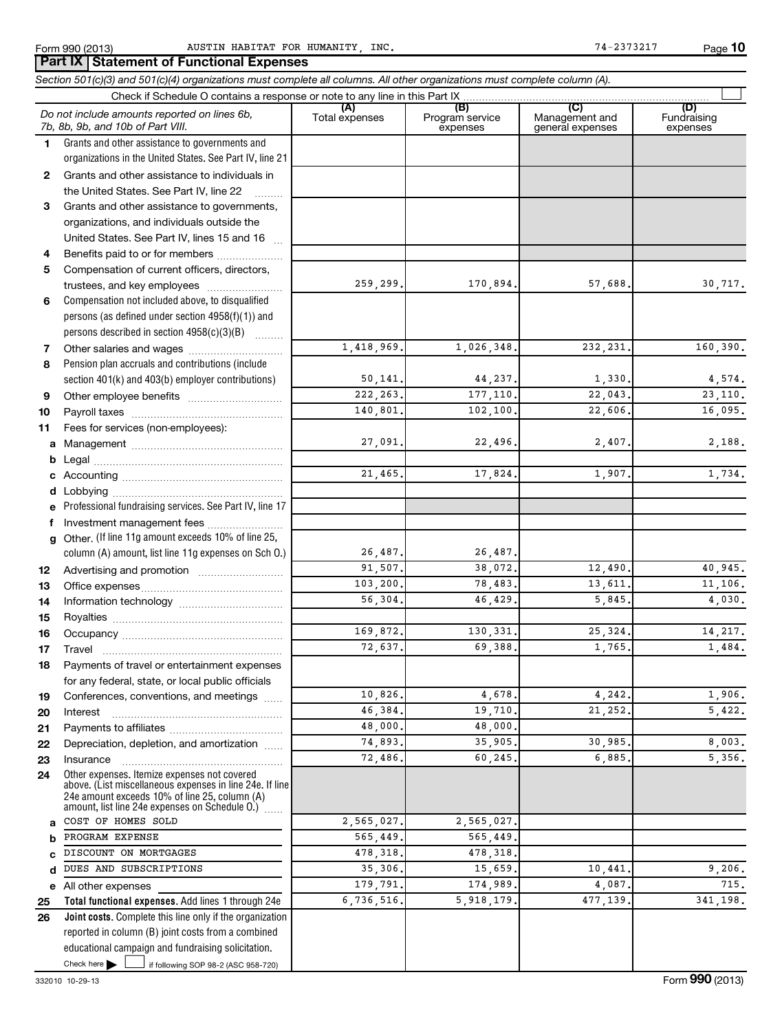Form 990 (2013) AUSTIN HABITAT FOR HUMANITY, INC. 74-2373217

## Part IX Statement of Functional Expenses

*Section 501(c)(3) and 501(c)(4) organizations must complete all columns. All other organizations must complete column (A).*

Check if Schedule O contains a response or note to any line in this Part IX

| | *Do not include amounts reported on lines 6b, 7b, 8b, 9b, and 10b of Part VIII.* | (A) Total expenses | (B) Program service expenses | (C) Management and general expenses | (D) Fundraising expenses |
|---|---|---|---|---|---|
| 1 | Grants and other assistance to governments and organizations in the United States. See Part IV, line 21 | | | | |
| 2 | Grants and other assistance to individuals in the United States. See Part IV, line 22 | | | | |
| 3 | Grants and other assistance to governments, organizations, and individuals outside the United States. See Part IV, lines 15 and 16 | | | | |
| 4 | Benefits paid to or for members | | | | |
| 5 | Compensation of current officers, directors, trustees, and key employees | 259,299. | 170,894. | 57,688. | 30,717. |
| 6 | Compensation not included above, to disqualified persons (as defined under section 4958(f)(1)) and persons described in section 4958(c)(3)(B) | | | | |
| 7 | Other salaries and wages | 1,418,969. | 1,026,348. | 232,231. | 160,390. |
| 8 | Pension plan accruals and contributions (include section 401(k) and 403(b) employer contributions) | 50,141. | 44,237. | 1,330. | 4,574. |
| 9 | Other employee benefits | 222,263. | 177,110. | 22,043. | 23,110. |
| 10 | Payroll taxes | 140,801. | 102,100. | 22,606. | 16,095. |
| 11 | Fees for services (non-employees): | | | | |
| a | Management | 27,091. | 22,496. | 2,407. | 2,188. |
| b | Legal | | | | |
| c | Accounting | 21,465. | 17,824. | 1,907. | 1,734. |
| d | Lobbying | | | | |
| e | Professional fundraising services. See Part IV, line 17 | | | | |
| f | Investment management fees | | | | |
| g | Other. (If line 11g amount exceeds 10% of line 25, column (A) amount, list line 11g expenses on Sch O.) | 26,487. | 26,487. | | |
| 12 | Advertising and promotion | 91,507. | 38,072. | 12,490. | 40,945. |
| 13 | Office expenses | 103,200. | 78,483. | 13,611. | 11,106. |
| 14 | Information technology | 56,304. | 46,429. | 5,845. | 4,030. |
| 15 | Royalties | | | | |
| 16 | Occupancy | 169,872. | 130,331. | 25,324. | 14,217. |
| 17 | Travel | 72,637. | 69,388. | 1,765. | 1,484. |
| 18 | Payments of travel or entertainment expenses for any federal, state, or local public officials | | | | |
| 19 | Conferences, conventions, and meetings | 10,826. | 4,678. | 4,242. | 1,906. |
| 20 | Interest | 46,384. | 19,710. | 21,252. | 5,422. |
| 21 | Payments to affiliates | 48,000. | 48,000. | | |
| 22 | Depreciation, depletion, and amortization | 74,893. | 35,905. | 30,985. | 8,003. |
| 23 | Insurance | 72,486. | 60,245. | 6,885. | 5,356. |
| 24 | Other expenses. Itemize expenses not covered above. (List miscellaneous expenses in line 24e. If line 24e amount exceeds 10% of line 25, column (A) amount, list line 24e expenses on Schedule O.) | | | | |
| a | COST OF HOMES SOLD | 2,565,027. | 2,565,027. | | |
| b | PROGRAM EXPENSE | 565,449. | 565,449. | | |
| c | DISCOUNT ON MORTGAGES | 478,318. | 478,318. | | |
| d | DUES AND SUBSCRIPTIONS | 35,306. | 15,659. | 10,441. | 9,206. |
| e | All other expenses | 179,791. | 174,989. | 4,087. | 715. |
| 25 | **Total functional expenses.** Add lines 1 through 24e | 6,736,516. | 5,918,179. | 477,139. | 341,198. |
| 26 | **Joint costs.** Complete this line only if the organization reported in column (B) joint costs from a combined educational campaign and fundraising solicitation. Check here ☐ if following SOP 98-2 (ASC 958-720) | | | | |

332010 10-29-13

Form **990** (2013)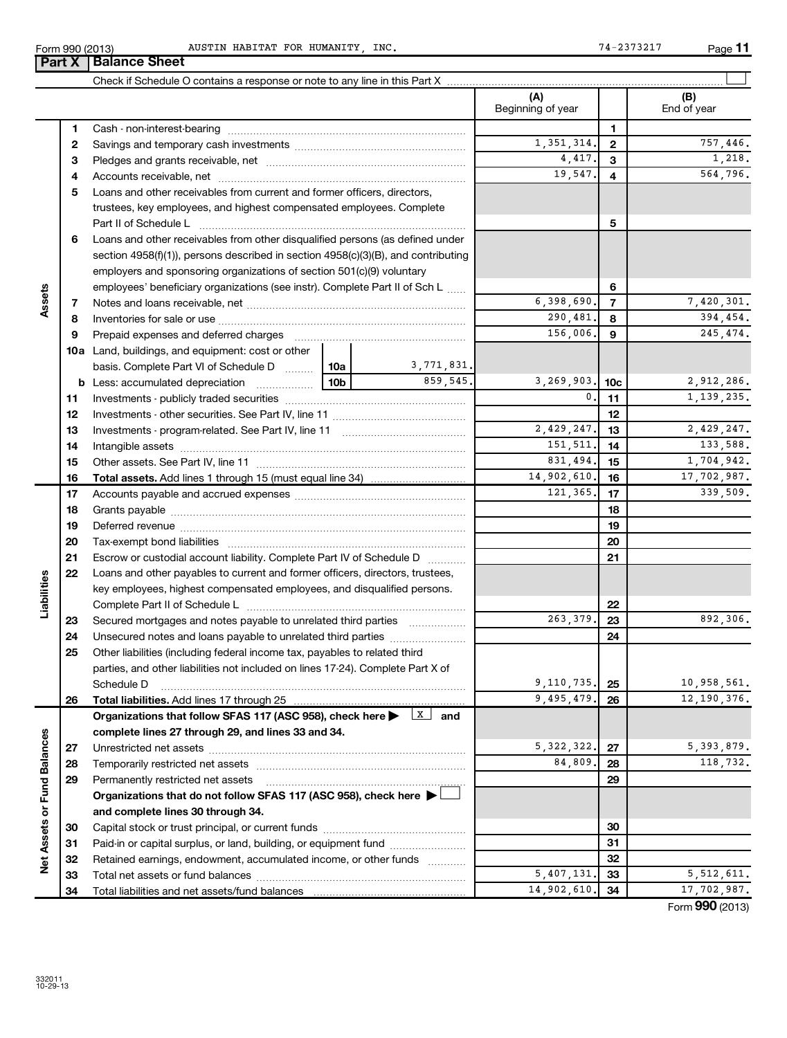Form 990 (2013) AUSTIN HABITAT FOR HUMANITY, INC. 74-2373217

## Part X Balance Sheet

Check if Schedule O contains a response or note to any line in this Part X

| | | | | (A) Beginning of year | | (B) End of year |
|---|---|---|---|---|---|---|
| **Assets** | 1 | Cash - non-interest-bearing | | | 1 | |
| | 2 | Savings and temporary cash investments | | 1,351,314. | 2 | 757,446. |
| | 3 | Pledges and grants receivable, net | | 4,417. | 3 | 1,218. |
| | 4 | Accounts receivable, net | | 19,547. | 4 | 564,796. |
| | 5 | Loans and other receivables from current and former officers, directors, trustees, key employees, and highest compensated employees. Complete Part II of Schedule L | | | 5 | |
| | 6 | Loans and other receivables from other disqualified persons (as defined under section 4958(f)(1)), persons described in section 4958(c)(3)(B), and contributing employers and sponsoring organizations of section 501(c)(9) voluntary employees' beneficiary organizations (see instr). Complete Part II of Sch L | | | 6 | |
| | 7 | Notes and loans receivable, net | | 6,398,690. | 7 | 7,420,301. |
| | 8 | Inventories for sale or use | | 290,481. | 8 | 394,454. |
| | 9 | Prepaid expenses and deferred charges | | 156,006. | 9 | 245,474. |
| | 10a | Land, buildings, and equipment: cost or other basis. Complete Part VI of Schedule D | 10a 3,771,831. | | | |
| | b | Less: accumulated depreciation | 10b 859,545. | 3,269,903. | 10c | 2,912,286. |
| | 11 | Investments - publicly traded securities | | 0. | 11 | 1,139,235. |
| | 12 | Investments - other securities. See Part IV, line 11 | | | 12 | |
| | 13 | Investments - program-related. See Part IV, line 11 | | 2,429,247. | 13 | 2,429,247. |
| | 14 | Intangible assets | | 151,511. | 14 | 133,588. |
| | 15 | Other assets. See Part IV, line 11 | | 831,494. | 15 | 1,704,942. |
| | 16 | **Total assets.** Add lines 1 through 15 (must equal line 34) | | 14,902,610. | 16 | 17,702,987. |
| **Liabilities** | 17 | Accounts payable and accrued expenses | | 121,365. | 17 | 339,509. |
| | 18 | Grants payable | | | 18 | |
| | 19 | Deferred revenue | | | 19 | |
| | 20 | Tax-exempt bond liabilities | | | 20 | |
| | 21 | Escrow or custodial account liability. Complete Part IV of Schedule D | | | 21 | |
| | 22 | Loans and other payables to current and former officers, directors, trustees, key employees, highest compensated employees, and disqualified persons. Complete Part II of Schedule L | | | 22 | |
| | 23 | Secured mortgages and notes payable to unrelated third parties | | 263,379. | 23 | 892,306. |
| | 24 | Unsecured notes and loans payable to unrelated third parties | | | 24 | |
| | 25 | Other liabilities (including federal income tax, payables to related third parties, and other liabilities not included on lines 17-24). Complete Part X of Schedule D | | 9,110,735. | 25 | 10,958,561. |
| | 26 | **Total liabilities.** Add lines 17 through 25 | | 9,495,479. | 26 | 12,190,376. |
| **Net Assets or Fund Balances** | | **Organizations that follow SFAS 117 (ASC 958), check here ▶ [X] and complete lines 27 through 29, and lines 33 and 34.** | | | | |
| | 27 | Unrestricted net assets | | 5,322,322. | 27 | 5,393,879. |
| | 28 | Temporarily restricted net assets | | 84,809. | 28 | 118,732. |
| | 29 | Permanently restricted net assets | | | 29 | |
| | | **Organizations that do not follow SFAS 117 (ASC 958), check here ▶ [ ] and complete lines 30 through 34.** | | | | |
| | 30 | Capital stock or trust principal, or current funds | | | 30 | |
| | 31 | Paid-in or capital surplus, or land, building, or equipment fund | | | 31 | |
| | 32 | Retained earnings, endowment, accumulated income, or other funds | | | 32 | |
| | 33 | Total net assets or fund balances | | 5,407,131. | 33 | 5,512,611. |
| | 34 | Total liabilities and net assets/fund balances | | 14,902,610. | 34 | 17,702,987. |

Form **990** (2013)

332011 10-29-13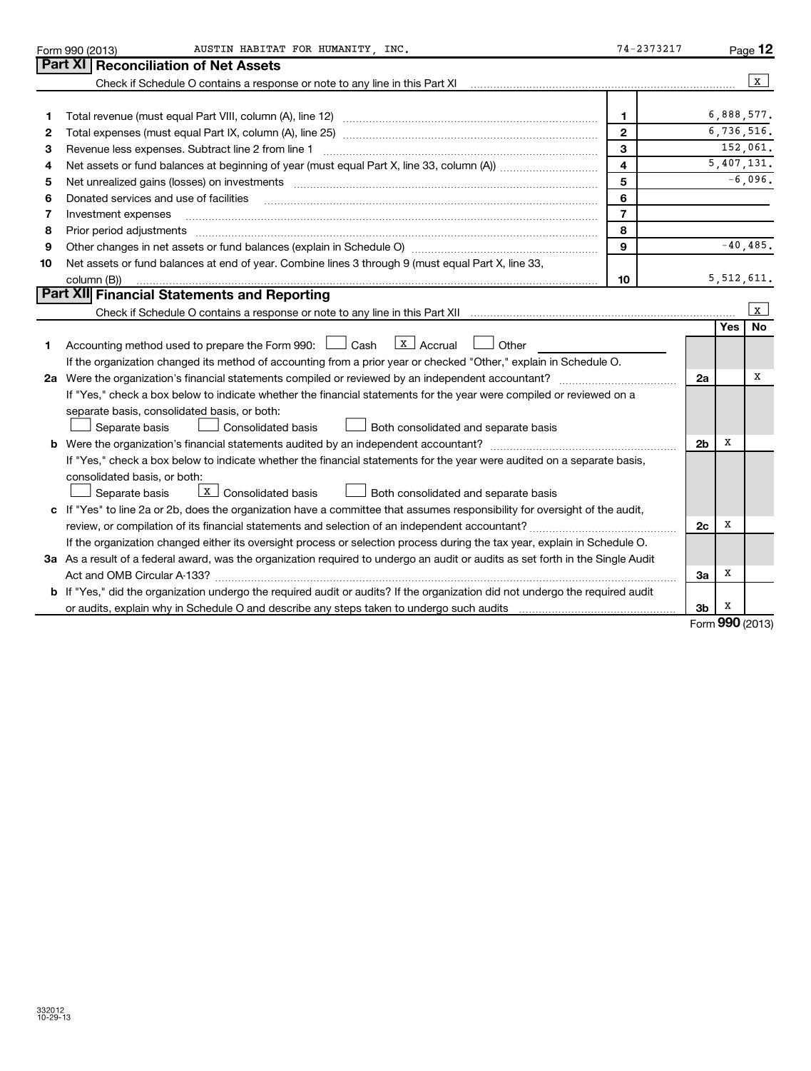Form 990 (2013) AUSTIN HABITAT FOR HUMANITY, INC. 74-2373217

## Part XI Reconciliation of Net Assets

Check if Schedule O contains a response or note to any line in this Part XI [X]

| | | | |
|---|---|---|---|
| 1 | Total revenue (must equal Part VIII, column (A), line 12) | 1 | 6,888,577. |
| 2 | Total expenses (must equal Part IX, column (A), line 25) | 2 | 6,736,516. |
| 3 | Revenue less expenses. Subtract line 2 from line 1 | 3 | 152,061. |
| 4 | Net assets or fund balances at beginning of year (must equal Part X, line 33, column (A)) | 4 | 5,407,131. |
| 5 | Net unrealized gains (losses) on investments | 5 | -6,096. |
| 6 | Donated services and use of facilities | 6 | |
| 7 | Investment expenses | 7 | |
| 8 | Prior period adjustments | 8 | |
| 9 | Other changes in net assets or fund balances (explain in Schedule O) | 9 | -40,485. |
| 10 | Net assets or fund balances at end of year. Combine lines 3 through 9 (must equal Part X, line 33, column (B)) | 10 | 5,512,611. |

## Part XII Financial Statements and Reporting

Check if Schedule O contains a response or note to any line in this Part XII [X]

| | | | Yes | No |
|---|---|---|---|---|
| 1 | Accounting method used to prepare the Form 990: [ ] Cash [X] Accrual [ ] Other<br>If the organization changed its method of accounting from a prior year or checked "Other," explain in Schedule O. | | | |
| 2a | Were the organization's financial statements compiled or reviewed by an independent accountant?<br>If "Yes," check a box below to indicate whether the financial statements for the year were compiled or reviewed on a separate basis, consolidated basis, or both:<br>[ ] Separate basis [ ] Consolidated basis [ ] Both consolidated and separate basis | 2a | | X |
| b | Were the organization's financial statements audited by an independent accountant?<br>If "Yes," check a box below to indicate whether the financial statements for the year were audited on a separate basis, consolidated basis, or both:<br>[ ] Separate basis [X] Consolidated basis [ ] Both consolidated and separate basis | 2b | X | |
| c | If "Yes" to line 2a or 2b, does the organization have a committee that assumes responsibility for oversight of the audit, review, or compilation of its financial statements and selection of an independent accountant?<br>If the organization changed either its oversight process or selection process during the tax year, explain in Schedule O. | 2c | X | |
| 3a | As a result of a federal award, was the organization required to undergo an audit or audits as set forth in the Single Audit Act and OMB Circular A-133? | 3a | X | |
| b | If "Yes," did the organization undergo the required audit or audits? If the organization did not undergo the required audit or audits, explain why in Schedule O and describe any steps taken to undergo such audits | 3b | X | |

Form **990** (2013)

332012
10-29-13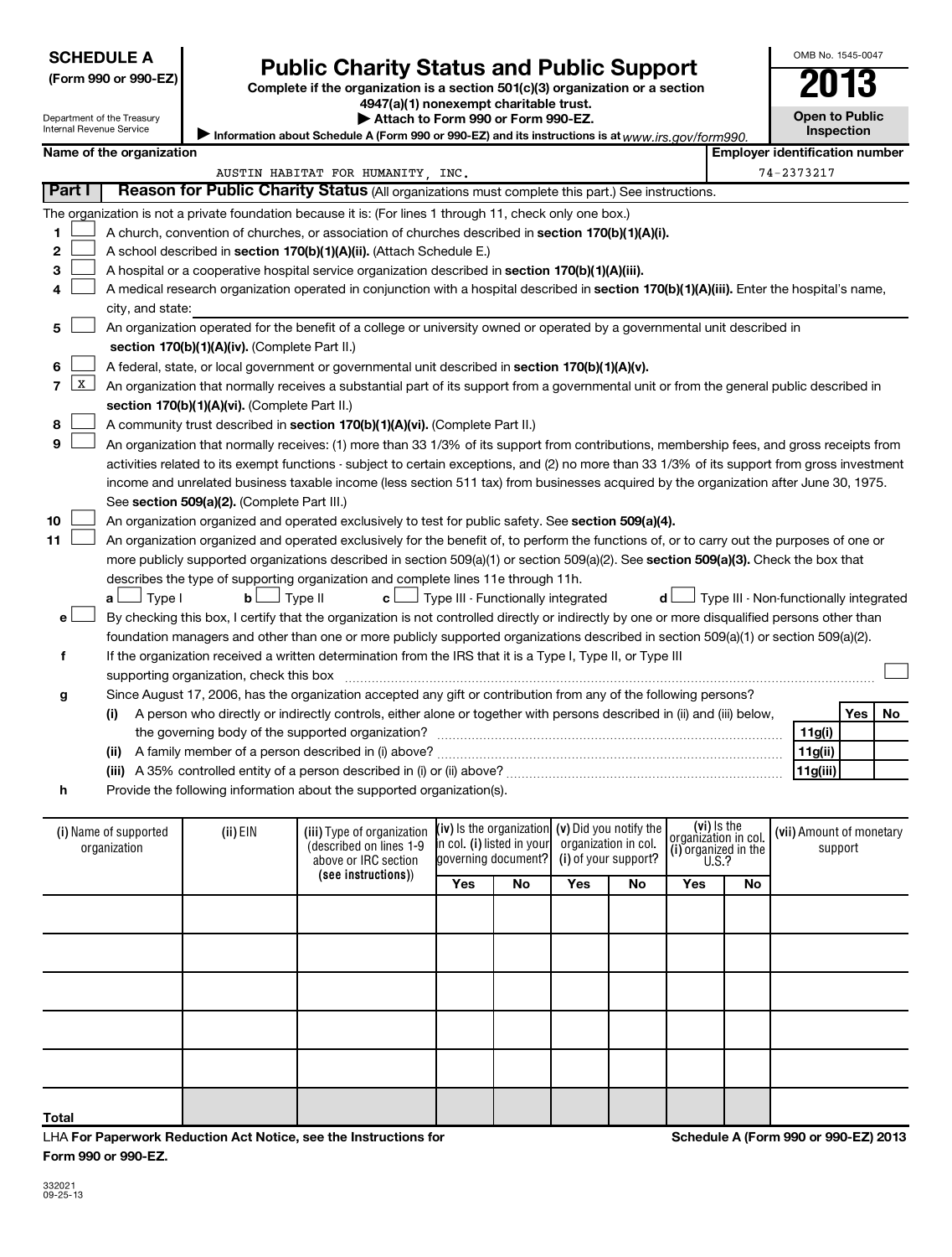**SCHEDULE A**
**(Form 990 or 990-EZ)**

Department of the Treasury
Internal Revenue Service

# Public Charity Status and Public Support

**Complete if the organization is a section 501(c)(3) organization or a section 4947(a)(1) nonexempt charitable trust.**
**▶ Attach to Form 990 or Form 990-EZ.**
**▶ Information about Schedule A (Form 990 or 990-EZ) and its instructions is at** *www.irs.gov/form990.*

OMB No. 1545-0047
**2013**
**Open to Public Inspection**

| Name of the organization | Employer identification number |
|---|---|
| AUSTIN HABITAT FOR HUMANITY, INC. | 74-2373217 |

## Part I Reason for Public Charity Status (All organizations must complete this part.) See instructions.

The organization is not a private foundation because it is: (For lines 1 through 11, check only one box.)

1. ☐ A church, convention of churches, or association of churches described in **section 170(b)(1)(A)(i).**
2. ☐ A school described in **section 170(b)(1)(A)(ii).** (Attach Schedule E.)
3. ☐ A hospital or a cooperative hospital service organization described in **section 170(b)(1)(A)(iii).**
4. ☐ A medical research organization operated in conjunction with a hospital described in **section 170(b)(1)(A)(iii).** Enter the hospital's name, city, and state:
5. ☐ An organization operated for the benefit of a college or university owned or operated by a governmental unit described in **section 170(b)(1)(A)(iv).** (Complete Part II.)
6. ☐ A federal, state, or local government or governmental unit described in **section 170(b)(1)(A)(v).**
7. ☒ An organization that normally receives a substantial part of its support from a governmental unit or from the general public described in **section 170(b)(1)(A)(vi).** (Complete Part II.)
8. ☐ A community trust described in **section 170(b)(1)(A)(vi).** (Complete Part II.)
9. ☐ An organization that normally receives: (1) more than 33 1/3% of its support from contributions, membership fees, and gross receipts from activities related to its exempt functions - subject to certain exceptions, and (2) no more than 33 1/3% of its support from gross investment income and unrelated business taxable income (less section 511 tax) from businesses acquired by the organization after June 30, 1975. See **section 509(a)(2).** (Complete Part III.)
10. ☐ An organization organized and operated exclusively to test for public safety. See **section 509(a)(4).**
11. ☐ An organization organized and operated exclusively for the benefit of, to perform the functions of, or to carry out the purposes of one or more publicly supported organizations described in section 509(a)(1) or section 509(a)(2). See **section 509(a)(3).** Check the box that describes the type of supporting organization and complete lines 11e through 11h.
    **a** ☐ Type I **b** ☐ Type II **c** ☐ Type III - Functionally integrated **d** ☐ Type III - Non-functionally integrated

**e** ☐ By checking this box, I certify that the organization is not controlled directly or indirectly by one or more disqualified persons other than foundation managers and other than one or more publicly supported organizations described in section 509(a)(1) or section 509(a)(2).

**f** If the organization received a written determination from the IRS that it is a Type I, Type II, or Type III supporting organization, check this box ☐

**g** Since August 17, 2006, has the organization accepted any gift or contribution from any of the following persons?

| | | Yes | No |
|---|---|---|---|
| **(i)** A person who directly or indirectly controls, either alone or together with persons described in (ii) and (iii) below, the governing body of the supported organization? | **11g(i)** | | |
| **(ii)** A family member of a person described in (i) above? | **11g(ii)** | | |
| **(iii)** A 35% controlled entity of a person described in (i) or (ii) above? | **11g(iii)** | | |

**h** Provide the following information about the supported organization(s).

| (i) Name of supported organization | (ii) EIN | (iii) Type of organization (described on lines 1-9 above or IRC section (see instructions)) | (iv) Is the organization in col. (i) listed in your governing document? | | (v) Did you notify the organization in col. (i) of your support? | | (vi) Is the organization in col. (i) organized in the U.S.? | | (vii) Amount of monetary support |
|---|---|---|---|---|---|---|---|---|---|
| | | | Yes | No | Yes | No | Yes | No | |
| | | | | | | | | | |
| | | | | | | | | | |
| | | | | | | | | | |
| | | | | | | | | | |
| | | | | | | | | | |
| **Total** | | | | | | | | | |

LHA **For Paperwork Reduction Act Notice, see the Instructions for Form 990 or 990-EZ.** **Schedule A (Form 990 or 990-EZ) 2013**

332021
09-25-13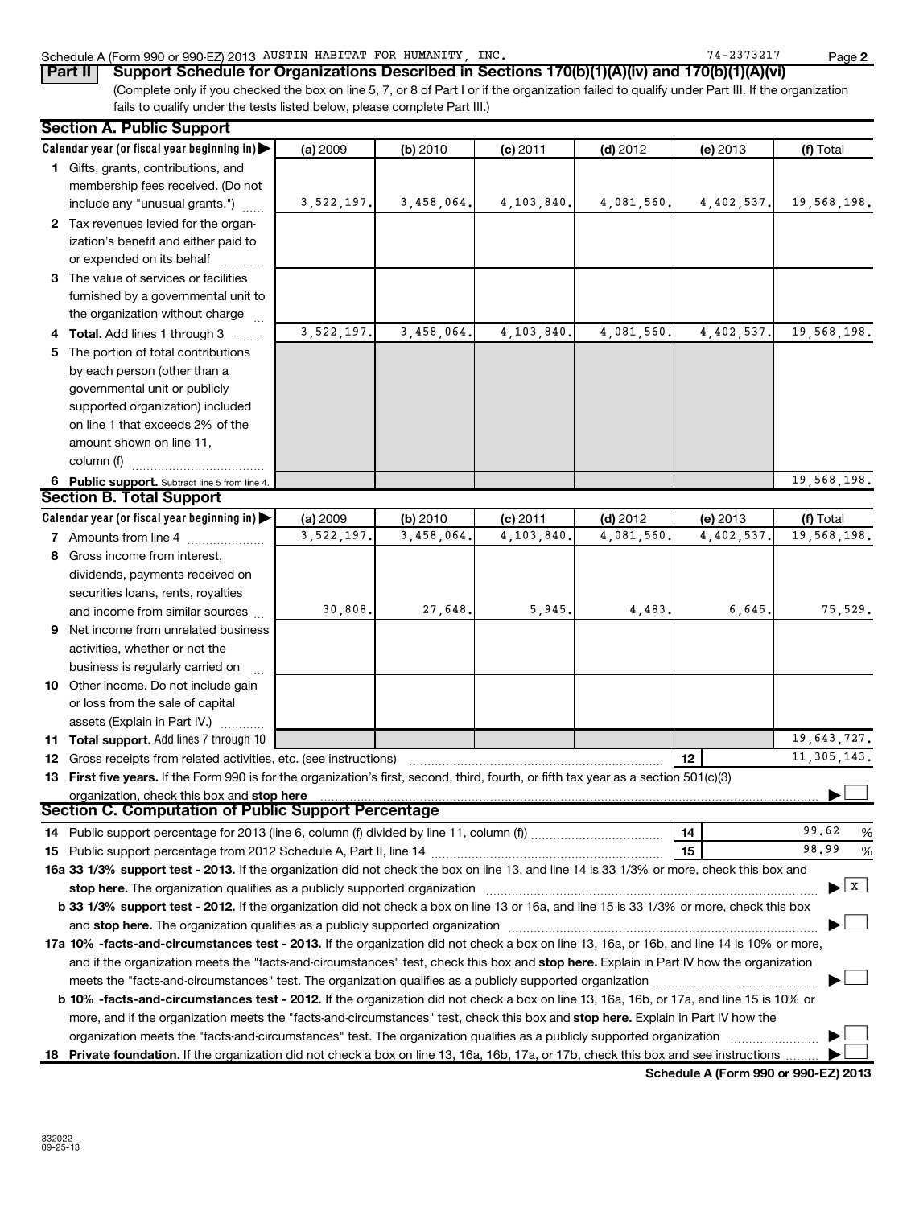Schedule A (Form 990 or 990-EZ) 2013 AUSTIN HABITAT FOR HUMANITY, INC. 74-2373217

**Part II** **Support Schedule for Organizations Described in Sections 170(b)(1)(A)(iv) and 170(b)(1)(A)(vi)**

(Complete only if you checked the box on line 5, 7, or 8 of Part I or if the organization failed to qualify under Part III. If the organization fails to qualify under the tests listed below, please complete Part III.)

## Section A. Public Support

| Calendar year (or fiscal year beginning in) | (a) 2009 | (b) 2010 | (c) 2011 | (d) 2012 | (e) 2013 | (f) Total |
|---|---|---|---|---|---|---|
| 1 Gifts, grants, contributions, and membership fees received. (Do not include any "unusual grants.") | 3,522,197. | 3,458,064. | 4,103,840. | 4,081,560. | 4,402,537. | 19,568,198. |
| 2 Tax revenues levied for the organization's benefit and either paid to or expended on its behalf | | | | | | |
| 3 The value of services or facilities furnished by a governmental unit to the organization without charge | | | | | | |
| 4 **Total.** Add lines 1 through 3 | 3,522,197. | 3,458,064. | 4,103,840. | 4,081,560. | 4,402,537. | 19,568,198. |
| 5 The portion of total contributions by each person (other than a governmental unit or publicly supported organization) included on line 1 that exceeds 2% of the amount shown on line 11, column (f) | | | | | | |
| 6 **Public support.** Subtract line 5 from line 4. | | | | | | 19,568,198. |

## Section B. Total Support

| Calendar year (or fiscal year beginning in) | (a) 2009 | (b) 2010 | (c) 2011 | (d) 2012 | (e) 2013 | (f) Total |
|---|---|---|---|---|---|---|
| 7 Amounts from line 4 | 3,522,197. | 3,458,064. | 4,103,840. | 4,081,560. | 4,402,537. | 19,568,198. |
| 8 Gross income from interest, dividends, payments received on securities loans, rents, royalties and income from similar sources | 30,808. | 27,648. | 5,945. | 4,483. | 6,645. | 75,529. |
| 9 Net income from unrelated business activities, whether or not the business is regularly carried on | | | | | | |
| 10 Other income. Do not include gain or loss from the sale of capital assets (Explain in Part IV.) | | | | | | |
| 11 **Total support.** Add lines 7 through 10 | | | | | | 19,643,727. |

12 Gross receipts from related activities, etc. (see instructions) — **12** 11,305,143.

13 **First five years.** If the Form 990 is for the organization's first, second, third, fourth, or fifth tax year as a section 501(c)(3) organization, check this box and **stop here** ☐

## Section C. Computation of Public Support Percentage

14 Public support percentage for 2013 (line 6, column (f) divided by line 11, column (f)) — **14** 99.62 %

15 Public support percentage from 2012 Schedule A, Part II, line 14 — **15** 98.99 %

**16a 33 1/3% support test - 2013.** If the organization did not check the box on line 13, and line 14 is 33 1/3% or more, check this box and **stop here.** The organization qualifies as a publicly supported organization ☒

**b 33 1/3% support test - 2012.** If the organization did not check a box on line 13 or 16a, and line 15 is 33 1/3% or more, check this box and **stop here.** The organization qualifies as a publicly supported organization ☐

**17a 10% -facts-and-circumstances test - 2013.** If the organization did not check a box on line 13, 16a, or 16b, and line 14 is 10% or more, and if the organization meets the "facts-and-circumstances" test, check this box and **stop here.** Explain in Part IV how the organization meets the "facts-and-circumstances" test. The organization qualifies as a publicly supported organization ☐

**b 10% -facts-and-circumstances test - 2012.** If the organization did not check a box on line 13, 16a, 16b, or 17a, and line 15 is 10% or more, and if the organization meets the "facts-and-circumstances" test, check this box and **stop here.** Explain in Part IV how the organization meets the "facts-and-circumstances" test. The organization qualifies as a publicly supported organization ☐

**18 Private foundation.** If the organization did not check a box on line 13, 16a, 16b, 17a, or 17b, check this box and see instructions ☐

**Schedule A (Form 990 or 990-EZ) 2013**

332022
09-25-13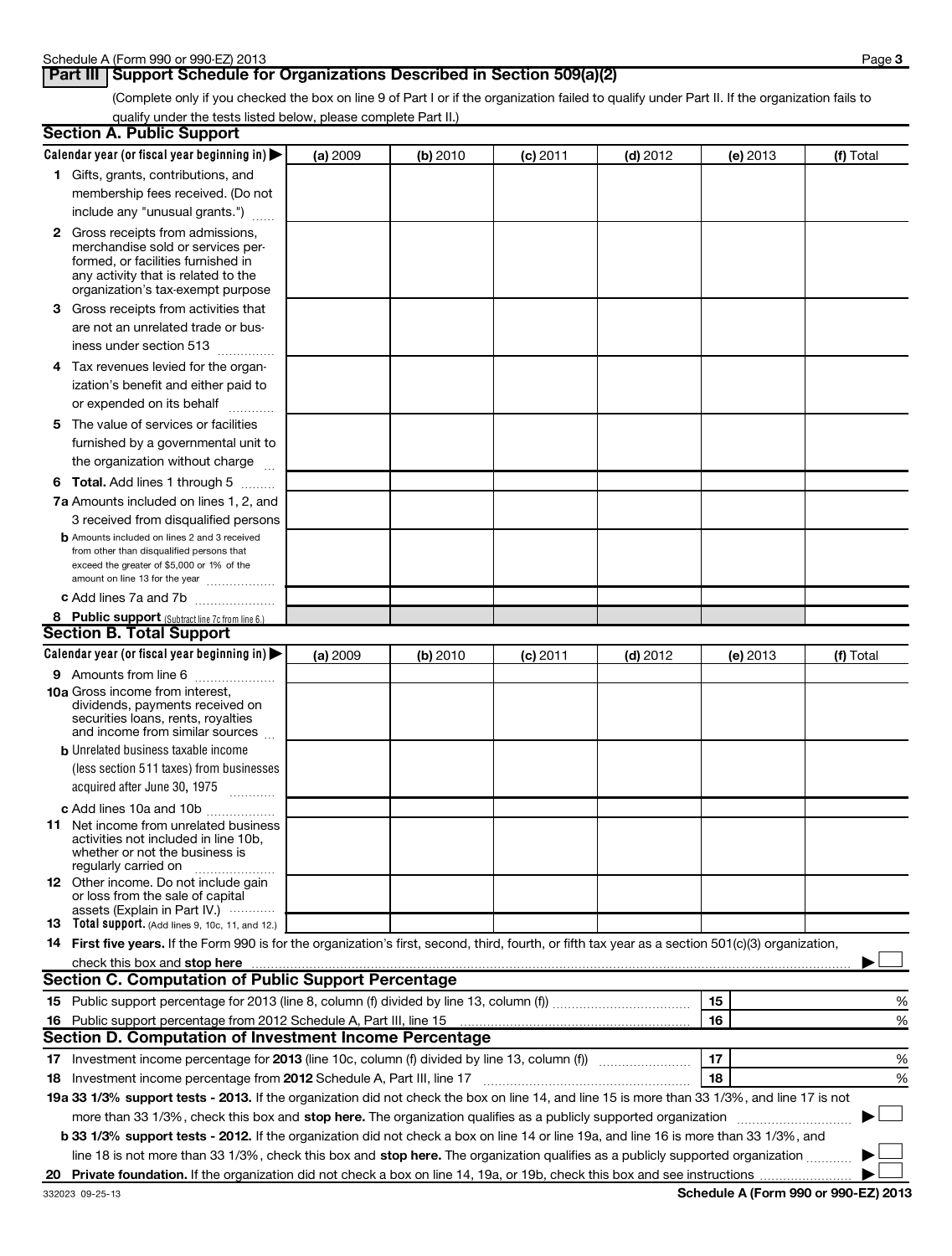## Part III Support Schedule for Organizations Described in Section 509(a)(2)

(Complete only if you checked the box on line 9 of Part I or if the organization failed to qualify under Part II. If the organization fails to qualify under the tests listed below, please complete Part II.)

### Section A. Public Support

| Calendar year (or fiscal year beginning in) ▶ | (a) 2009 | (b) 2010 | (c) 2011 | (d) 2012 | (e) 2013 | (f) Total |
|---|---|---|---|---|---|---|
| 1 Gifts, grants, contributions, and membership fees received. (Do not include any "unusual grants.") | | | | | | |
| 2 Gross receipts from admissions, merchandise sold or services performed, or facilities furnished in any activity that is related to the organization's tax-exempt purpose | | | | | | |
| 3 Gross receipts from activities that are not an unrelated trade or business under section 513 | | | | | | |
| 4 Tax revenues levied for the organization's benefit and either paid to or expended on its behalf | | | | | | |
| 5 The value of services or facilities furnished by a governmental unit to the organization without charge | | | | | | |
| 6 **Total.** Add lines 1 through 5 | | | | | | |
| 7a Amounts included on lines 1, 2, and 3 received from disqualified persons | | | | | | |
| b Amounts included on lines 2 and 3 received from other than disqualified persons that exceed the greater of $5,000 or 1% of the amount on line 13 for the year | | | | | | |
| c Add lines 7a and 7b | | | | | | |
| 8 **Public support** (Subtract line 7c from line 6.) | | | | | | |

### Section B. Total Support

| Calendar year (or fiscal year beginning in) ▶ | (a) 2009 | (b) 2010 | (c) 2011 | (d) 2012 | (e) 2013 | (f) Total |
|---|---|---|---|---|---|---|
| 9 Amounts from line 6 | | | | | | |
| 10a Gross income from interest, dividends, payments received on securities loans, rents, royalties and income from similar sources | | | | | | |
| b Unrelated business taxable income (less section 511 taxes) from businesses acquired after June 30, 1975 | | | | | | |
| c Add lines 10a and 10b | | | | | | |
| 11 Net income from unrelated business activities not included in line 10b, whether or not the business is regularly carried on | | | | | | |
| 12 Other income. Do not include gain or loss from the sale of capital assets (Explain in Part IV.) | | | | | | |
| 13 **Total support.** (Add lines 9, 10c, 11, and 12.) | | | | | | |

14 **First five years.** If the Form 990 is for the organization's first, second, third, fourth, or fifth tax year as a section 501(c)(3) organization, check this box and **stop here** ▶ ☐

### Section C. Computation of Public Support Percentage

| | | | |
|---|---|---|---|
| 15 | Public support percentage for 2013 (line 8, column (f) divided by line 13, column (f)) | 15 | % |
| 16 | Public support percentage from 2012 Schedule A, Part III, line 15 | 16 | % |

### Section D. Computation of Investment Income Percentage

| | | | |
|---|---|---|---|
| 17 | Investment income percentage for **2013** (line 10c, column (f) divided by line 13, column (f)) | 17 | % |
| 18 | Investment income percentage from **2012** Schedule A, Part III, line 17 | 18 | % |

**19a 33 1/3% support tests - 2013.** If the organization did not check the box on line 14, and line 15 is more than 33 1/3%, and line 17 is not more than 33 1/3%, check this box and **stop here.** The organization qualifies as a publicly supported organization ▶ ☐

**b 33 1/3% support tests - 2012.** If the organization did not check a box on line 14 or line 19a, and line 16 is more than 33 1/3%, and line 18 is not more than 33 1/3%, check this box and **stop here.** The organization qualifies as a publicly supported organization ▶ ☐

**20 Private foundation.** If the organization did not check a box on line 14, 19a, or 19b, check this box and see instructions ▶ ☐

332023 09-25-13

**Schedule A (Form 990 or 990-EZ) 2013**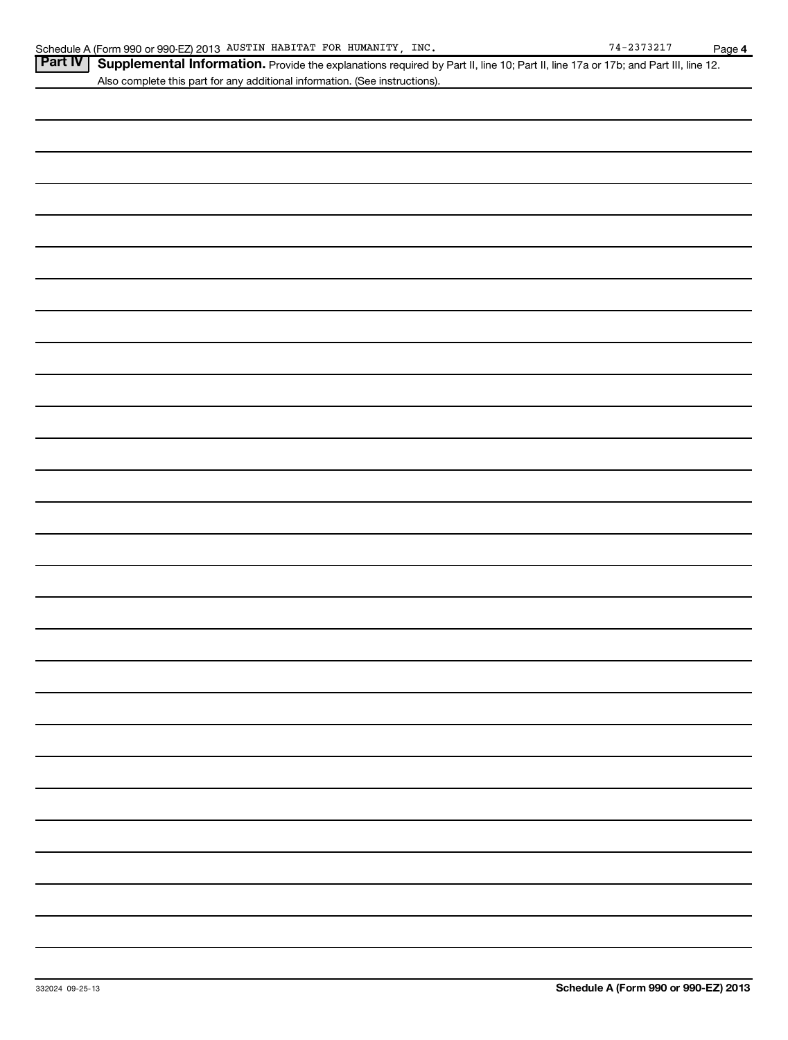Schedule A (Form 990 or 990-EZ) 2013 AUSTIN HABITAT FOR HUMANITY, INC. 74-2373217 Page 4

**Part IV** **Supplemental Information.** Provide the explanations required by Part II, line 10; Part II, line 17a or 17b; and Part III, line 12. Also complete this part for any additional information. (See instructions).

332024 09-25-13 **Schedule A (Form 990 or 990-EZ) 2013**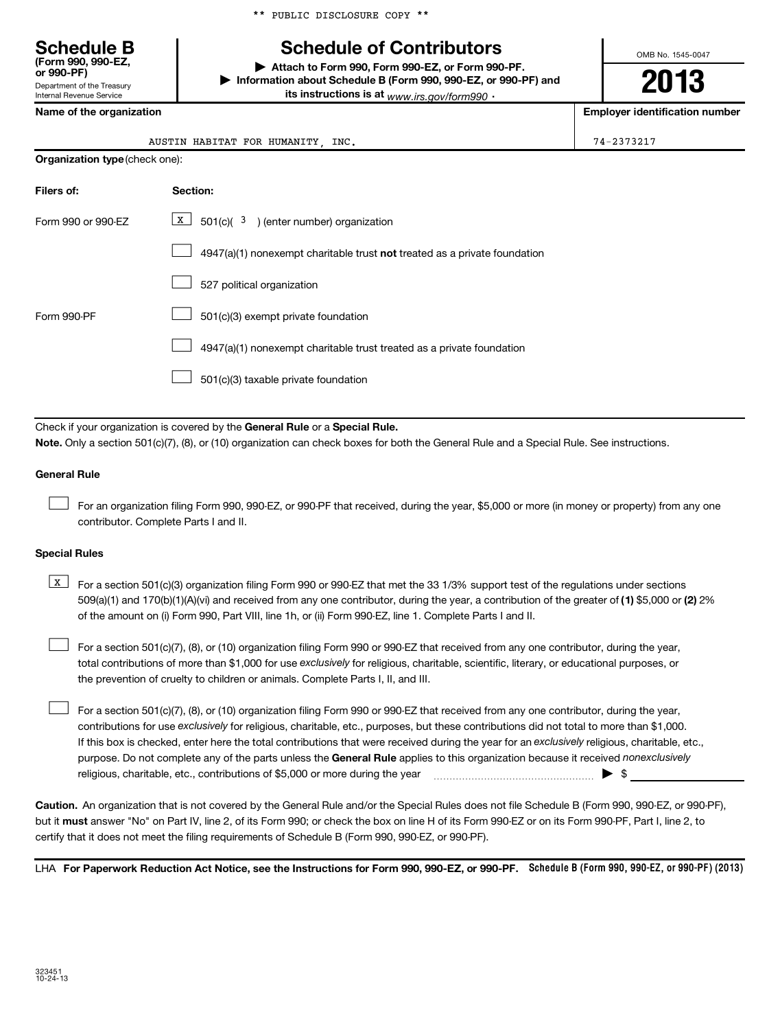** PUBLIC DISCLOSURE COPY **

# Schedule B

**(Form 990, 990-EZ, or 990-PF)**

Department of the Treasury
Internal Revenue Service

# Schedule of Contributors

▶ **Attach to Form 990, Form 990-EZ, or Form 990-PF.**

▶ **Information about Schedule B (Form 990, 990-EZ, or 990-PF) and its instructions is at** *www.irs.gov/form990* .

OMB No. 1545-0047

**2013**

| Name of the organization | Employer identification number |
|---|---|
| AUSTIN HABITAT FOR HUMANITY, INC. | 74-2373217 |

**Organization type** (check one):

| **Filers of:** | **Section:** |
|---|---|
| Form 990 or 990-EZ | [X] 501(c)( 3 ) (enter number) organization |
| | [ ] 4947(a)(1) nonexempt charitable trust **not** treated as a private foundation |
| | [ ] 527 political organization |
| Form 990-PF | [ ] 501(c)(3) exempt private foundation |
| | [ ] 4947(a)(1) nonexempt charitable trust treated as a private foundation |
| | [ ] 501(c)(3) taxable private foundation |

Check if your organization is covered by the **General Rule** or a **Special Rule.**

**Note.** Only a section 501(c)(7), (8), or (10) organization can check boxes for both the General Rule and a Special Rule. See instructions.

**General Rule**

[ ] For an organization filing Form 990, 990-EZ, or 990-PF that received, during the year, $5,000 or more (in money or property) from any one contributor. Complete Parts I and II.

**Special Rules**

[X] For a section 501(c)(3) organization filing Form 990 or 990-EZ that met the 33 1/3% support test of the regulations under sections 509(a)(1) and 170(b)(1)(A)(vi) and received from any one contributor, during the year, a contribution of the greater of **(1)** $5,000 or **(2)** 2% of the amount on (i) Form 990, Part VIII, line 1h, or (ii) Form 990-EZ, line 1. Complete Parts I and II.

[ ] For a section 501(c)(7), (8), or (10) organization filing Form 990 or 990-EZ that received from any one contributor, during the year, total contributions of more than $1,000 for use *exclusively* for religious, charitable, scientific, literary, or educational purposes, or the prevention of cruelty to children or animals. Complete Parts I, II, and III.

[ ] For a section 501(c)(7), (8), or (10) organization filing Form 990 or 990-EZ that received from any one contributor, during the year, contributions for use *exclusively* for religious, charitable, etc., purposes, but these contributions did not total to more than $1,000. If this box is checked, enter here the total contributions that were received during the year for an *exclusively* religious, charitable, etc., purpose. Do not complete any of the parts unless the **General Rule** applies to this organization because it received *nonexclusively* religious, charitable, etc., contributions of $5,000 or more during the year ▶ $ \_\_\_\_\_\_\_\_\_\_

**Caution.** An organization that is not covered by the General Rule and/or the Special Rules does not file Schedule B (Form 990, 990-EZ, or 990-PF), but it **must** answer "No" on Part IV, line 2, of its Form 990; or check the box on line H of its Form 990-EZ or on its Form 990-PF, Part I, line 2, to certify that it does not meet the filing requirements of Schedule B (Form 990, 990-EZ, or 990-PF).

LHA **For Paperwork Reduction Act Notice, see the Instructions for Form 990, 990-EZ, or 990-PF.** **Schedule B (Form 990, 990-EZ, or 990-PF) (2013)**

323451
10-24-13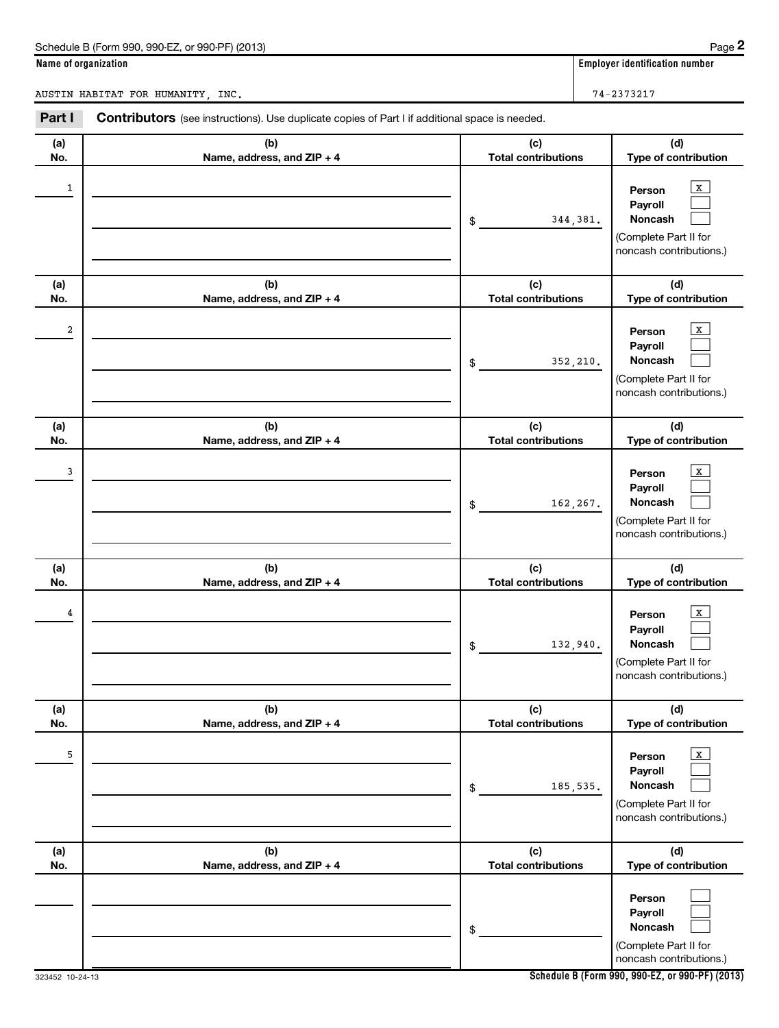Schedule B (Form 990, 990-EZ, or 990-PF) (2013)

**Name of organization**

AUSTIN HABITAT FOR HUMANITY, INC.

**Employer identification number**

74-2373217

**Part I** **Contributors** (see instructions). Use duplicate copies of Part I if additional space is needed.

| (a) No. | (b) Name, address, and ZIP + 4 | (c) Total contributions | (d) Type of contribution |
|---|---|---|---|
| 1 | | $ 344,381. | Person [X] Payroll [ ] Noncash [ ] (Complete Part II for noncash contributions.) |
| 2 | | $ 352,210. | Person [X] Payroll [ ] Noncash [ ] (Complete Part II for noncash contributions.) |
| 3 | | $ 162,267. | Person [X] Payroll [ ] Noncash [ ] (Complete Part II for noncash contributions.) |
| 4 | | $ 132,940. | Person [X] Payroll [ ] Noncash [ ] (Complete Part II for noncash contributions.) |
| 5 | | $ 185,535. | Person [X] Payroll [ ] Noncash [ ] (Complete Part II for noncash contributions.) |
| | | $ | Person [ ] Payroll [ ] Noncash [ ] (Complete Part II for noncash contributions.) |

323452 10-24-13

**Schedule B (Form 990, 990-EZ, or 990-PF) (2013)**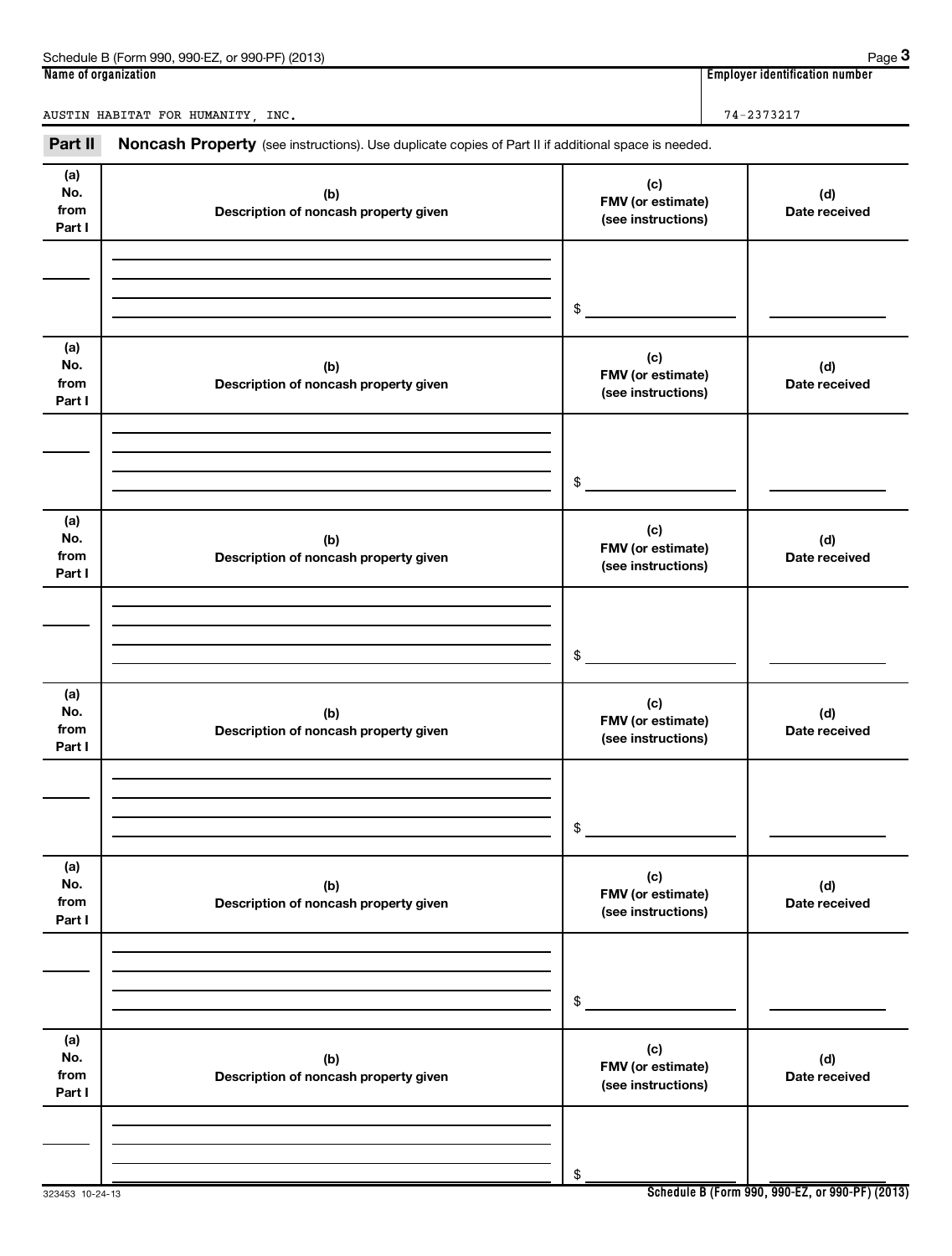Schedule B (Form 990, 990-EZ, or 990-PF) (2013)

**Name of organization**

AUSTIN HABITAT FOR HUMANITY, INC.

**Employer identification number**

74-2373217

**Part II** **Noncash Property** (see instructions). Use duplicate copies of Part II if additional space is needed.

| (a) No. from Part I | (b) Description of noncash property given | (c) FMV (or estimate) (see instructions) | (d) Date received |
|---|---|---|---|
| | | $ | |

| (a) No. from Part I | (b) Description of noncash property given | (c) FMV (or estimate) (see instructions) | (d) Date received |
|---|---|---|---|
| | | $ | |

| (a) No. from Part I | (b) Description of noncash property given | (c) FMV (or estimate) (see instructions) | (d) Date received |
|---|---|---|---|
| | | $ | |

| (a) No. from Part I | (b) Description of noncash property given | (c) FMV (or estimate) (see instructions) | (d) Date received |
|---|---|---|---|
| | | $ | |

| (a) No. from Part I | (b) Description of noncash property given | (c) FMV (or estimate) (see instructions) | (d) Date received |
|---|---|---|---|
| | | $ | |

| (a) No. from Part I | (b) Description of noncash property given | (c) FMV (or estimate) (see instructions) | (d) Date received |
|---|---|---|---|
| | | $ | |

323453 10-24-13

Schedule B (Form 990, 990-EZ, or 990-PF) (2013)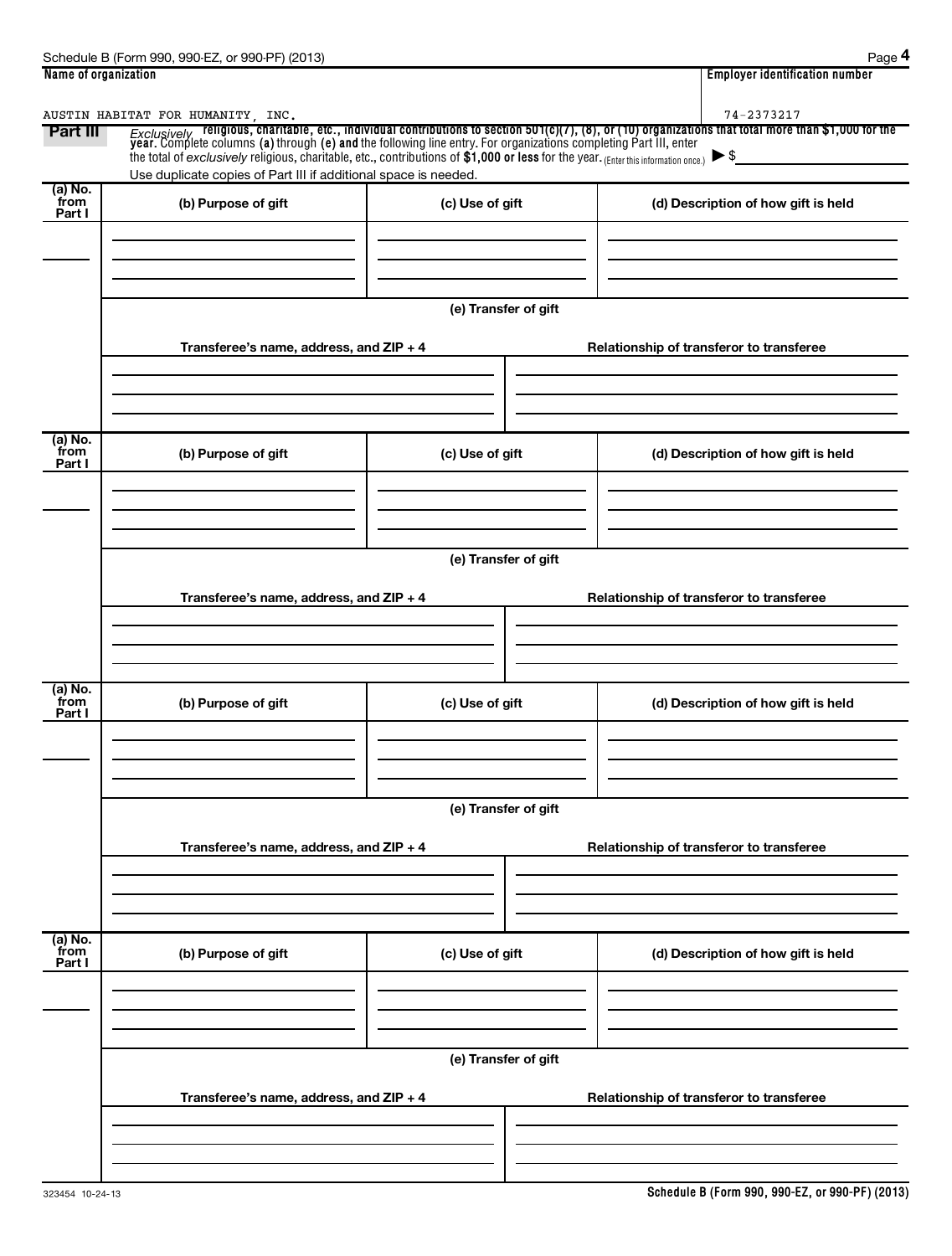**Name of organization**

AUSTIN HABITAT FOR HUMANITY, INC.

**Employer identification number**

74-2373217

**Part III** *Exclusively* **religious, charitable, etc., individual contributions to section 501(c)(7), (8), or (10) organizations that total more than $1,000 for the year.** Complete columns **(a)** through **(e)** **and** the following line entry. For organizations completing Part III, enter the total of *exclusively* religious, charitable, etc., contributions of **$1,000 or less** for the year. (Enter this information once.) ▶ $

Use duplicate copies of Part III if additional space is needed.

| (a) No. from Part I | (b) Purpose of gift | (c) Use of gift | (d) Description of how gift is held |
|---|---|---|---|
| | | | |

**(e) Transfer of gift**

| Transferee's name, address, and ZIP + 4 | Relationship of transferor to transferee |
|---|---|
| | |

| (a) No. from Part I | (b) Purpose of gift | (c) Use of gift | (d) Description of how gift is held |
|---|---|---|---|
| | | | |

**(e) Transfer of gift**

| Transferee's name, address, and ZIP + 4 | Relationship of transferor to transferee |
|---|---|
| | |

| (a) No. from Part I | (b) Purpose of gift | (c) Use of gift | (d) Description of how gift is held |
|---|---|---|---|
| | | | |

**(e) Transfer of gift**

| Transferee's name, address, and ZIP + 4 | Relationship of transferor to transferee |
|---|---|
| | |

| (a) No. from Part I | (b) Purpose of gift | (c) Use of gift | (d) Description of how gift is held |
|---|---|---|---|
| | | | |

**(e) Transfer of gift**

| Transferee's name, address, and ZIP + 4 | Relationship of transferor to transferee |
|---|---|
| | |

323454 10-24-13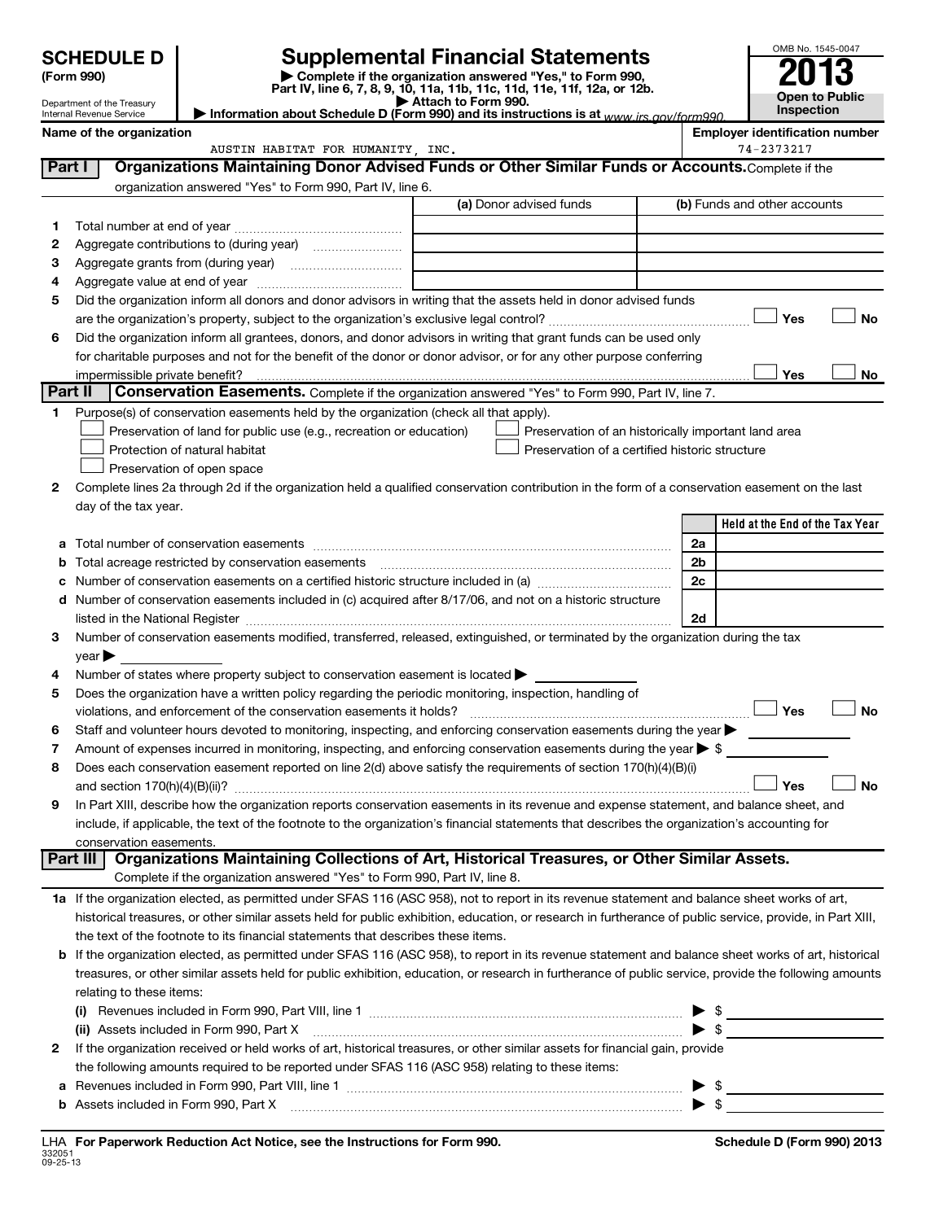# SCHEDULE D (Form 990)

Department of the Treasury
Internal Revenue Service

## Supplemental Financial Statements

▶ Complete if the organization answered "Yes," to Form 990, Part IV, line 6, 7, 8, 9, 10, 11a, 11b, 11c, 11d, 11e, 11f, 12a, or 12b.
▶ Attach to Form 990.
▶ Information about Schedule D (Form 990) and its instructions is at www.irs.gov/form990.

OMB No. 1545-0047

**2013**

**Open to Public Inspection**

**Name of the organization**
AUSTIN HABITAT FOR HUMANITY, INC.

**Employer identification number**
74-2373217

## Part I — Organizations Maintaining Donor Advised Funds or Other Similar Funds or Accounts.

Complete if the organization answered "Yes" to Form 990, Part IV, line 6.

| | | (a) Donor advised funds | (b) Funds and other accounts |
|---|---|---|---|
| 1 | Total number at end of year | | |
| 2 | Aggregate contributions to (during year) | | |
| 3 | Aggregate grants from (during year) | | |
| 4 | Aggregate value at end of year | | |

5 Did the organization inform all donors and donor advisors in writing that the assets held in donor advised funds are the organization's property, subject to the organization's exclusive legal control? ☐ Yes ☐ No

6 Did the organization inform all grantees, donors, and donor advisors in writing that grant funds can be used only for charitable purposes and not for the benefit of the donor or donor advisor, or for any other purpose conferring impermissible private benefit? ☐ Yes ☐ No

## Part II — Conservation Easements.

Complete if the organization answered "Yes" to Form 990, Part IV, line 7.

1 Purpose(s) of conservation easements held by the organization (check all that apply).
- ☐ Preservation of land for public use (e.g., recreation or education)
- ☐ Preservation of an historically important land area
- ☐ Protection of natural habitat
- ☐ Preservation of a certified historic structure
- ☐ Preservation of open space

2 Complete lines 2a through 2d if the organization held a qualified conservation contribution in the form of a conservation easement on the last day of the tax year.

| | | | Held at the End of the Tax Year |
|---|---|---|---|
| a | Total number of conservation easements | 2a | |
| b | Total acreage restricted by conservation easements | 2b | |
| c | Number of conservation easements on a certified historic structure included in (a) | 2c | |
| d | Number of conservation easements included in (c) acquired after 8/17/06, and not on a historic structure listed in the National Register | 2d | |

3 Number of conservation easements modified, transferred, released, extinguished, or terminated by the organization during the tax year ▶

4 Number of states where property subject to conservation easement is located ▶

5 Does the organization have a written policy regarding the periodic monitoring, inspection, handling of violations, and enforcement of the conservation easements it holds? ☐ Yes ☐ No

6 Staff and volunteer hours devoted to monitoring, inspecting, and enforcing conservation easements during the year ▶

7 Amount of expenses incurred in monitoring, inspecting, and enforcing conservation easements during the year ▶ $

8 Does each conservation easement reported on line 2(d) above satisfy the requirements of section 170(h)(4)(B)(i) and section 170(h)(4)(B)(ii)? ☐ Yes ☐ No

9 In Part XIII, describe how the organization reports conservation easements in its revenue and expense statement, and balance sheet, and include, if applicable, the text of the footnote to the organization's financial statements that describes the organization's accounting for conservation easements.

## Part III — Organizations Maintaining Collections of Art, Historical Treasures, or Other Similar Assets.

Complete if the organization answered "Yes" to Form 990, Part IV, line 8.

1a If the organization elected, as permitted under SFAS 116 (ASC 958), not to report in its revenue statement and balance sheet works of art, historical treasures, or other similar assets held for public exhibition, education, or research in furtherance of public service, provide, in Part XIII, the text of the footnote to its financial statements that describes these items.

b If the organization elected, as permitted under SFAS 116 (ASC 958), to report in its revenue statement and balance sheet works of art, historical treasures, or other similar assets held for public exhibition, education, or research in furtherance of public service, provide the following amounts relating to these items:

(i) Revenues included in Form 990, Part VIII, line 1 ▶ $

(ii) Assets included in Form 990, Part X ▶ $

2 If the organization received or held works of art, historical treasures, or other similar assets for financial gain, provide the following amounts required to be reported under SFAS 116 (ASC 958) relating to these items:

a Revenues included in Form 990, Part VIII, line 1 ▶ $

b Assets included in Form 990, Part X ▶ $

LHA For Paperwork Reduction Act Notice, see the Instructions for Form 990.

332051 09-25-13

Schedule D (Form 990) 2013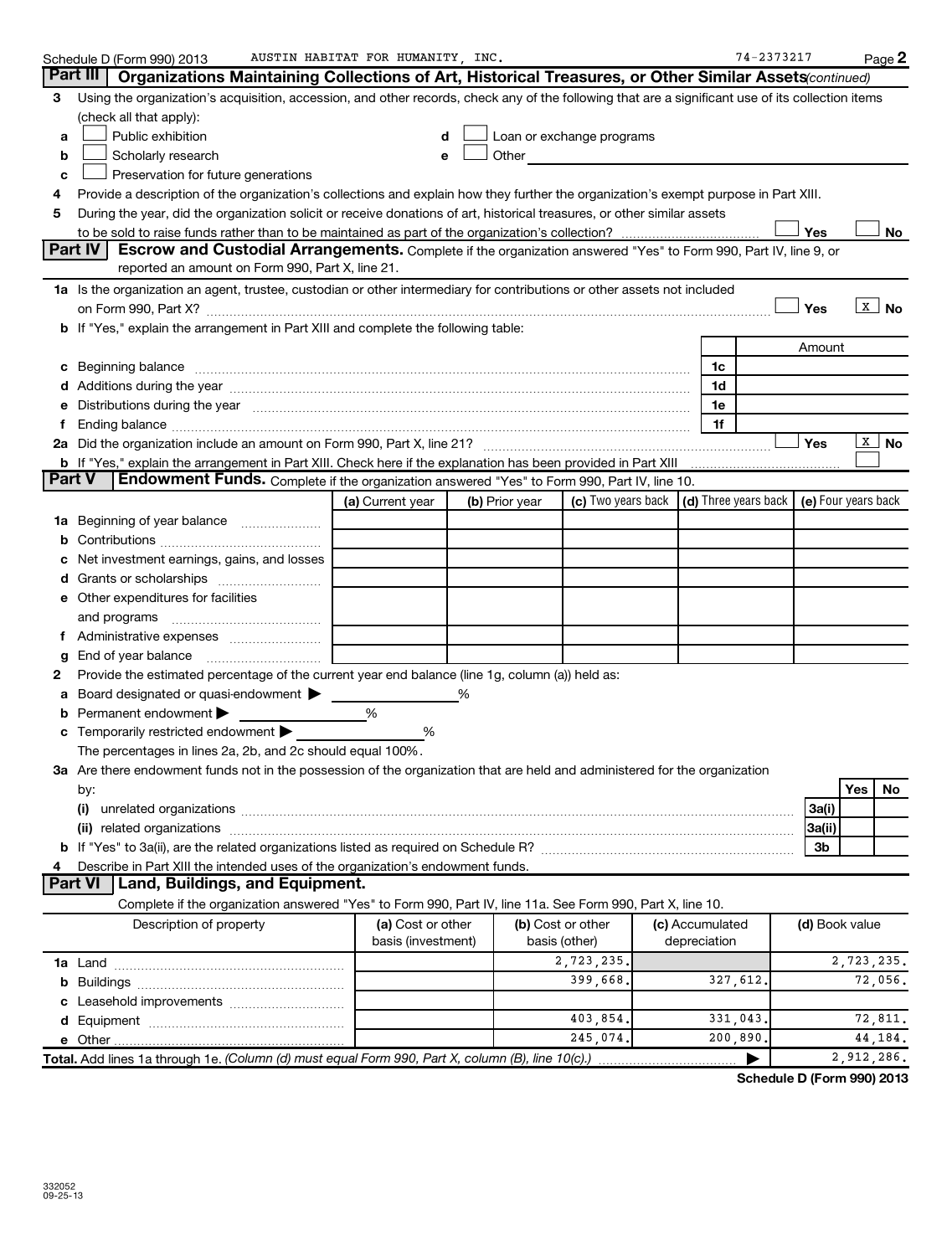Schedule D (Form 990) 2013 AUSTIN HABITAT FOR HUMANITY, INC. 74-2373217 Page 2

## Part III Organizations Maintaining Collections of Art, Historical Treasures, or Other Similar Assets *(continued)*

3 Using the organization's acquisition, accession, and other records, check any of the following that are a significant use of its collection items (check all that apply):

- a ☐ Public exhibition
- b ☐ Scholarly research
- c ☐ Preservation for future generations
- d ☐ Loan or exchange programs
- e ☐ Other

4 Provide a description of the organization's collections and explain how they further the organization's exempt purpose in Part XIII.

5 During the year, did the organization solicit or receive donations of art, historical treasures, or other similar assets to be sold to raise funds rather than to be maintained as part of the organization's collection? ☐ Yes ☐ No

## Part IV Escrow and Custodial Arrangements.

Complete if the organization answered "Yes" to Form 990, Part IV, line 9, or reported an amount on Form 990, Part X, line 21.

1a Is the organization an agent, trustee, custodian or other intermediary for contributions or other assets not included on Form 990, Part X? ☐ Yes ☒ No

b If "Yes," explain the arrangement in Part XIII and complete the following table:

| | | Amount |
|---|---|---|
| c Beginning balance | 1c | |
| d Additions during the year | 1d | |
| e Distributions during the year | 1e | |
| f Ending balance | 1f | |

2a Did the organization include an amount on Form 990, Part X, line 21? ☐ Yes ☒ No

b If "Yes," explain the arrangement in Part XIII. Check here if the explanation has been provided in Part XIII ☐

## Part V Endowment Funds.

Complete if the organization answered "Yes" to Form 990, Part IV, line 10.

| | (a) Current year | (b) Prior year | (c) Two years back | (d) Three years back | (e) Four years back |
|---|---|---|---|---|---|
| 1a Beginning of year balance | | | | | |
| b Contributions | | | | | |
| c Net investment earnings, gains, and losses | | | | | |
| d Grants or scholarships | | | | | |
| e Other expenditures for facilities and programs | | | | | |
| f Administrative expenses | | | | | |
| g End of year balance | | | | | |

2 Provide the estimated percentage of the current year end balance (line 1g, column (a)) held as:

a Board designated or quasi-endowment ▶ ______ %

b Permanent endowment ▶ ______ %

c Temporarily restricted endowment ▶ ______ %

The percentages in lines 2a, 2b, and 2c should equal 100%.

3a Are there endowment funds not in the possession of the organization that are held and administered for the organization by:

| | | Yes | No |
|---|---|---|---|
| (i) unrelated organizations | 3a(i) | | |
| (ii) related organizations | 3a(ii) | | |
| b If "Yes" to 3a(ii), are the related organizations listed as required on Schedule R? | 3b | | |

4 Describe in Part XIII the intended uses of the organization's endowment funds.

## Part VI Land, Buildings, and Equipment.

Complete if the organization answered "Yes" to Form 990, Part IV, line 11a. See Form 990, Part X, line 10.

| Description of property | (a) Cost or other basis (investment) | (b) Cost or other basis (other) | (c) Accumulated depreciation | (d) Book value |
|---|---|---|---|---|
| 1a Land | | 2,723,235. | | 2,723,235. |
| b Buildings | | 399,668. | 327,612. | 72,056. |
| c Leasehold improvements | | | | |
| d Equipment | | 403,854. | 331,043. | 72,811. |
| e Other | | 245,074. | 200,890. | 44,184. |
| **Total.** Add lines 1a through 1e. *(Column (d) must equal Form 990, Part X, column (B), line 10(c).)* | | | ▶ | 2,912,286. |

**Schedule D (Form 990) 2013**

332052 09-25-13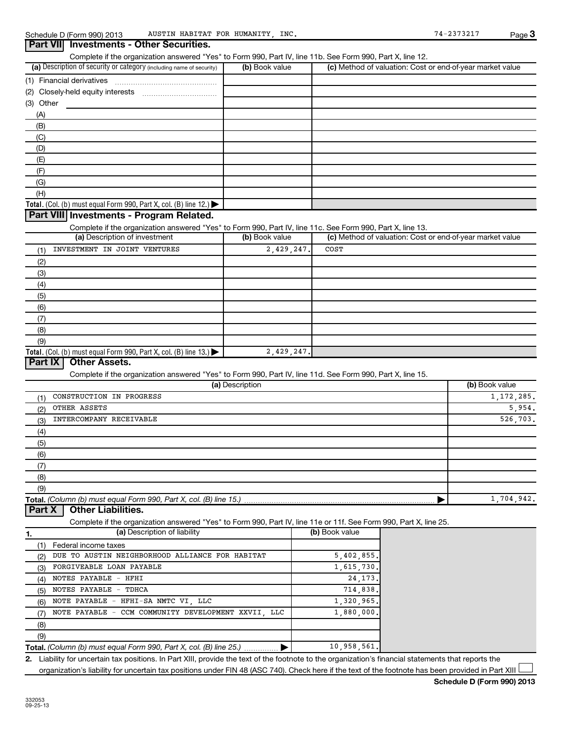Schedule D (Form 990) 2013 AUSTIN HABITAT FOR HUMANITY, INC. 74-2373217

## Part VII Investments - Other Securities.

Complete if the organization answered "Yes" to Form 990, Part IV, line 11b. See Form 990, Part X, line 12.

| (a) Description of security or category (including name of security) | (b) Book value | (c) Method of valuation: Cost or end-of-year market value |
|---|---|---|
| (1) Financial derivatives | | |
| (2) Closely-held equity interests | | |
| (3) Other | | |
| (A) | | |
| (B) | | |
| (C) | | |
| (D) | | |
| (E) | | |
| (F) | | |
| (G) | | |
| (H) | | |
| **Total.** (Col. (b) must equal Form 990, Part X, col. (B) line 12.) ▶ | | |

## Part VIII Investments - Program Related.

Complete if the organization answered "Yes" to Form 990, Part IV, line 11c. See Form 990, Part X, line 13.

| (a) Description of investment | (b) Book value | (c) Method of valuation: Cost or end-of-year market value |
|---|---|---|
| (1) INVESTMENT IN JOINT VENTURES | 2,429,247. | COST |
| (2) | | |
| (3) | | |
| (4) | | |
| (5) | | |
| (6) | | |
| (7) | | |
| (8) | | |
| (9) | | |
| **Total.** (Col. (b) must equal Form 990, Part X, col. (B) line 13.) ▶ | 2,429,247. | |

## Part IX Other Assets.

Complete if the organization answered "Yes" to Form 990, Part IV, line 11d. See Form 990, Part X, line 15.

| (a) Description | (b) Book value |
|---|---|
| (1) CONSTRUCTION IN PROGRESS | 1,172,285. |
| (2) OTHER ASSETS | 5,954. |
| (3) INTERCOMPANY RECEIVABLE | 526,703. |
| (4) | |
| (5) | |
| (6) | |
| (7) | |
| (8) | |
| (9) | |
| **Total.** *(Column (b) must equal Form 990, Part X, col. (B) line 15.)* ▶ | 1,704,942. |

## Part X Other Liabilities.

Complete if the organization answered "Yes" to Form 990, Part IV, line 11e or 11f. See Form 990, Part X, line 25.

| 1. (a) Description of liability | (b) Book value |
|---|---|
| (1) Federal income taxes | |
| (2) DUE TO AUSTIN NEIGHBORHOOD ALLIANCE FOR HABITAT | 5,402,855. |
| (3) FORGIVEABLE LOAN PAYABLE | 1,615,730. |
| (4) NOTES PAYABLE - HFHI | 24,173. |
| (5) NOTES PAYABLE - TDHCA | 714,838. |
| (6) NOTE PAYABLE - HFHI-SA NMTC VI, LLC | 1,320,965. |
| (7) NOTE PAYABLE - CCM COMMUNITY DEVELOPMENT XXVII, LLC | 1,880,000. |
| (8) | |
| (9) | |
| **Total.** *(Column (b) must equal Form 990, Part X, col. (B) line 25.)* ▶ | 10,958,561. |

**2.** Liability for uncertain tax positions. In Part XIII, provide the text of the footnote to the organization's financial statements that reports the organization's liability for uncertain tax positions under FIN 48 (ASC 740). Check here if the text of the footnote has been provided in Part XIII ☐

**Schedule D (Form 990) 2013**

332053
09-25-13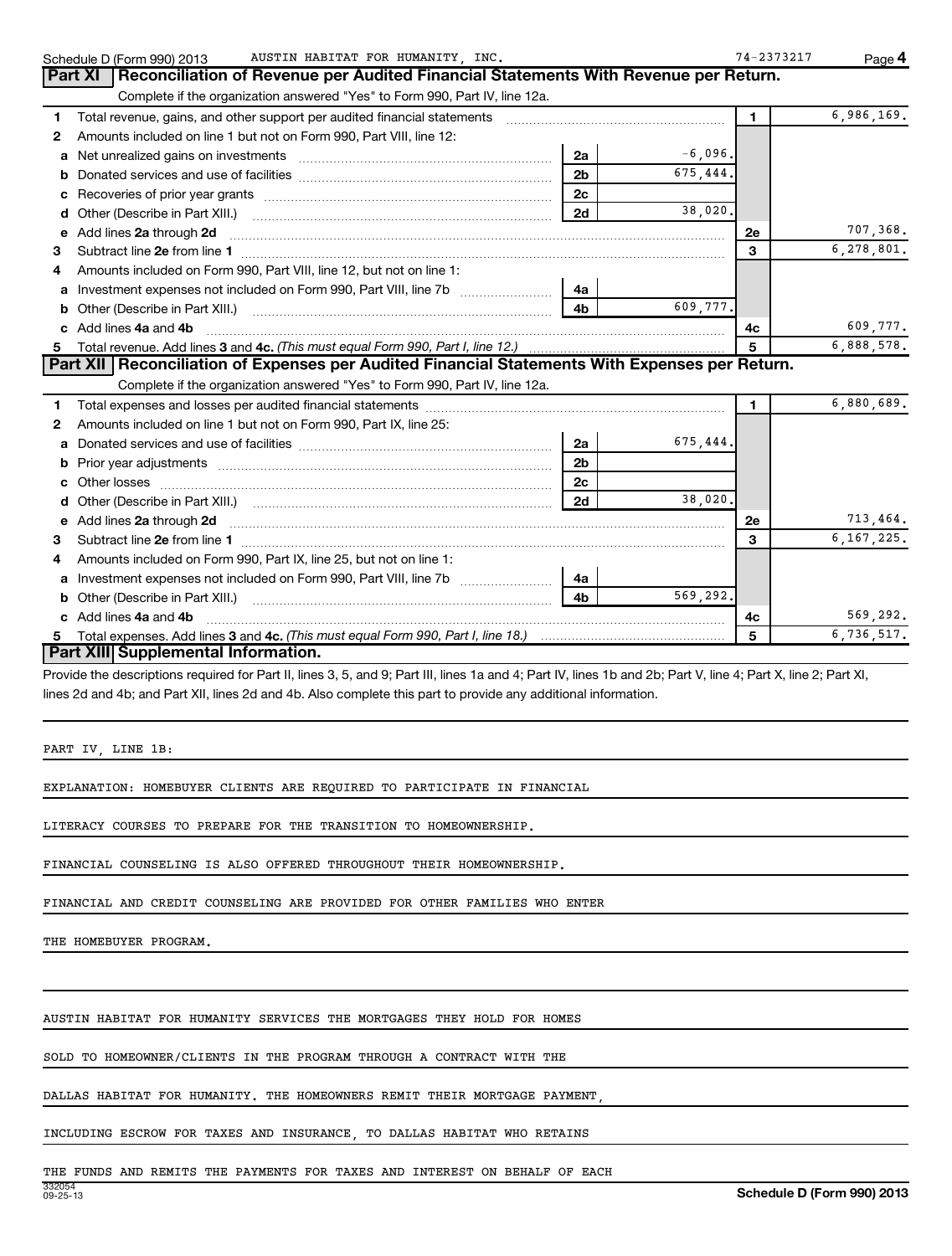Schedule D (Form 990) 2013 AUSTIN HABITAT FOR HUMANITY, INC. 74-2373217 Page 4

## Part XI Reconciliation of Revenue per Audited Financial Statements With Revenue per Return.

Complete if the organization answered "Yes" to Form 990, Part IV, line 12a.

| | | | | | |
|---|---|---|---|---|---|
| 1 | Total revenue, gains, and other support per audited financial statements | | | 1 | 6,986,169. |
| 2 | Amounts included on line 1 but not on Form 990, Part VIII, line 12: | | | | |
| a | Net unrealized gains on investments | 2a | -6,096. | | |
| b | Donated services and use of facilities | 2b | 675,444. | | |
| c | Recoveries of prior year grants | 2c | | | |
| d | Other (Describe in Part XIII.) | 2d | 38,020. | | |
| e | Add lines **2a** through **2d** | | | 2e | 707,368. |
| 3 | Subtract line **2e** from line **1** | | | 3 | 6,278,801. |
| 4 | Amounts included on Form 990, Part VIII, line 12, but not on line 1: | | | | |
| a | Investment expenses not included on Form 990, Part VIII, line 7b | 4a | | | |
| b | Other (Describe in Part XIII.) | 4b | 609,777. | | |
| c | Add lines **4a** and **4b** | | | 4c | 609,777. |
| 5 | Total revenue. Add lines **3** and **4c.** *(This must equal Form 990, Part I, line 12.)* | | | 5 | 6,888,578. |

## Part XII Reconciliation of Expenses per Audited Financial Statements With Expenses per Return.

Complete if the organization answered "Yes" to Form 990, Part IV, line 12a.

| | | | | | |
|---|---|---|---|---|---|
| 1 | Total expenses and losses per audited financial statements | | | 1 | 6,880,689. |
| 2 | Amounts included on line 1 but not on Form 990, Part IX, line 25: | | | | |
| a | Donated services and use of facilities | 2a | 675,444. | | |
| b | Prior year adjustments | 2b | | | |
| c | Other losses | 2c | | | |
| d | Other (Describe in Part XIII.) | 2d | 38,020. | | |
| e | Add lines **2a** through **2d** | | | 2e | 713,464. |
| 3 | Subtract line **2e** from line **1** | | | 3 | 6,167,225. |
| 4 | Amounts included on Form 990, Part IX, line 25, but not on line 1: | | | | |
| a | Investment expenses not included on Form 990, Part VIII, line 7b | 4a | | | |
| b | Other (Describe in Part XIII.) | 4b | 569,292. | | |
| c | Add lines **4a** and **4b** | | | 4c | 569,292. |
| 5 | Total expenses. Add lines **3** and **4c.** *(This must equal Form 990, Part I, line 18.)* | | | 5 | 6,736,517. |

## Part XIII Supplemental Information.

Provide the descriptions required for Part II, lines 3, 5, and 9; Part III, lines 1a and 4; Part IV, lines 1b and 2b; Part V, line 4; Part X, line 2; Part XI, lines 2d and 4b; and Part XII, lines 2d and 4b. Also complete this part to provide any additional information.

PART IV, LINE 1B:

EXPLANATION: HOMEBUYER CLIENTS ARE REQUIRED TO PARTICIPATE IN FINANCIAL LITERACY COURSES TO PREPARE FOR THE TRANSITION TO HOMEOWNERSHIP. FINANCIAL COUNSELING IS ALSO OFFERED THROUGHOUT THEIR HOMEOWNERSHIP. FINANCIAL AND CREDIT COUNSELING ARE PROVIDED FOR OTHER FAMILIES WHO ENTER THE HOMEBUYER PROGRAM.

AUSTIN HABITAT FOR HUMANITY SERVICES THE MORTGAGES THEY HOLD FOR HOMES SOLD TO HOMEOWNER/CLIENTS IN THE PROGRAM THROUGH A CONTRACT WITH THE DALLAS HABITAT FOR HUMANITY. THE HOMEOWNERS REMIT THEIR MORTGAGE PAYMENT, INCLUDING ESCROW FOR TAXES AND INSURANCE, TO DALLAS HABITAT WHO RETAINS THE FUNDS AND REMITS THE PAYMENTS FOR TAXES AND INTEREST ON BEHALF OF EACH

332054 09-25-13 Schedule D (Form 990) 2013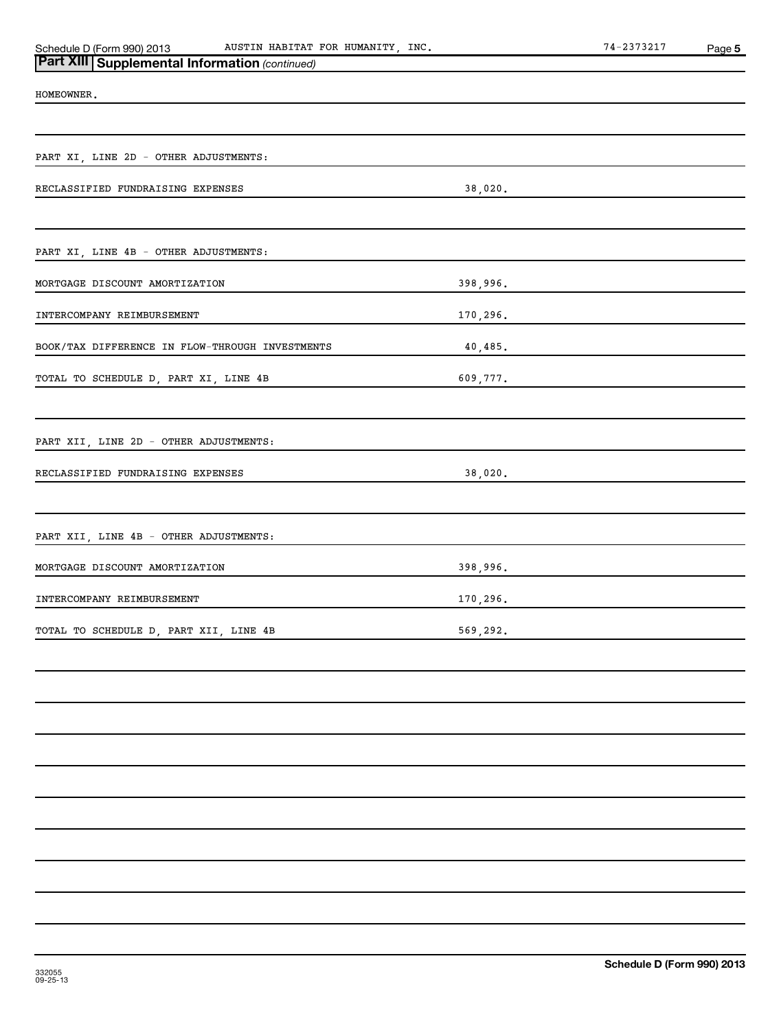## Part XIII Supplemental Information *(continued)*

HOMEOWNER.

PART XI, LINE 2D - OTHER ADJUSTMENTS:

| | |
|---|---|
| RECLASSIFIED FUNDRAISING EXPENSES | 38,020. |

PART XI, LINE 4B - OTHER ADJUSTMENTS:

| | |
|---|---|
| MORTGAGE DISCOUNT AMORTIZATION | 398,996. |
| INTERCOMPANY REIMBURSEMENT | 170,296. |
| BOOK/TAX DIFFERENCE IN FLOW-THROUGH INVESTMENTS | 40,485. |
| TOTAL TO SCHEDULE D, PART XI, LINE 4B | 609,777. |

PART XII, LINE 2D - OTHER ADJUSTMENTS:

| | |
|---|---|
| RECLASSIFIED FUNDRAISING EXPENSES | 38,020. |

PART XII, LINE 4B - OTHER ADJUSTMENTS:

| | |
|---|---|
| MORTGAGE DISCOUNT AMORTIZATION | 398,996. |
| INTERCOMPANY REIMBURSEMENT | 170,296. |
| TOTAL TO SCHEDULE D, PART XII, LINE 4B | 569,292. |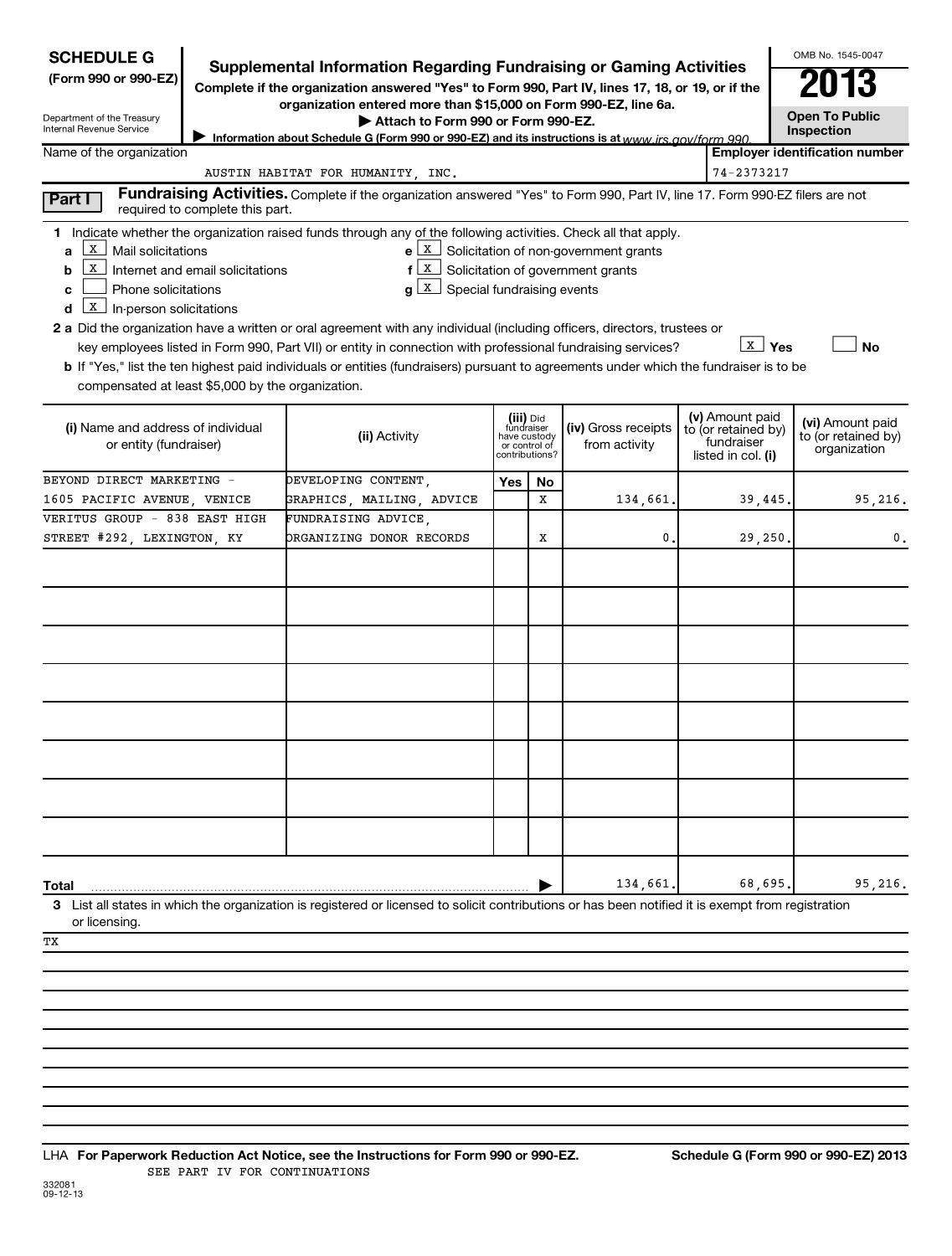# SCHEDULE G (Form 990 or 990-EZ)

Department of the Treasury
Internal Revenue Service

## Supplemental Information Regarding Fundraising or Gaming Activities

**Complete if the organization answered "Yes" to Form 990, Part IV, lines 17, 18, or 19, or if the organization entered more than $15,000 on Form 990-EZ, line 6a.**

**▶ Attach to Form 990 or Form 990-EZ.**

▶ **Information about Schedule G (Form 990 or 990-EZ) and its instructions is at** www.irs.gov/form 990.

OMB No. 1545-0047

**2013**

**Open To Public Inspection**

Name of the organization: AUSTIN HABITAT FOR HUMANITY, INC.

Employer identification number: 74-2373217

**Part I** **Fundraising Activities.** Complete if the organization answered "Yes" to Form 990, Part IV, line 17. Form 990-EZ filers are not required to complete this part.

1 Indicate whether the organization raised funds through any of the following activities. Check all that apply.

- a [X] Mail solicitations
- b [X] Internet and email solicitations
- c [ ] Phone solicitations
- d [X] In-person solicitations
- e [X] Solicitation of non-government grants
- f [X] Solicitation of government grants
- g [X] Special fundraising events

2 a Did the organization have a written or oral agreement with any individual (including officers, directors, trustees or key employees listed in Form 990, Part VII) or entity in connection with professional fundraising services? [X] Yes [ ] No

b If "Yes," list the ten highest paid individuals or entities (fundraisers) pursuant to agreements under which the fundraiser is to be compensated at least $5,000 by the organization.

| (i) Name and address of individual or entity (fundraiser) | (ii) Activity | (iii) Did fundraiser have custody or control of contributions? Yes | No | (iv) Gross receipts from activity | (v) Amount paid to (or retained by) fundraiser listed in col. (i) | (vi) Amount paid to (or retained by) organization |
|---|---|---|---|---|---|---|
| BEYOND DIRECT MARKETING - 1605 PACIFIC AVENUE, VENICE | DEVELOPING CONTENT, GRAPHICS, MAILING, ADVICE | | X | 134,661. | 39,445. | 95,216. |
| VERITUS GROUP - 838 EAST HIGH STREET #292, LEXINGTON, KY | FUNDRAISING ADVICE, ORGANIZING DONOR RECORDS | | X | 0. | 29,250. | 0. |
| **Total** ▶ | | | | 134,661. | 68,695. | 95,216. |

3 List all states in which the organization is registered or licensed to solicit contributions or has been notified it is exempt from registration or licensing.

TX

LHA **For Paperwork Reduction Act Notice, see the Instructions for Form 990 or 990-EZ.** **Schedule G (Form 990 or 990-EZ) 2013**

SEE PART IV FOR CONTINUATIONS

332081
09-12-13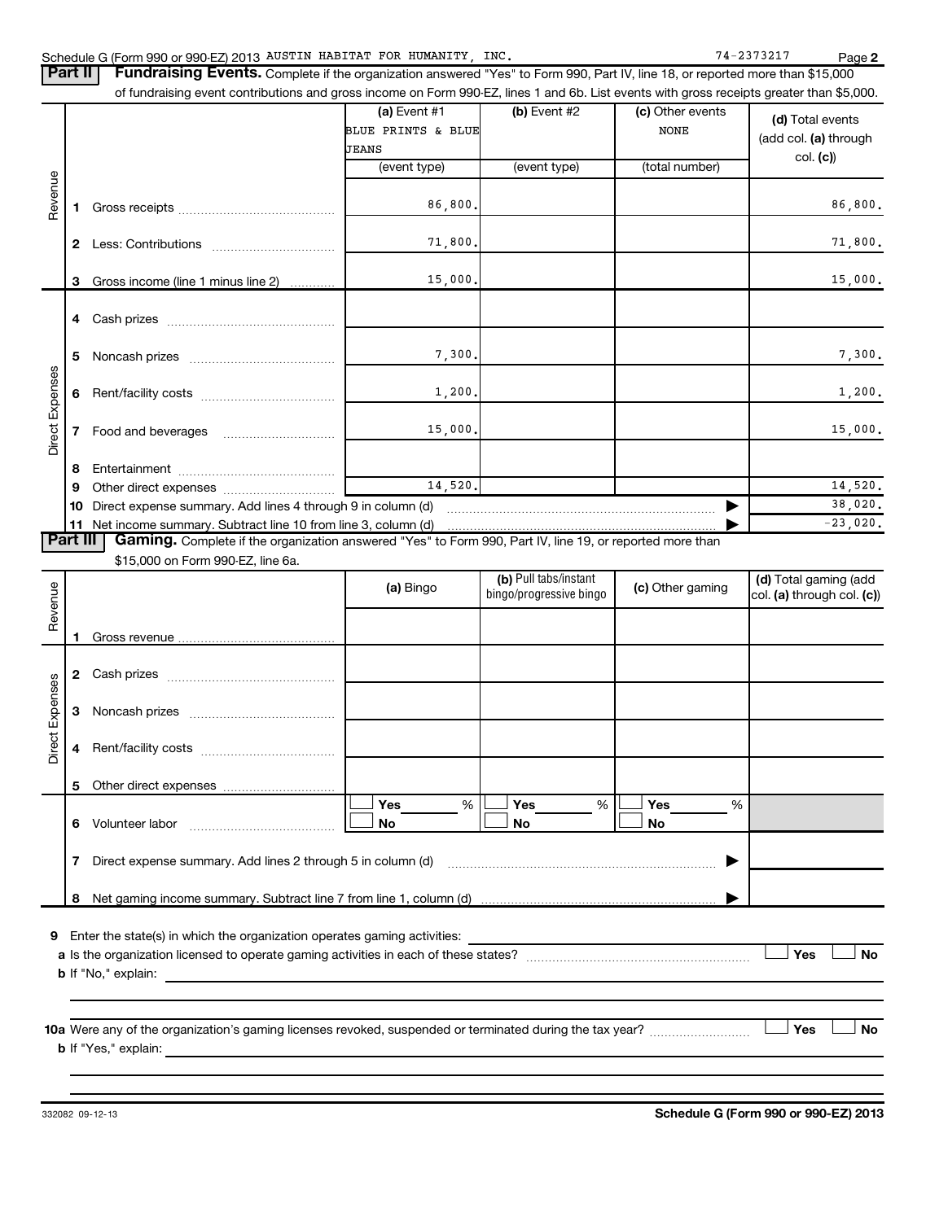Schedule G (Form 990 or 990-EZ) 2013 AUSTIN HABITAT FOR HUMANITY, INC. 74-2373217 Page 2

**Part II** **Fundraising Events.** Complete if the organization answered "Yes" to Form 990, Part IV, line 18, or reported more than $15,000 of fundraising event contributions and gross income on Form 990-EZ, lines 1 and 6b. List events with gross receipts greater than $5,000.

| | | (a) Event #1 BLUE PRINTS & BLUE JEANS (event type) | (b) Event #2 (event type) | (c) Other events NONE (total number) | (d) Total events (add col. (a) through col. (c)) |
|---|---|---|---|---|---|
| Revenue | 1 Gross receipts | 86,800. | | | 86,800. |
| | 2 Less: Contributions | 71,800. | | | 71,800. |
| | 3 Gross income (line 1 minus line 2) | 15,000. | | | 15,000. |
| Direct Expenses | 4 Cash prizes | | | | |
| | 5 Noncash prizes | 7,300. | | | 7,300. |
| | 6 Rent/facility costs | 1,200. | | | 1,200. |
| | 7 Food and beverages | 15,000. | | | 15,000. |
| | 8 Entertainment | | | | |
| | 9 Other direct expenses | 14,520. | | | 14,520. |
| | 10 Direct expense summary. Add lines 4 through 9 in column (d) | | | ▶ | 38,020. |
| | 11 Net income summary. Subtract line 10 from line 3, column (d) | | | ▶ | -23,020. |

**Part III** **Gaming.** Complete if the organization answered "Yes" to Form 990, Part IV, line 19, or reported more than $15,000 on Form 990-EZ, line 6a.

| | | (a) Bingo | (b) Pull tabs/instant bingo/progressive bingo | (c) Other gaming | (d) Total gaming (add col. (a) through col. (c)) |
|---|---|---|---|---|---|
| Revenue | 1 Gross revenue | | | | |
| Direct Expenses | 2 Cash prizes | | | | |
| | 3 Noncash prizes | | | | |
| | 4 Rent/facility costs | | | | |
| | 5 Other direct expenses | | | | |
| | 6 Volunteer labor | ☐ Yes ___ % ☐ No | ☐ Yes ___ % ☐ No | ☐ Yes ___ % ☐ No | |
| | 7 Direct expense summary. Add lines 2 through 5 in column (d) | | | ▶ | |
| | 8 Net gaming income summary. Subtract line 7 from line 1, column (d) | | | ▶ | |

9 Enter the state(s) in which the organization operates gaming activities: ______

a Is the organization licensed to operate gaming activities in each of these states? ☐ Yes ☐ No

b If "No," explain: ______

10a Were any of the organization's gaming licenses revoked, suspended or terminated during the tax year? ☐ Yes ☐ No

b If "Yes," explain: ______

332082 09-12-13 **Schedule G (Form 990 or 990-EZ) 2013**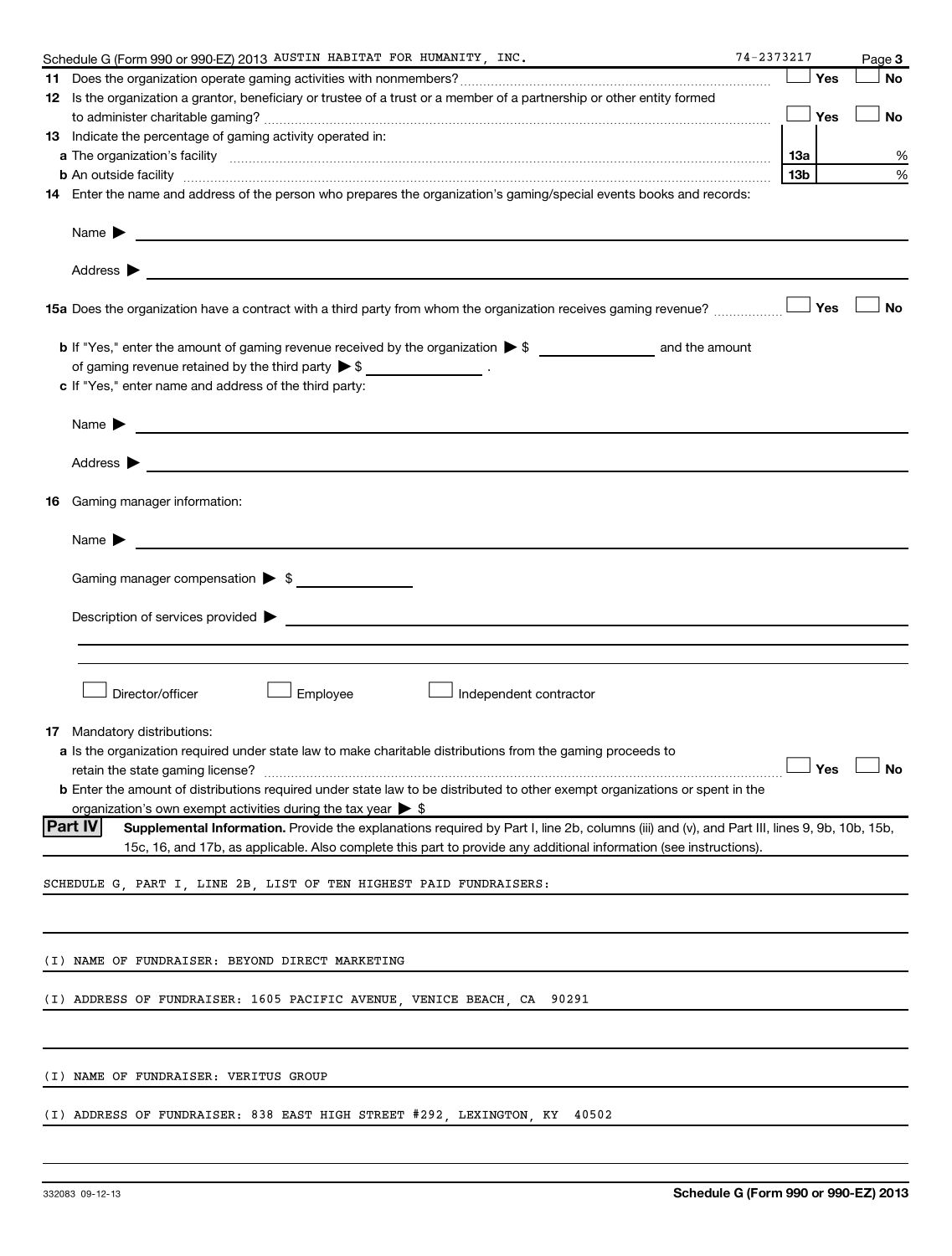Schedule G (Form 990 or 990-EZ) 2013 AUSTIN HABITAT FOR HUMANITY, INC. 74-2373217 Page 3

**11** Does the organization operate gaming activities with nonmembers? ☐ Yes ☐ No

**12** Is the organization a grantor, beneficiary or trustee of a trust or a member of a partnership or other entity formed to administer charitable gaming? ☐ Yes ☐ No

**13** Indicate the percentage of gaming activity operated in:

**a** The organization's facility **13a** %

**b** An outside facility **13b** %

**14** Enter the name and address of the person who prepares the organization's gaming/special events books and records:

Name ▶

Address ▶

**15a** Does the organization have a contract with a third party from whom the organization receives gaming revenue? ☐ Yes ☐ No

**b** If "Yes," enter the amount of gaming revenue received by the organization ▶ $ __________ and the amount of gaming revenue retained by the third party ▶ $ __________ .

**c** If "Yes," enter name and address of the third party:

Name ▶

Address ▶

**16** Gaming manager information:

Name ▶

Gaming manager compensation ▶ $

Description of services provided ▶

☐ Director/officer ☐ Employee ☐ Independent contractor

**17** Mandatory distributions:

**a** Is the organization required under state law to make charitable distributions from the gaming proceeds to retain the state gaming license? ☐ Yes ☐ No

**b** Enter the amount of distributions required under state law to be distributed to other exempt organizations or spent in the organization's own exempt activities during the tax year ▶ $

**Part IV** **Supplemental Information.** Provide the explanations required by Part I, line 2b, columns (iii) and (v), and Part III, lines 9, 9b, 10b, 15b, 15c, 16, and 17b, as applicable. Also complete this part to provide any additional information (see instructions).

SCHEDULE G, PART I, LINE 2B, LIST OF TEN HIGHEST PAID FUNDRAISERS:

(I) NAME OF FUNDRAISER: BEYOND DIRECT MARKETING

(I) ADDRESS OF FUNDRAISER: 1605 PACIFIC AVENUE, VENICE BEACH, CA 90291

(I) NAME OF FUNDRAISER: VERITUS GROUP

(I) ADDRESS OF FUNDRAISER: 838 EAST HIGH STREET #292, LEXINGTON, KY 40502

332083 09-12-13 **Schedule G (Form 990 or 990-EZ) 2013**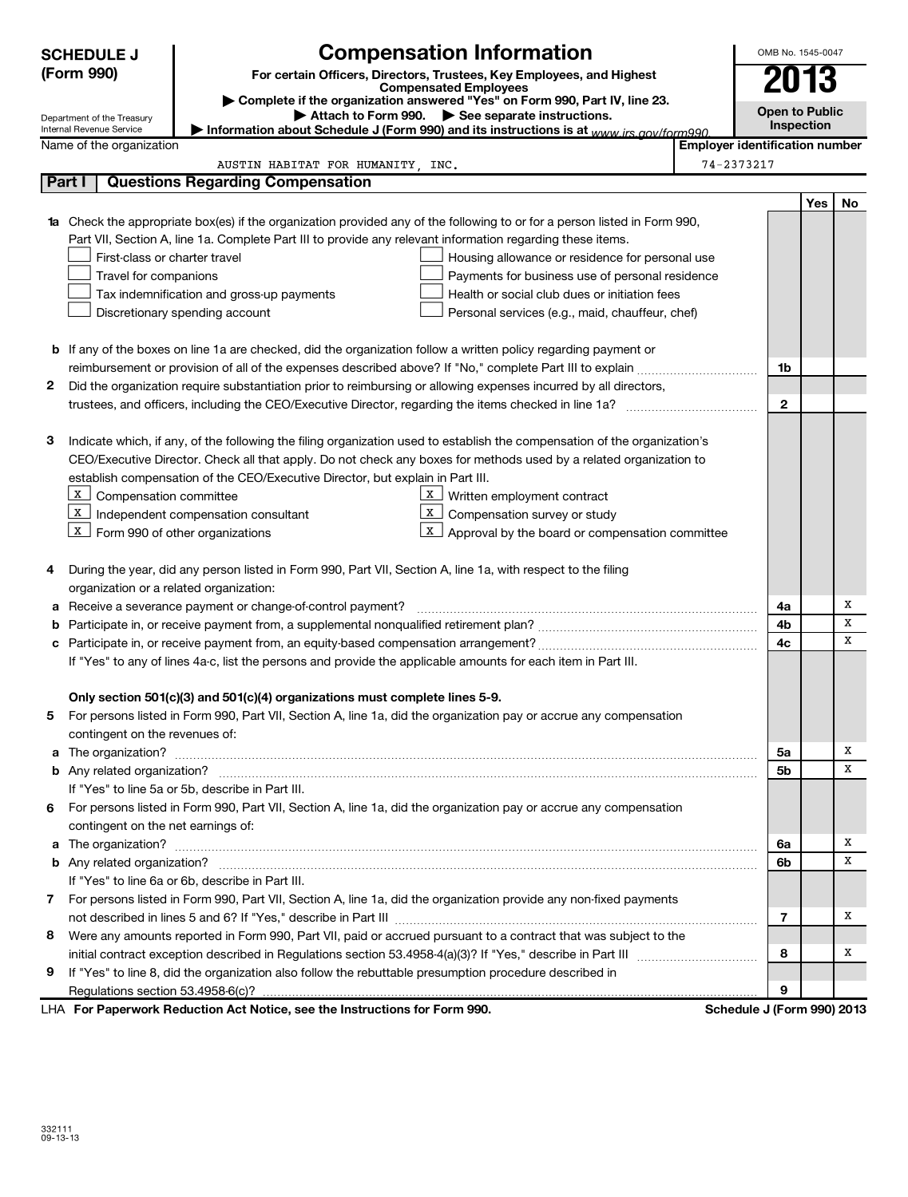**SCHEDULE J (Form 990)**

# Compensation Information

**For certain Officers, Directors, Trustees, Key Employees, and Highest Compensated Employees**

▶ Complete if the organization answered "Yes" on Form 990, Part IV, line 23.

▶ Attach to Form 990. ▶ See separate instructions.

▶ Information about Schedule J (Form 990) and its instructions is at www.irs.gov/form990.

Department of the Treasury
Internal Revenue Service

OMB No. 1545-0047

**2013**

**Open to Public Inspection**

Name of the organization: AUSTIN HABITAT FOR HUMANITY, INC.

Employer identification number: 74-2373217

## Part I Questions Regarding Compensation

| | | Line | Yes | No |
|---|---|---|---|---|
| **1a** | Check the appropriate box(es) if the organization provided any of the following to or for a person listed in Form 990, Part VII, Section A, line 1a. Complete Part III to provide any relevant information regarding these items.<br>☐ First-class or charter travel ☐ Housing allowance or residence for personal use<br>☐ Travel for companions ☐ Payments for business use of personal residence<br>☐ Tax indemnification and gross-up payments ☐ Health or social club dues or initiation fees<br>☐ Discretionary spending account ☐ Personal services (e.g., maid, chauffeur, chef) | | | |
| **b** | If any of the boxes on line 1a are checked, did the organization follow a written policy regarding payment or reimbursement or provision of all of the expenses described above? If "No," complete Part III to explain | 1b | | |
| **2** | Did the organization require substantiation prior to reimbursing or allowing expenses incurred by all directors, trustees, and officers, including the CEO/Executive Director, regarding the items checked in line 1a? | 2 | | |
| **3** | Indicate which, if any, of the following the filing organization used to establish the compensation of the organization's CEO/Executive Director. Check all that apply. Do not check any boxes for methods used by a related organization to establish compensation of the CEO/Executive Director, but explain in Part III.<br>☒ Compensation committee ☒ Written employment contract<br>☒ Independent compensation consultant ☒ Compensation survey or study<br>☒ Form 990 of other organizations ☒ Approval by the board or compensation committee | | | |
| **4** | During the year, did any person listed in Form 990, Part VII, Section A, line 1a, with respect to the filing organization or a related organization: | | | |
| **a** | Receive a severance payment or change-of-control payment? | 4a | | X |
| **b** | Participate in, or receive payment from, a supplemental nonqualified retirement plan? | 4b | | X |
| **c** | Participate in, or receive payment from, an equity-based compensation arrangement? | 4c | | X |
| | If "Yes" to any of lines 4a-c, list the persons and provide the applicable amounts for each item in Part III. | | | |
| | **Only section 501(c)(3) and 501(c)(4) organizations must complete lines 5-9.** | | | |
| **5** | For persons listed in Form 990, Part VII, Section A, line 1a, did the organization pay or accrue any compensation contingent on the revenues of: | | | |
| **a** | The organization? | 5a | | X |
| **b** | Any related organization? | 5b | | X |
| | If "Yes" to line 5a or 5b, describe in Part III. | | | |
| **6** | For persons listed in Form 990, Part VII, Section A, line 1a, did the organization pay or accrue any compensation contingent on the net earnings of: | | | |
| **a** | The organization? | 6a | | X |
| **b** | Any related organization? | 6b | | X |
| | If "Yes" to line 6a or 6b, describe in Part III. | | | |
| **7** | For persons listed in Form 990, Part VII, Section A, line 1a, did the organization provide any non-fixed payments not described in lines 5 and 6? If "Yes," describe in Part III | 7 | | X |
| **8** | Were any amounts reported in Form 990, Part VII, paid or accrued pursuant to a contract that was subject to the initial contract exception described in Regulations section 53.4958-4(a)(3)? If "Yes," describe in Part III | 8 | | X |
| **9** | If "Yes" to line 8, did the organization also follow the rebuttable presumption procedure described in Regulations section 53.4958-6(c)? | 9 | | |

LHA **For Paperwork Reduction Act Notice, see the Instructions for Form 990.** **Schedule J (Form 990) 2013**

332111
09-13-13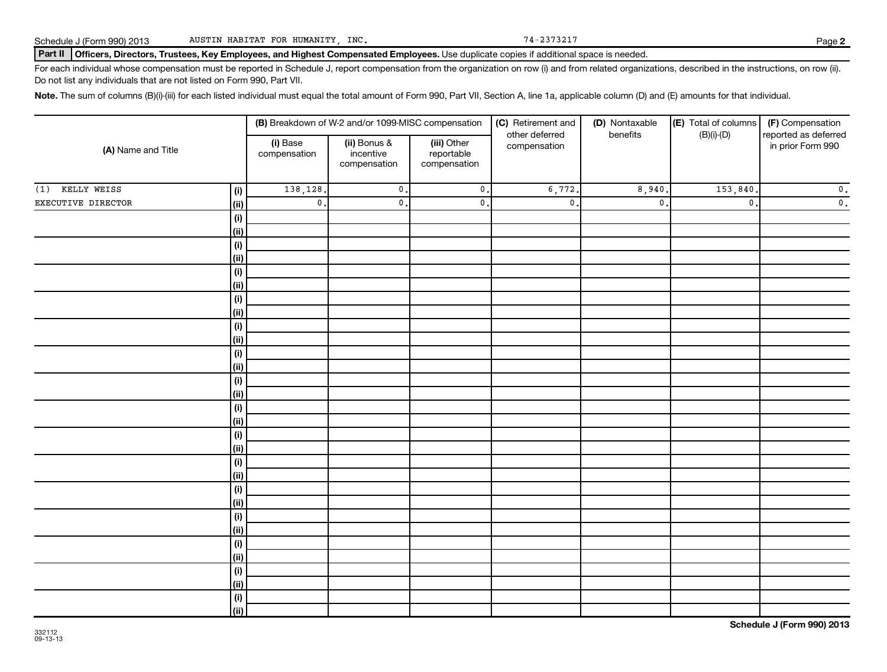Schedule J (Form 990) 2013 AUSTIN HABITAT FOR HUMANITY, INC. 74-2373217 Page **2**

**Part II** **Officers, Directors, Trustees, Key Employees, and Highest Compensated Employees.** Use duplicate copies if additional space is needed.

For each individual whose compensation must be reported in Schedule J, report compensation from the organization on row (i) and from related organizations, described in the instructions, on row (ii). Do not list any individuals that are not listed on Form 990, Part VII.

**Note.** The sum of columns (B)(i)-(iii) for each listed individual must equal the total amount of Form 990, Part VII, Section A, line 1a, applicable column (D) and (E) amounts for that individual.

| (A) Name and Title | | (B) Breakdown of W-2 and/or 1099-MISC compensation | | | (C) Retirement and other deferred compensation | (D) Nontaxable benefits | (E) Total of columns (B)(i)-(D) | (F) Compensation reported as deferred in prior Form 990 |
|---|---|---|---|---|---|---|---|---|
| | | (i) Base compensation | (ii) Bonus & incentive compensation | (iii) Other reportable compensation | | | | |
| (1) KELLY WEISS | (i) | 138,128. | 0. | 0. | 6,772. | 8,940. | 153,840. | 0. |
| EXECUTIVE DIRECTOR | (ii) | 0. | 0. | 0. | 0. | 0. | 0. | 0. |
| | (i) | | | | | | | |
| | (ii) | | | | | | | |
| | (i) | | | | | | | |
| | (ii) | | | | | | | |
| | (i) | | | | | | | |
| | (ii) | | | | | | | |
| | (i) | | | | | | | |
| | (ii) | | | | | | | |
| | (i) | | | | | | | |
| | (ii) | | | | | | | |
| | (i) | | | | | | | |
| | (ii) | | | | | | | |
| | (i) | | | | | | | |
| | (ii) | | | | | | | |
| | (i) | | | | | | | |
| | (ii) | | | | | | | |
| | (i) | | | | | | | |
| | (ii) | | | | | | | |
| | (i) | | | | | | | |
| | (ii) | | | | | | | |
| | (i) | | | | | | | |
| | (ii) | | | | | | | |
| | (i) | | | | | | | |
| | (ii) | | | | | | | |
| | (i) | | | | | | | |
| | (ii) | | | | | | | |
| | (i) | | | | | | | |
| | (ii) | | | | | | | |
| | (i) | | | | | | | |
| | (ii) | | | | | | | |

332112
09-13-13

**Schedule J (Form 990) 2013**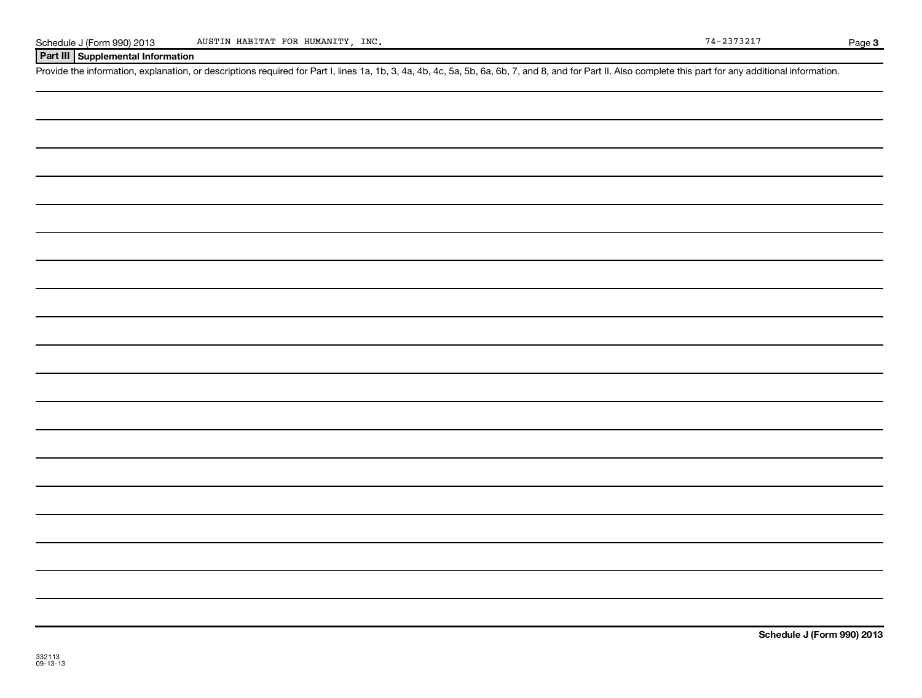Schedule J (Form 990) 2013 AUSTIN HABITAT FOR HUMANITY, INC. 74-2373217

## Part III Supplemental Information

Provide the information, explanation, or descriptions required for Part I, lines 1a, 1b, 3, 4a, 4b, 4c, 5a, 5b, 6a, 6b, 7, and 8, and for Part II. Also complete this part for any additional information.

Schedule J (Form 990) 2013

332113
09-13-13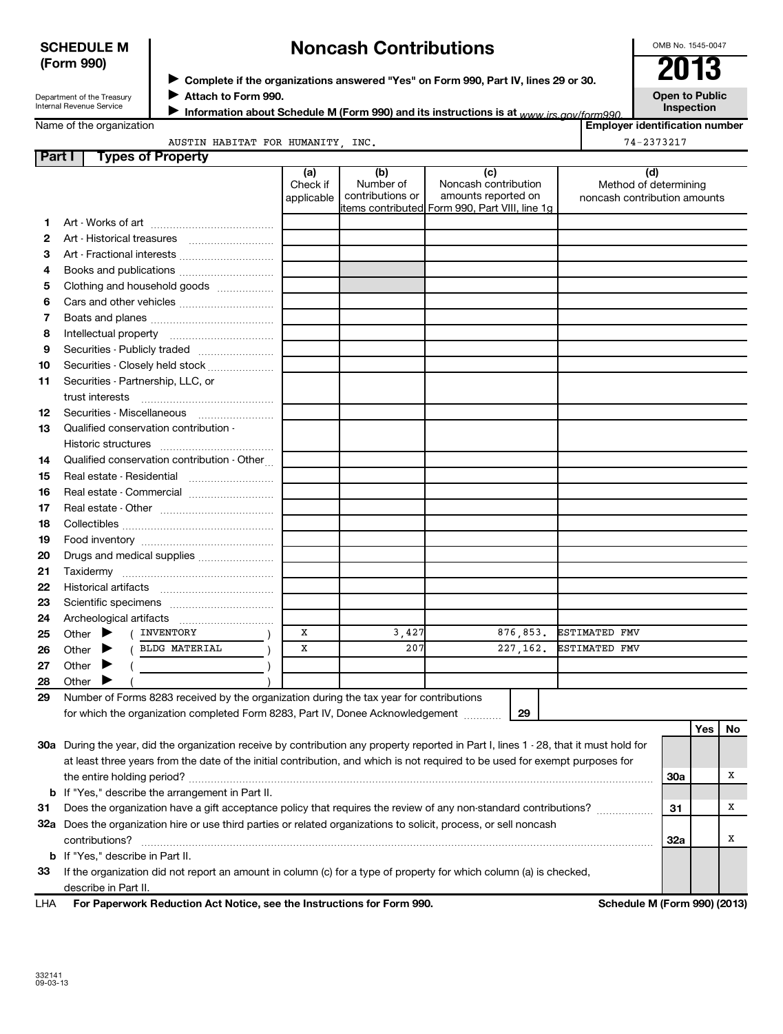**SCHEDULE M (Form 990)**

Department of the Treasury
Internal Revenue Service

# Noncash Contributions

▶ **Complete if the organizations answered "Yes" on Form 990, Part IV, lines 29 or 30.**
▶ **Attach to Form 990.**
▶ **Information about Schedule M (Form 990) and its instructions is at** *www.irs.gov/form990.*

OMB No. 1545-0047

**2013**

**Open to Public Inspection**

| Name of the organization | Employer identification number |
|---|---|
| AUSTIN HABITAT FOR HUMANITY, INC. | 74-2373217 |

**Part I — Types of Property**

| | | (a) Check if applicable | (b) Number of contributions or items contributed | (c) Noncash contribution amounts reported on Form 990, Part VIII, line 1g | (d) Method of determining noncash contribution amounts |
|---|---|---|---|---|---|
| 1 | Art - Works of art | | | | |
| 2 | Art - Historical treasures | | | | |
| 3 | Art - Fractional interests | | | | |
| 4 | Books and publications | | | | |
| 5 | Clothing and household goods | | | | |
| 6 | Cars and other vehicles | | | | |
| 7 | Boats and planes | | | | |
| 8 | Intellectual property | | | | |
| 9 | Securities - Publicly traded | | | | |
| 10 | Securities - Closely held stock | | | | |
| 11 | Securities - Partnership, LLC, or trust interests | | | | |
| 12 | Securities - Miscellaneous | | | | |
| 13 | Qualified conservation contribution - Historic structures | | | | |
| 14 | Qualified conservation contribution - Other | | | | |
| 15 | Real estate - Residential | | | | |
| 16 | Real estate - Commercial | | | | |
| 17 | Real estate - Other | | | | |
| 18 | Collectibles | | | | |
| 19 | Food inventory | | | | |
| 20 | Drugs and medical supplies | | | | |
| 21 | Taxidermy | | | | |
| 22 | Historical artifacts | | | | |
| 23 | Scientific specimens | | | | |
| 24 | Archeological artifacts | | | | |
| 25 | Other ▶ ( INVENTORY ) | X | 3,427 | 876,853. | ESTIMATED FMV |
| 26 | Other ▶ ( BLDG MATERIAL ) | X | 207 | 227,162. | ESTIMATED FMV |
| 27 | Other ▶ ( ) | | | | |
| 28 | Other ▶ ( ) | | | | |

**29** Number of Forms 8283 received by the organization during the tax year for contributions for which the organization completed Form 8283, Part IV, Donee Acknowledgement ..... **29**

| | | | Yes | No |
|---|---|---|---|---|
| **30a** | During the year, did the organization receive by contribution any property reported in Part I, lines 1 - 28, that it must hold for at least three years from the date of the initial contribution, and which is not required to be used for exempt purposes for the entire holding period? | 30a | | X |
| **b** | If "Yes," describe the arrangement in Part II. | | | |
| **31** | Does the organization have a gift acceptance policy that requires the review of any non-standard contributions? | 31 | | X |
| **32a** | Does the organization hire or use third parties or related organizations to solicit, process, or sell noncash contributions? | 32a | | X |
| **b** | If "Yes," describe in Part II. | | | |
| **33** | If the organization did not report an amount in column (c) for a type of property for which column (a) is checked, describe in Part II. | | | |

LHA **For Paperwork Reduction Act Notice, see the Instructions for Form 990.** **Schedule M (Form 990) (2013)**

332141
09-03-13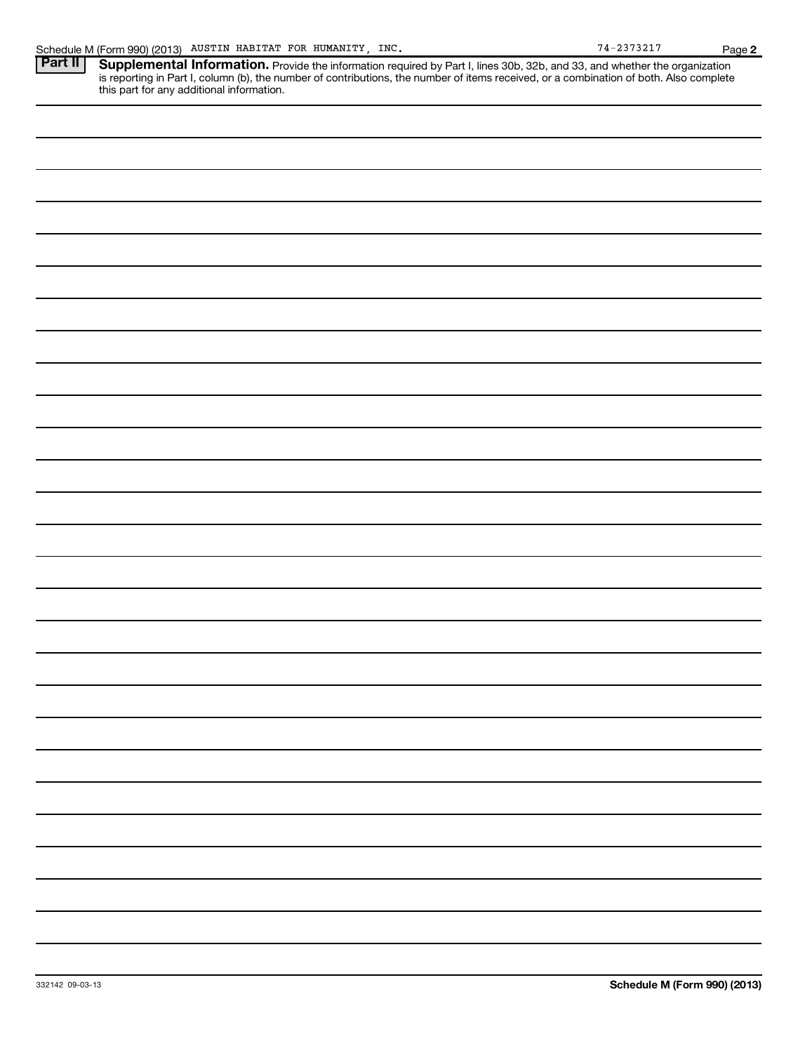Schedule M (Form 990) (2013) AUSTIN HABITAT FOR HUMANITY, INC. 74-2373217

**Part II** **Supplemental Information.** Provide the information required by Part I, lines 30b, 32b, and 33, and whether the organization is reporting in Part I, column (b), the number of contributions, the number of items received, or a combination of both. Also complete this part for any additional information.

332142 09-03-13 **Schedule M (Form 990) (2013)**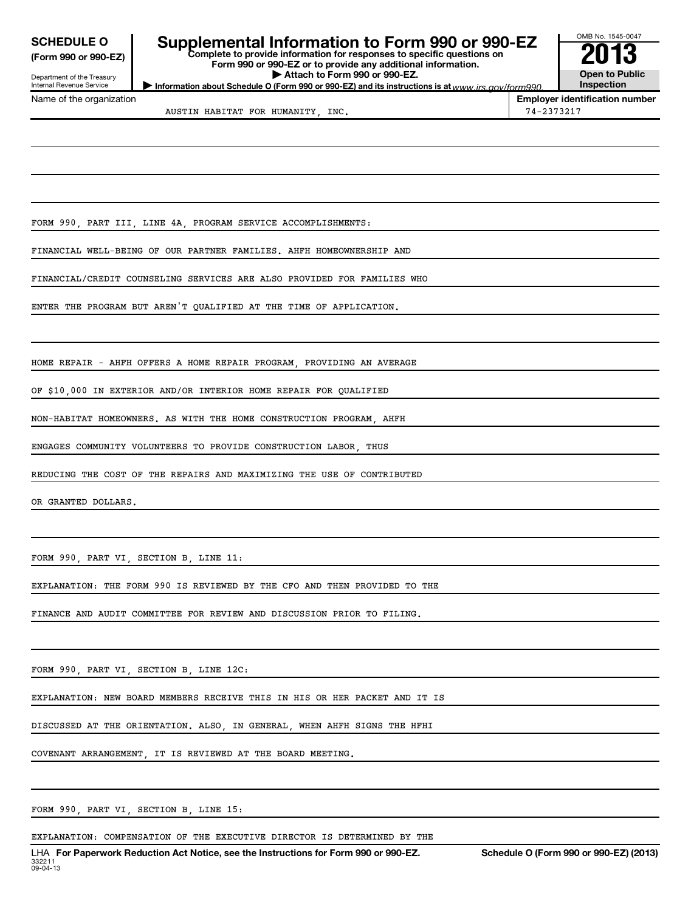**SCHEDULE O**
**(Form 990 or 990-EZ)**

Department of the Treasury
Internal Revenue Service

# Supplemental Information to Form 990 or 990-EZ

**Complete to provide information for responses to specific questions on Form 990 or 990-EZ or to provide any additional information.**
**▶ Attach to Form 990 or 990-EZ.**
**▶ Information about Schedule O (Form 990 or 990-EZ) and its instructions is at** www.irs.gov/form990.

OMB No. 1545-0047
**2013**
**Open to Public Inspection**

Name of the organization: AUSTIN HABITAT FOR HUMANITY, INC.
**Employer identification number:** 74-2373217

FORM 990, PART III, LINE 4A, PROGRAM SERVICE ACCOMPLISHMENTS:

FINANCIAL WELL-BEING OF OUR PARTNER FAMILIES. AHFH HOMEOWNERSHIP AND FINANCIAL/CREDIT COUNSELING SERVICES ARE ALSO PROVIDED FOR FAMILIES WHO ENTER THE PROGRAM BUT AREN'T QUALIFIED AT THE TIME OF APPLICATION.

HOME REPAIR - AHFH OFFERS A HOME REPAIR PROGRAM, PROVIDING AN AVERAGE OF $10,000 IN EXTERIOR AND/OR INTERIOR HOME REPAIR FOR QUALIFIED NON-HABITAT HOMEOWNERS. AS WITH THE HOME CONSTRUCTION PROGRAM, AHFH ENGAGES COMMUNITY VOLUNTEERS TO PROVIDE CONSTRUCTION LABOR, THUS REDUCING THE COST OF THE REPAIRS AND MAXIMIZING THE USE OF CONTRIBUTED OR GRANTED DOLLARS.

FORM 990, PART VI, SECTION B, LINE 11:

EXPLANATION: THE FORM 990 IS REVIEWED BY THE CFO AND THEN PROVIDED TO THE FINANCE AND AUDIT COMMITTEE FOR REVIEW AND DISCUSSION PRIOR TO FILING.

FORM 990, PART VI, SECTION B, LINE 12C:

EXPLANATION: NEW BOARD MEMBERS RECEIVE THIS IN HIS OR HER PACKET AND IT IS DISCUSSED AT THE ORIENTATION. ALSO, IN GENERAL, WHEN AHFH SIGNS THE HFHI COVENANT ARRANGEMENT, IT IS REVIEWED AT THE BOARD MEETING.

FORM 990, PART VI, SECTION B, LINE 15:

EXPLANATION: COMPENSATION OF THE EXECUTIVE DIRECTOR IS DETERMINED BY THE

LHA **For Paperwork Reduction Act Notice, see the Instructions for Form 990 or 990-EZ.** **Schedule O (Form 990 or 990-EZ) (2013)**
332211
09-04-13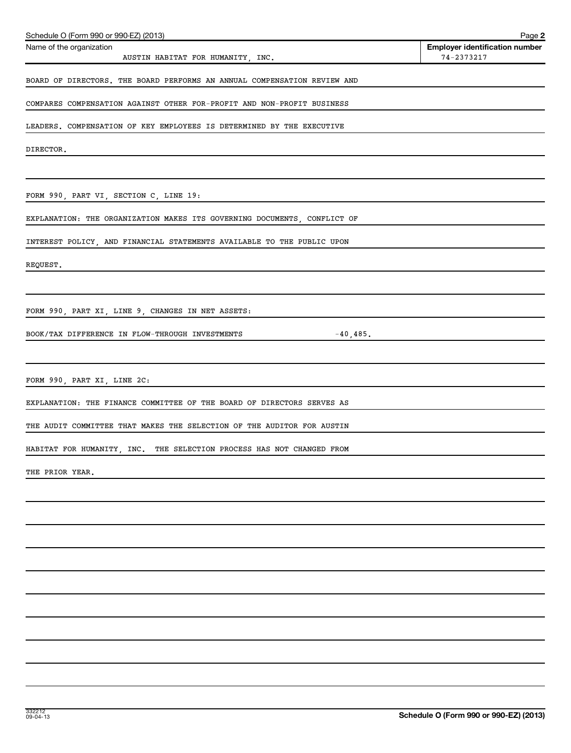Schedule O (Form 990 or 990-EZ) (2013) Page 2

| Name of the organization | Employer identification number |
|---|---|
| AUSTIN HABITAT FOR HUMANITY, INC. | 74-2373217 |

BOARD OF DIRECTORS. THE BOARD PERFORMS AN ANNUAL COMPENSATION REVIEW AND COMPARES COMPENSATION AGAINST OTHER FOR-PROFIT AND NON-PROFIT BUSINESS LEADERS. COMPENSATION OF KEY EMPLOYEES IS DETERMINED BY THE EXECUTIVE DIRECTOR.

FORM 990, PART VI, SECTION C, LINE 19:

EXPLANATION: THE ORGANIZATION MAKES ITS GOVERNING DOCUMENTS, CONFLICT OF INTEREST POLICY, AND FINANCIAL STATEMENTS AVAILABLE TO THE PUBLIC UPON REQUEST.

FORM 990, PART XI, LINE 9, CHANGES IN NET ASSETS:

BOOK/TAX DIFFERENCE IN FLOW-THROUGH INVESTMENTS -40,485.

FORM 990, PART XI, LINE 2C:

EXPLANATION: THE FINANCE COMMITTEE OF THE BOARD OF DIRECTORS SERVES AS THE AUDIT COMMITTEE THAT MAKES THE SELECTION OF THE AUDITOR FOR AUSTIN HABITAT FOR HUMANITY, INC. THE SELECTION PROCESS HAS NOT CHANGED FROM THE PRIOR YEAR.

332212 09-04-13

Schedule O (Form 990 or 990-EZ) (2013)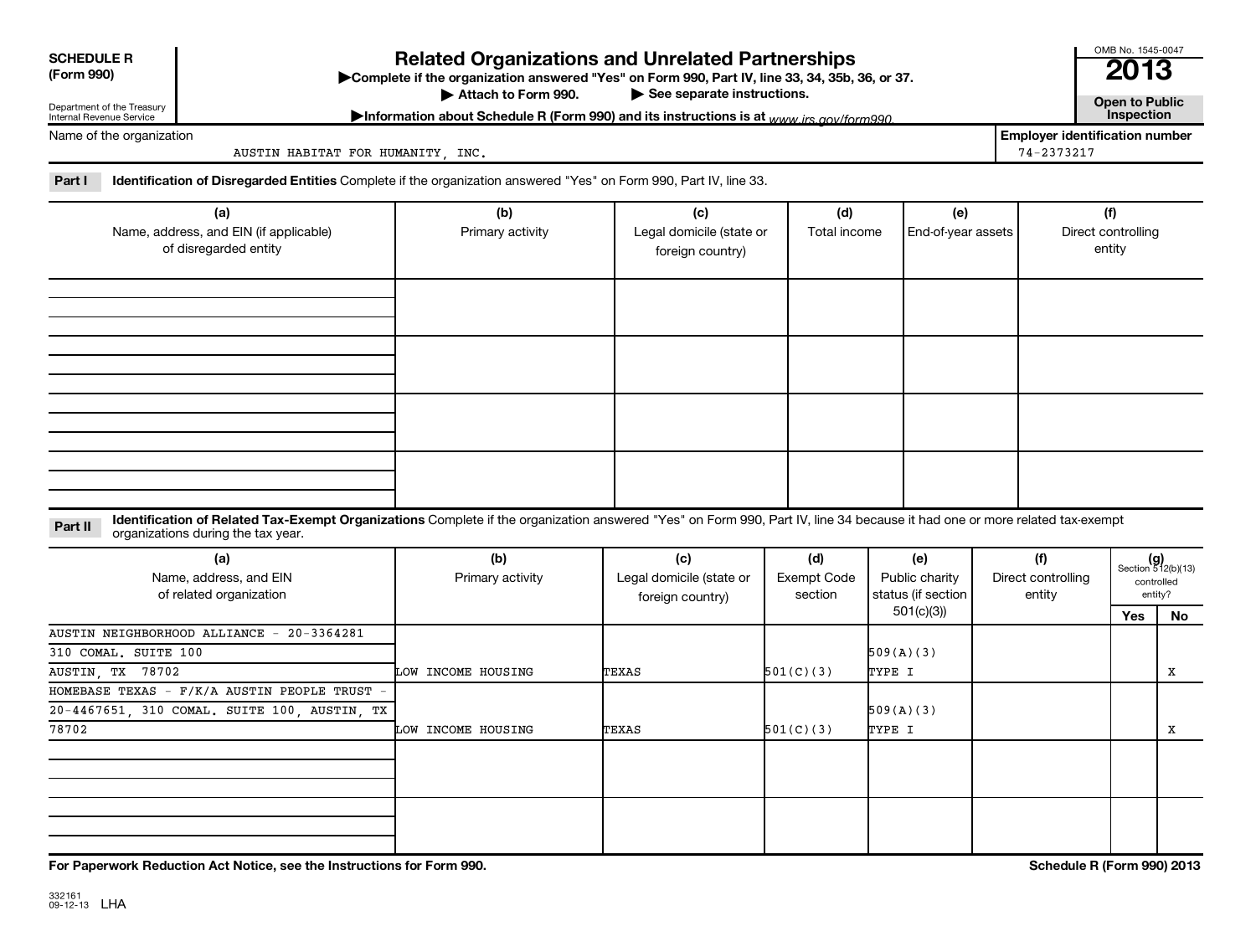**SCHEDULE R (Form 990)**

Department of the Treasury
Internal Revenue Service

# Related Organizations and Unrelated Partnerships

▶Complete if the organization answered "Yes" on Form 990, Part IV, line 33, 34, 35b, 36, or 37.
▶ Attach to Form 990. ▶ See separate instructions.
▶Information about Schedule R (Form 990) and its instructions is at www.irs.gov/form990.

OMB No. 1545-0047
**2013**
**Open to Public Inspection**

Name of the organization: AUSTIN HABITAT FOR HUMANITY, INC.

Employer identification number: 74-2373217

**Part I** **Identification of Disregarded Entities** Complete if the organization answered "Yes" on Form 990, Part IV, line 33.

| (a) Name, address, and EIN (if applicable) of disregarded entity | (b) Primary activity | (c) Legal domicile (state or foreign country) | (d) Total income | (e) End-of-year assets | (f) Direct controlling entity |
|---|---|---|---|---|---|
| | | | | | |
| | | | | | |
| | | | | | |
| | | | | | |

**Part II** **Identification of Related Tax-Exempt Organizations** Complete if the organization answered "Yes" on Form 990, Part IV, line 34 because it had one or more related tax-exempt organizations during the tax year.

| (a) Name, address, and EIN of related organization | (b) Primary activity | (c) Legal domicile (state or foreign country) | (d) Exempt Code section | (e) Public charity status (if section 501(c)(3)) | (f) Direct controlling entity | (g) Section 512(b)(13) controlled entity? Yes | No |
|---|---|---|---|---|---|---|---|
| AUSTIN NEIGHBORHOOD ALLIANCE - 20-3364281 310 COMAL. SUITE 100 AUSTIN, TX 78702 | LOW INCOME HOUSING | TEXAS | 501(C)(3) | 509(A)(3) TYPE I | | | X |
| HOMEBASE TEXAS - F/K/A AUSTIN PEOPLE TRUST - 20-4467651, 310 COMAL. SUITE 100, AUSTIN, TX 78702 | LOW INCOME HOUSING | TEXAS | 501(C)(3) | 509(A)(3) TYPE I | | | X |
| | | | | | | | |
| | | | | | | | |

**For Paperwork Reduction Act Notice, see the Instructions for Form 990.**

**Schedule R (Form 990) 2013**

332161
09-12-13 LHA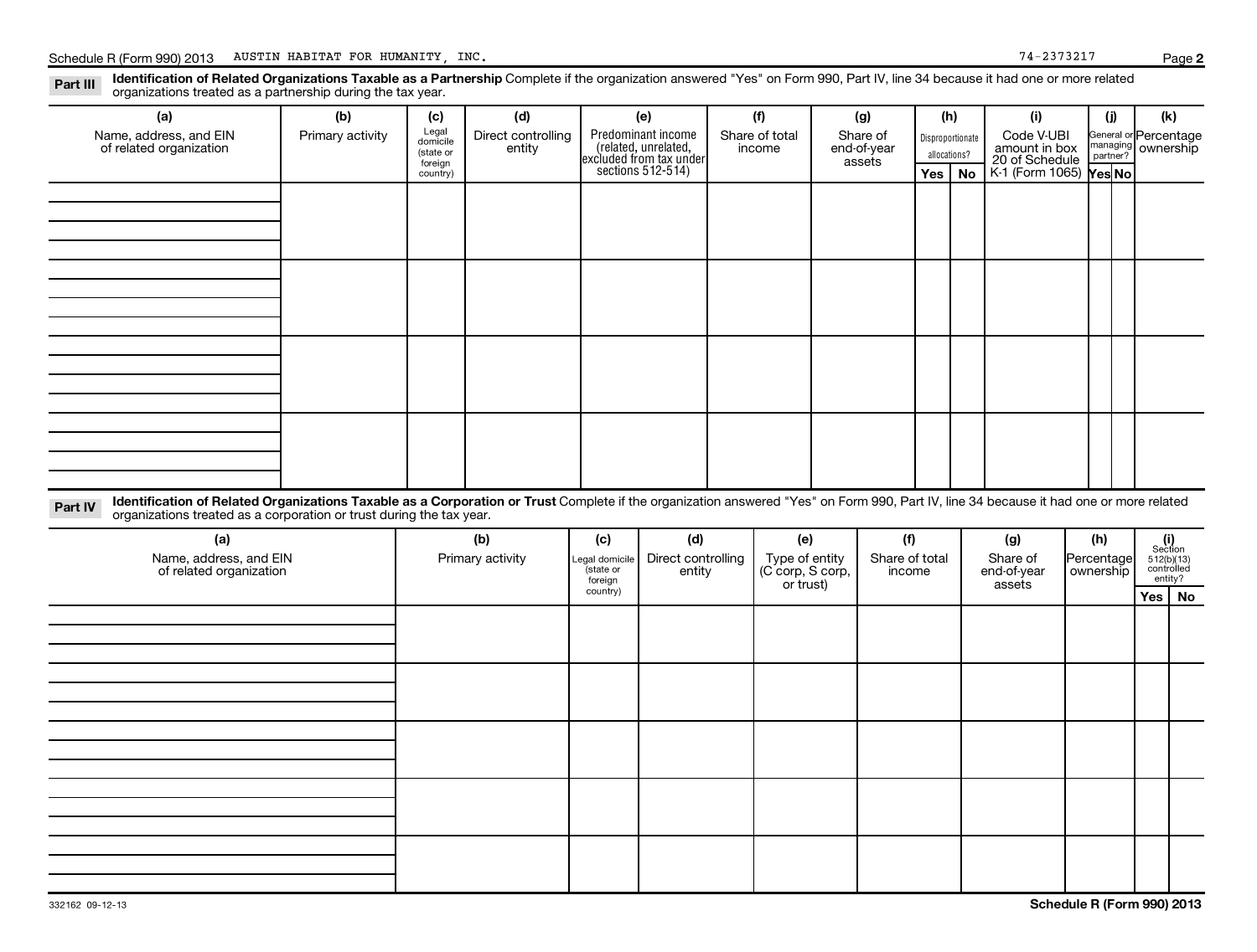Schedule R (Form 990) 2013 AUSTIN HABITAT FOR HUMANITY, INC. 74-2373217 Page **2**

**Part III** **Identification of Related Organizations Taxable as a Partnership** Complete if the organization answered "Yes" on Form 990, Part IV, line 34 because it had one or more related organizations treated as a partnership during the tax year.

| (a) Name, address, and EIN of related organization | (b) Primary activity | (c) Legal domicile (state or foreign country) | (d) Direct controlling entity | (e) Predominant income (related, unrelated, excluded from tax under sections 512-514) | (f) Share of total income | (g) Share of end-of-year assets | (h) Disproportionate allocations? | | (i) Code V-UBI amount in box 20 of Schedule K-1 (Form 1065) | (j) General or managing partner? | | (k) Percentage ownership |
|---|---|---|---|---|---|---|---|---|---|---|---|---|
| | | | | | | | Yes | No | | Yes | No | |
| | | | | | | | | | | | | |
| | | | | | | | | | | | | |
| | | | | | | | | | | | | |
| | | | | | | | | | | | | |

**Part IV** **Identification of Related Organizations Taxable as a Corporation or Trust** Complete if the organization answered "Yes" on Form 990, Part IV, line 34 because it had one or more related organizations treated as a corporation or trust during the tax year.

| (a) Name, address, and EIN of related organization | (b) Primary activity | (c) Legal domicile (state or foreign country) | (d) Direct controlling entity | (e) Type of entity (C corp, S corp, or trust) | (f) Share of total income | (g) Share of end-of-year assets | (h) Percentage ownership | (i) Section 512(b)(13) controlled entity? | |
|---|---|---|---|---|---|---|---|---|---|
| | | | | | | | | Yes | No |
| | | | | | | | | | |
| | | | | | | | | | |
| | | | | | | | | | |
| | | | | | | | | | |
| | | | | | | | | | |

332162 09-12-13 **Schedule R (Form 990) 2013**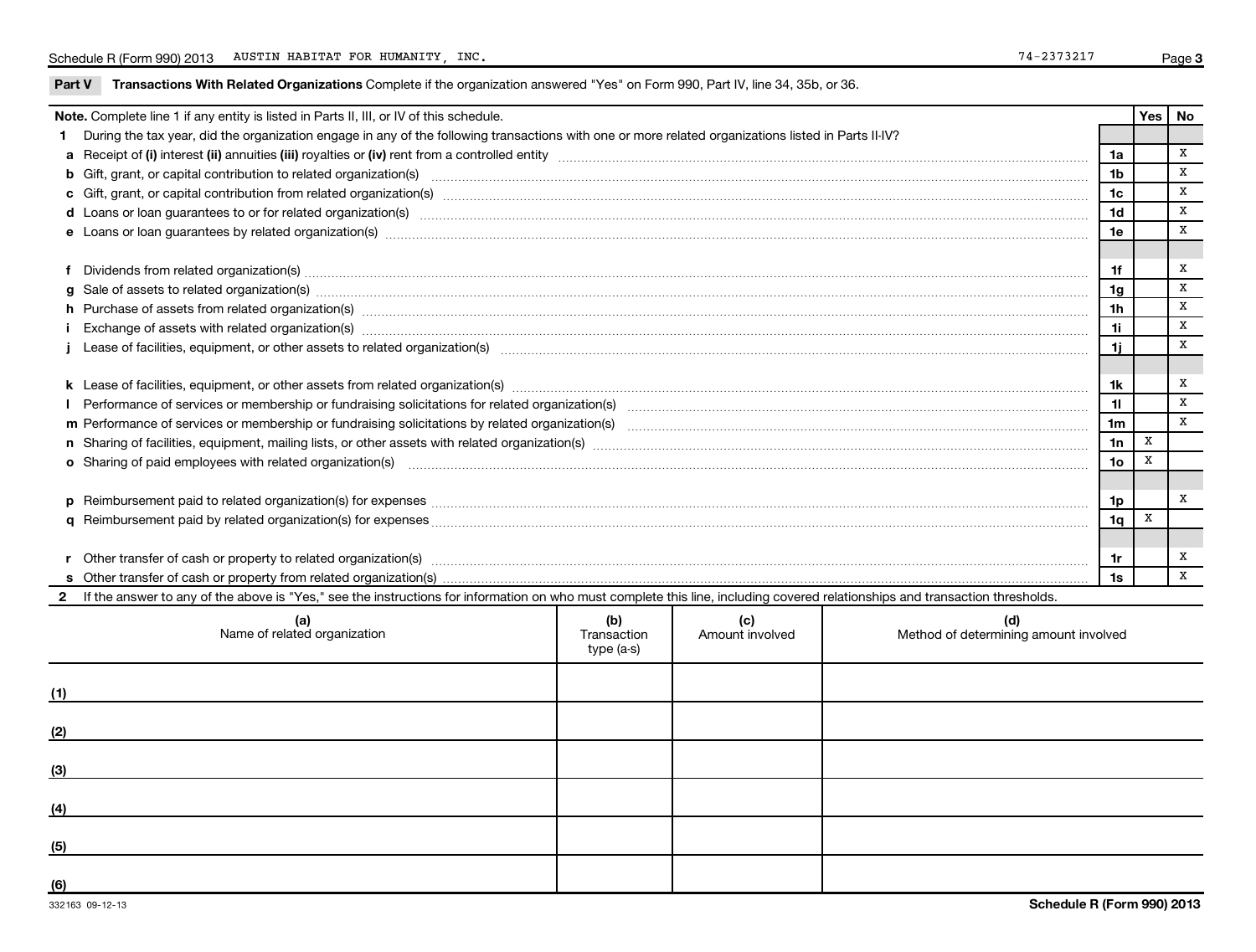Schedule R (Form 990) 2013 AUSTIN HABITAT FOR HUMANITY, INC. 74-2373217

**Part V** **Transactions With Related Organizations** Complete if the organization answered "Yes" on Form 990, Part IV, line 34, 35b, or 36.

| **Note.** Complete line 1 if any entity is listed in Parts II, III, or IV of this schedule. | | Yes | No |
|---|---|---|---|
| **1** During the tax year, did the organization engage in any of the following transactions with one or more related organizations listed in Parts II-IV? | | | |
| **a** Receipt of **(i)** interest **(ii)** annuities **(iii)** royalties or **(iv)** rent from a controlled entity | 1a | | X |
| **b** Gift, grant, or capital contribution to related organization(s) | 1b | | X |
| **c** Gift, grant, or capital contribution from related organization(s) | 1c | | X |
| **d** Loans or loan guarantees to or for related organization(s) | 1d | | X |
| **e** Loans or loan guarantees by related organization(s) | 1e | | X |
| **f** Dividends from related organization(s) | 1f | | X |
| **g** Sale of assets to related organization(s) | 1g | | X |
| **h** Purchase of assets from related organization(s) | 1h | | X |
| **i** Exchange of assets with related organization(s) | 1i | | X |
| **j** Lease of facilities, equipment, or other assets to related organization(s) | 1j | | X |
| **k** Lease of facilities, equipment, or other assets from related organization(s) | 1k | | X |
| **l** Performance of services or membership or fundraising solicitations for related organization(s) | 1l | | X |
| **m** Performance of services or membership or fundraising solicitations by related organization(s) | 1m | | X |
| **n** Sharing of facilities, equipment, mailing lists, or other assets with related organization(s) | 1n | X | |
| **o** Sharing of paid employees with related organization(s) | 1o | X | |
| **p** Reimbursement paid to related organization(s) for expenses | 1p | | X |
| **q** Reimbursement paid by related organization(s) for expenses | 1q | X | |
| **r** Other transfer of cash or property to related organization(s) | 1r | | X |
| **s** Other transfer of cash or property from related organization(s) | 1s | | X |

**2** If the answer to any of the above is "Yes," see the instructions for information on who must complete this line, including covered relationships and transaction thresholds.

| | (a) Name of related organization | (b) Transaction type (a-s) | (c) Amount involved | (d) Method of determining amount involved |
|---|---|---|---|---|
| (1) | | | | |
| (2) | | | | |
| (3) | | | | |
| (4) | | | | |
| (5) | | | | |
| (6) | | | | |

332163 09-12-13 **Schedule R (Form 990) 2013**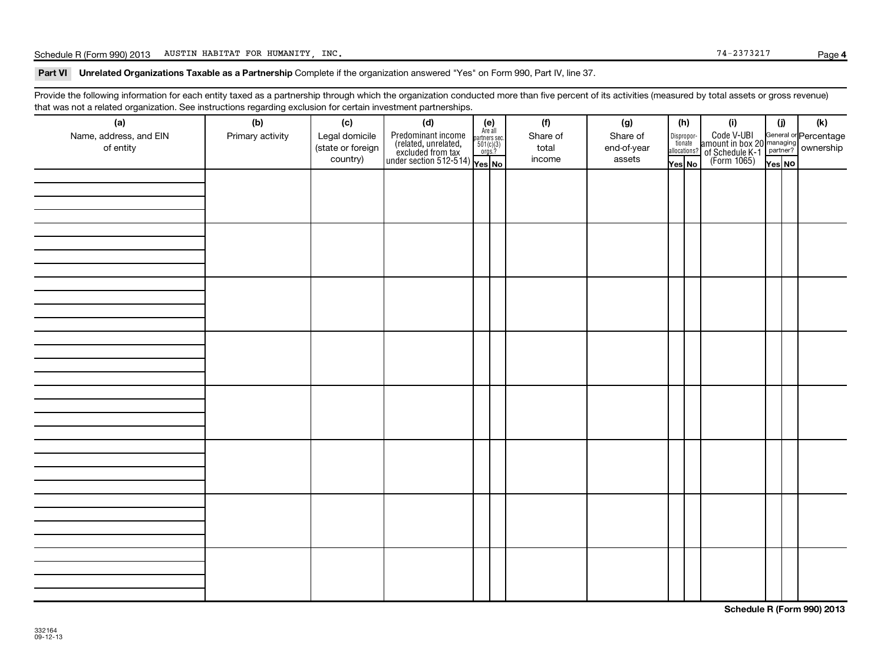Schedule R (Form 990) 2013 AUSTIN HABITAT FOR HUMANITY, INC. 74-2373217 Page **4**

**Part VI Unrelated Organizations Taxable as a Partnership** Complete if the organization answered "Yes" on Form 990, Part IV, line 37.

Provide the following information for each entity taxed as a partnership through which the organization conducted more than five percent of its activities (measured by total assets or gross revenue) that was not a related organization. See instructions regarding exclusion for certain investment partnerships.

| (a) Name, address, and EIN of entity | (b) Primary activity | (c) Legal domicile (state or foreign country) | (d) Predominant income (related, unrelated, excluded from tax under section 512-514) | (e) Are all partners sec. 501(c)(3) orgs.? | | (f) Share of total income | (g) Share of end-of-year assets | (h) Dispropor-tionate allocations? | | (i) Code V-UBI amount in box 20 of Schedule K-1 (Form 1065) | (j) General or managing partner? | | (k) Percentage ownership |
|---|---|---|---|---|---|---|---|---|---|---|---|---|---|
| | | | | Yes | No | | | Yes | No | | Yes | No | |
| | | | | | | | | | | | | | |
| | | | | | | | | | | | | | |
| | | | | | | | | | | | | | |
| | | | | | | | | | | | | | |
| | | | | | | | | | | | | | |
| | | | | | | | | | | | | | |
| | | | | | | | | | | | | | |
| | | | | | | | | | | | | | |

**Schedule R (Form 990) 2013**

332164
09-12-13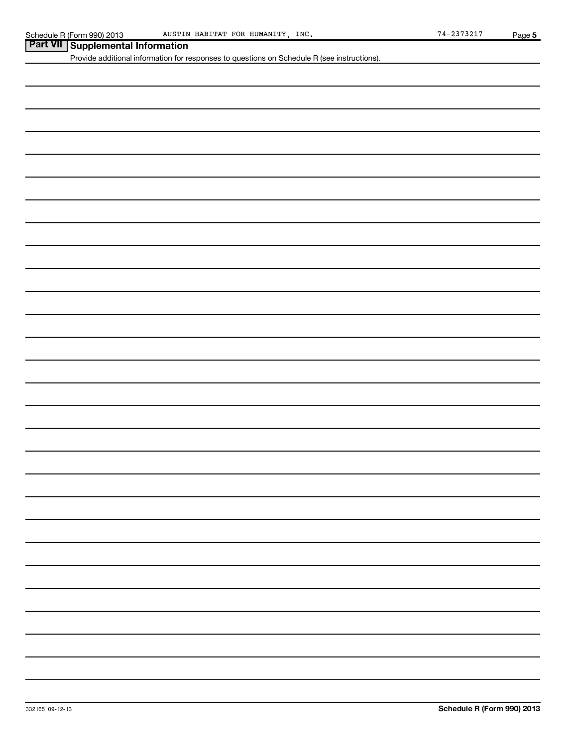Schedule R (Form 990) 2013 AUSTIN HABITAT FOR HUMANITY, INC. 74-2373217 Page 5

## Part VII Supplemental Information

Provide additional information for responses to questions on Schedule R (see instructions).

332165 09-12-13

**Schedule R (Form 990) 2013**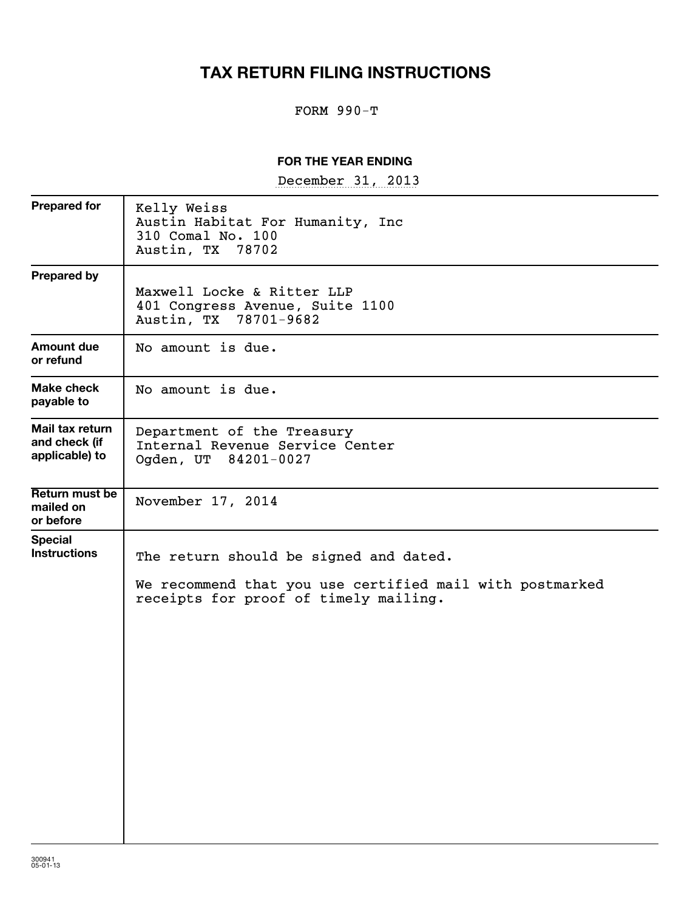# TAX RETURN FILING INSTRUCTIONS

FORM 990-T

**FOR THE YEAR ENDING**

December 31, 2013

| | |
|---|---|
| **Prepared for** | Kelly Weiss<br>Austin Habitat For Humanity, Inc<br>310 Comal No. 100<br>Austin, TX 78702 |
| **Prepared by** | Maxwell Locke & Ritter LLP<br>401 Congress Avenue, Suite 1100<br>Austin, TX 78701-9682 |
| **Amount due or refund** | No amount is due. |
| **Make check payable to** | No amount is due. |
| **Mail tax return and check (if applicable) to** | Department of the Treasury<br>Internal Revenue Service Center<br>Ogden, UT 84201-0027 |
| **Return must be mailed on or before** | November 17, 2014 |
| **Special Instructions** | The return should be signed and dated.<br><br>We recommend that you use certified mail with postmarked receipts for proof of timely mailing. |

300941
05-01-13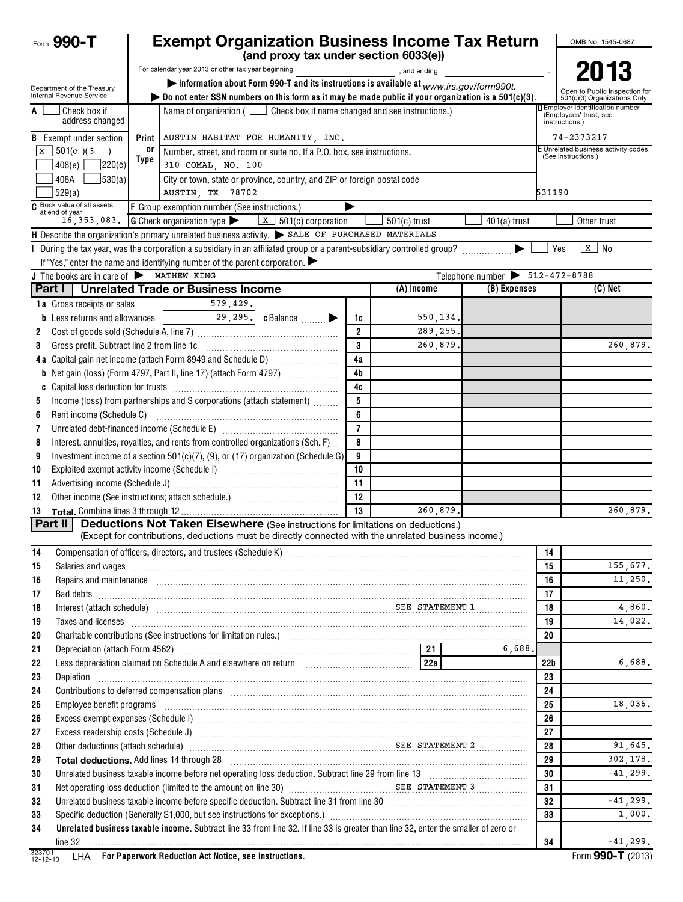Form **990-T**

# Exempt Organization Business Income Tax Return

**(and proxy tax under section 6033(e))**

For calendar year 2013 or other tax year beginning ____________, and ending ____________.

▶ Information about Form 990-T and its instructions is available at *www.irs.gov/form990t.*

▶ Do not enter SSN numbers on this form as it may be made public if your organization is a 501(c)(3).

Department of the Treasury Internal Revenue Service

OMB No. 1545-0687

**2013**

Open to Public Inspection for 501(c)(3) Organizations Only

A ☐ Check box if address changed

Name of organization ( ☐ Check box if name changed and see instructions.)

AUSTIN HABITAT FOR HUMANITY, INC.

D Employer identification number (Employees' trust, see instructions.): 74-2373217

B Exempt under section: [X] 501(c)(3) ☐ 408(e) ☐ 220(e) ☐ 408A ☐ 530(a) ☐ 529(a)

Print or Type

Number, street, and room or suite no. If a P.O. box, see instructions.

310 COMAL, NO. 100

City or town, state or province, country, and ZIP or foreign postal code

AUSTIN, TX 78702

E Unrelated business activity codes (See instructions.): 531190

C Book value of all assets at end of year: 16,353,083.

F Group exemption number (See instructions.) ▶

G Check organization type ▶ [X] 501(c) corporation ☐ 501(c) trust ☐ 401(a) trust ☐ Other trust

H Describe the organization's primary unrelated business activity. ▶ SALE OF PURCHASED MATERIALS

I During the tax year, was the corporation a subsidiary in an affiliated group or a parent-subsidiary controlled group? ▶ ☐ Yes [X] No

If "Yes," enter the name and identifying number of the parent corporation. ▶

J The books are in care of ▶ MATHEW KING  Telephone number ▶ 512-472-8788

## Part I Unrelated Trade or Business Income

| | | | (A) Income | (B) Expenses | (C) Net |
|---|---|---|---|---|---|
| 1a | Gross receipts or sales 579,429. | | | | |
| b | Less returns and allowances 29,295. c Balance ▶ | 1c | 550,134. | | |
| 2 | Cost of goods sold (Schedule A, line 7) | 2 | 289,255. | | |
| 3 | Gross profit. Subtract line 2 from line 1c | 3 | 260,879. | | 260,879. |
| 4a | Capital gain net income (attach Form 8949 and Schedule D) | 4a | | | |
| b | Net gain (loss) (Form 4797, Part II, line 17) (attach Form 4797) | 4b | | | |
| c | Capital loss deduction for trusts | 4c | | | |
| 5 | Income (loss) from partnerships and S corporations (attach statement) | 5 | | | |
| 6 | Rent income (Schedule C) | 6 | | | |
| 7 | Unrelated debt-financed income (Schedule E) | 7 | | | |
| 8 | Interest, annuities, royalties, and rents from controlled organizations (Sch. F) | 8 | | | |
| 9 | Investment income of a section 501(c)(7), (9), or (17) organization (Schedule G) | 9 | | | |
| 10 | Exploited exempt activity income (Schedule I) | 10 | | | |
| 11 | Advertising income (Schedule J) | 11 | | | |
| 12 | Other income (See instructions; attach schedule.) | 12 | | | |
| 13 | **Total.** Combine lines 3 through 12 | 13 | 260,879. | | 260,879. |

## Part II Deductions Not Taken Elsewhere (See instructions for limitations on deductions.)

(Except for contributions, deductions must be directly connected with the unrelated business income.)

| | | | |
|---|---|---|---|
| 14 | Compensation of officers, directors, and trustees (Schedule K) | 14 | |
| 15 | Salaries and wages | 15 | 155,677. |
| 16 | Repairs and maintenance | 16 | 11,250. |
| 17 | Bad debts | 17 | |
| 18 | Interest (attach schedule) SEE STATEMENT 1 | 18 | 4,860. |
| 19 | Taxes and licenses | 19 | 14,022. |
| 20 | Charitable contributions (See instructions for limitation rules.) | 20 | |
| 21 | Depreciation (attach Form 4562) 21: 6,688. | | |
| 22 | Less depreciation claimed on Schedule A and elsewhere on return 22a | 22b | 6,688. |
| 23 | Depletion | 23 | |
| 24 | Contributions to deferred compensation plans | 24 | |
| 25 | Employee benefit programs | 25 | 18,036. |
| 26 | Excess exempt expenses (Schedule I) | 26 | |
| 27 | Excess readership costs (Schedule J) | 27 | |
| 28 | Other deductions (attach schedule) SEE STATEMENT 2 | 28 | 91,645. |
| 29 | **Total deductions.** Add lines 14 through 28 | 29 | 302,178. |
| 30 | Unrelated business taxable income before net operating loss deduction. Subtract line 29 from line 13 | 30 | -41,299. |
| 31 | Net operating loss deduction (limited to the amount on line 30) SEE STATEMENT 3 | 31 | |
| 32 | Unrelated business taxable income before specific deduction. Subtract line 31 from line 30 | 32 | -41,299. |
| 33 | Specific deduction (Generally $1,000, but see instructions for exceptions.) | 33 | 1,000. |
| 34 | **Unrelated business taxable income.** Subtract line 33 from line 32. If line 33 is greater than line 32, enter the smaller of zero or line 32 | 34 | -41,299. |

323701 12-12-13 LHA **For Paperwork Reduction Act Notice, see instructions.** Form **990-T** (2013)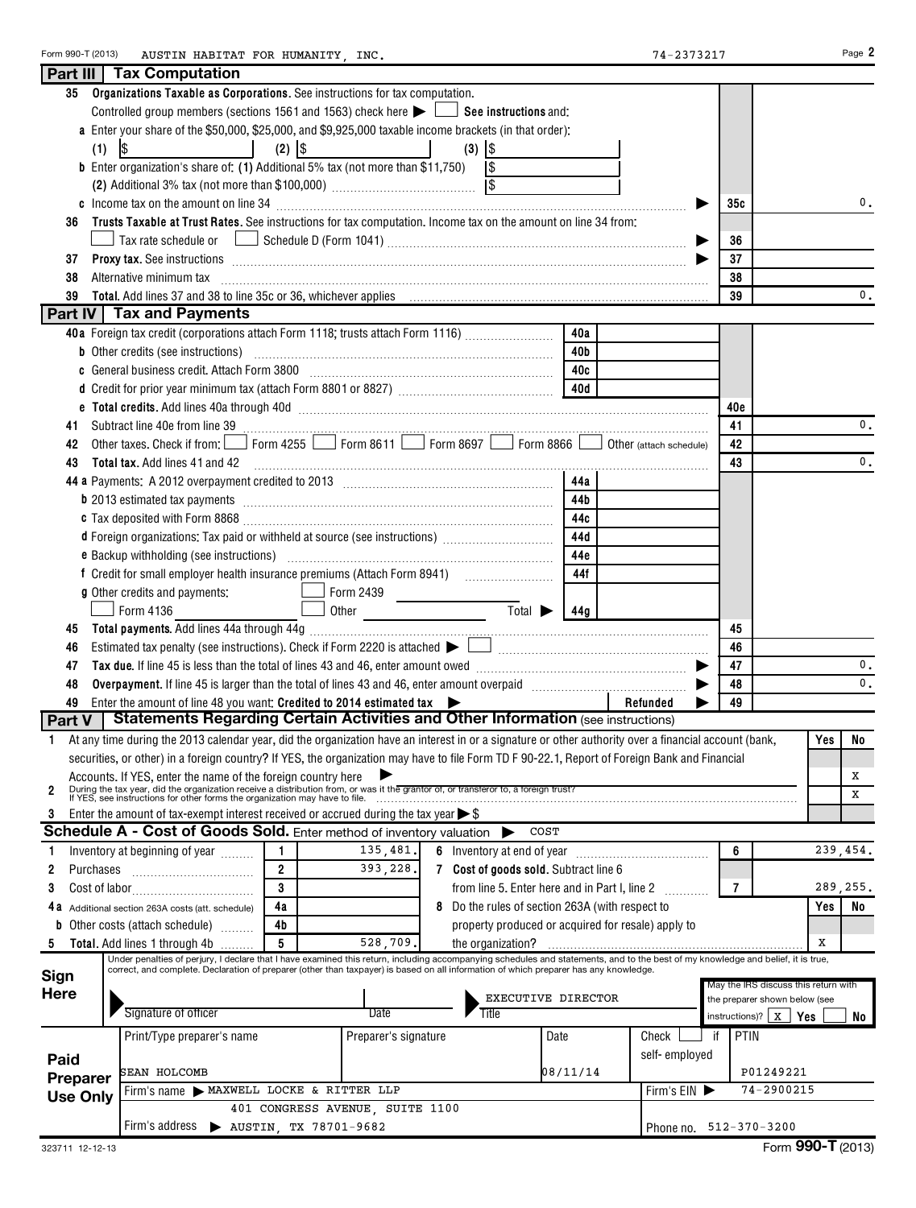Form 990-T (2013) AUSTIN HABITAT FOR HUMANITY, INC. 74-2373217 Page **2**

## Part III Tax Computation

| | | | |
|---|---|---|---|
| **35** | **Organizations Taxable as Corporations.** See instructions for tax computation. Controlled group members (sections 1561 and 1563) check here ▶ ☐ **See instructions** and: | | |
| **a** | Enter your share of the $50,000, $25,000, and $9,925,000 taxable income brackets (in that order): (1) $ (2) $ (3) $ | | |
| **b** | Enter organization's share of: (1) Additional 5% tax (not more than $11,750) $ (2) Additional 3% tax (not more than $100,000) $ | | |
| **c** | Income tax on the amount on line 34 ▶ | 35c | 0. |
| **36** | **Trusts Taxable at Trust Rates.** See instructions for tax computation. Income tax on the amount on line 34 from: ☐ Tax rate schedule or ☐ Schedule D (Form 1041) ▶ | 36 | |
| **37** | **Proxy tax.** See instructions ▶ | 37 | |
| **38** | Alternative minimum tax | 38 | |
| **39** | **Total.** Add lines 37 and 38 to line 35c or 36, whichever applies | 39 | 0. |

## Part IV Tax and Payments

| | | | | | |
|---|---|---|---|---|---|
| **40a** | Foreign tax credit (corporations attach Form 1118; trusts attach Form 1116) | 40a | | | |
| **b** | Other credits (see instructions) | 40b | | | |
| **c** | General business credit. Attach Form 3800 | 40c | | | |
| **d** | Credit for prior year minimum tax (attach Form 8801 or 8827) | 40d | | | |
| **e** | **Total credits.** Add lines 40a through 40d | | | 40e | |
| **41** | Subtract line 40e from line 39 | | | 41 | 0. |
| **42** | Other taxes. Check if from: ☐ Form 4255 ☐ Form 8611 ☐ Form 8697 ☐ Form 8866 ☐ Other (attach schedule) | | | 42 | |
| **43** | **Total tax.** Add lines 41 and 42 | | | 43 | 0. |
| **44a** | Payments: A 2012 overpayment credited to 2013 | 44a | | | |
| **b** | 2013 estimated tax payments | 44b | | | |
| **c** | Tax deposited with Form 8868 | 44c | | | |
| **d** | Foreign organizations: Tax paid or withheld at source (see instructions) | 44d | | | |
| **e** | Backup withholding (see instructions) | 44e | | | |
| **f** | Credit for small employer health insurance premiums (Attach Form 8941) | 44f | | | |
| **g** | Other credits and payments: ☐ Form 2439 ☐ Form 4136 ☐ Other Total ▶ | 44g | | | |
| **45** | **Total payments.** Add lines 44a through 44g | | | 45 | |
| **46** | Estimated tax penalty (see instructions). Check if Form 2220 is attached ▶ ☐ | | | 46 | |
| **47** | **Tax due.** If line 45 is less than the total of lines 43 and 46, enter amount owed ▶ | | | 47 | 0. |
| **48** | **Overpayment.** If line 45 is larger than the total of lines 43 and 46, enter amount overpaid ▶ | | | 48 | 0. |
| **49** | Enter the amount of line 48 you want: **Credited to 2014 estimated tax** ▶ | | Refunded ▶ | 49 | |

## Part V Statements Regarding Certain Activities and Other Information (see instructions)

| | | Yes | No |
|---|---|---|---|
| **1** | At any time during the 2013 calendar year, did the organization have an interest in or a signature or other authority over a financial account (bank, securities, or other) in a foreign country? If YES, the organization may have to file Form TD F 90-22.1, Report of Foreign Bank and Financial Accounts. If YES, enter the name of the foreign country here ▶ | | X |
| **2** | During the tax year, did the organization receive a distribution from, or was it the grantor of, or transferor to, a foreign trust? If YES, see instructions for other forms the organization may have to file. | | X |
| **3** | Enter the amount of tax-exempt interest received or accrued during the tax year ▶ $ | | |

## Schedule A - Cost of Goods Sold. Enter method of inventory valuation ▶ COST

| | | | | | | | |
|---|---|---|---|---|---|---|---|
| **1** | Inventory at beginning of year | 1 | 135,481. | **6** | Inventory at end of year | 6 | 239,454. |
| **2** | Purchases | 2 | 393,228. | **7** | **Cost of goods sold.** Subtract line 6 from line 5. Enter here and in Part I, line 2 | 7 | 289,255. |
| **3** | Cost of labor | 3 | | | | | |
| **4a** | Additional section 263A costs (att. schedule) | 4a | | **8** | Do the rules of section 263A (with respect to property produced or acquired for resale) apply to the organization? | Yes: X | No: |
| **b** | Other costs (attach schedule) | 4b | | | | | |
| **5** | **Total.** Add lines 1 through 4b | 5 | 528,709. | | | | |

**Sign Here**

Under penalties of perjury, I declare that I have examined this return, including accompanying schedules and statements, and to the best of my knowledge and belief, it is true, correct, and complete. Declaration of preparer (other than taxpayer) is based on all information of which preparer has any knowledge.

Signature of officer | Date | Title: EXECUTIVE DIRECTOR

May the IRS discuss this return with the preparer shown below (see instructions)? ☒ Yes ☐ No

**Paid Preparer Use Only**

| Print/Type preparer's name | Preparer's signature | Date | Check ☐ if self-employed | PTIN |
|---|---|---|---|---|
| SEAN HOLCOMB | | 08/11/14 | | P01249221 |

Firm's name ▶ MAXWELL LOCKE & RITTER LLP — Firm's EIN ▶ 74-2900215

Firm's address ▶ 401 CONGRESS AVENUE, SUITE 1100, AUSTIN, TX 78701-9682 — Phone no. 512-370-3200

323711 12-12-13 Form **990-T** (2013)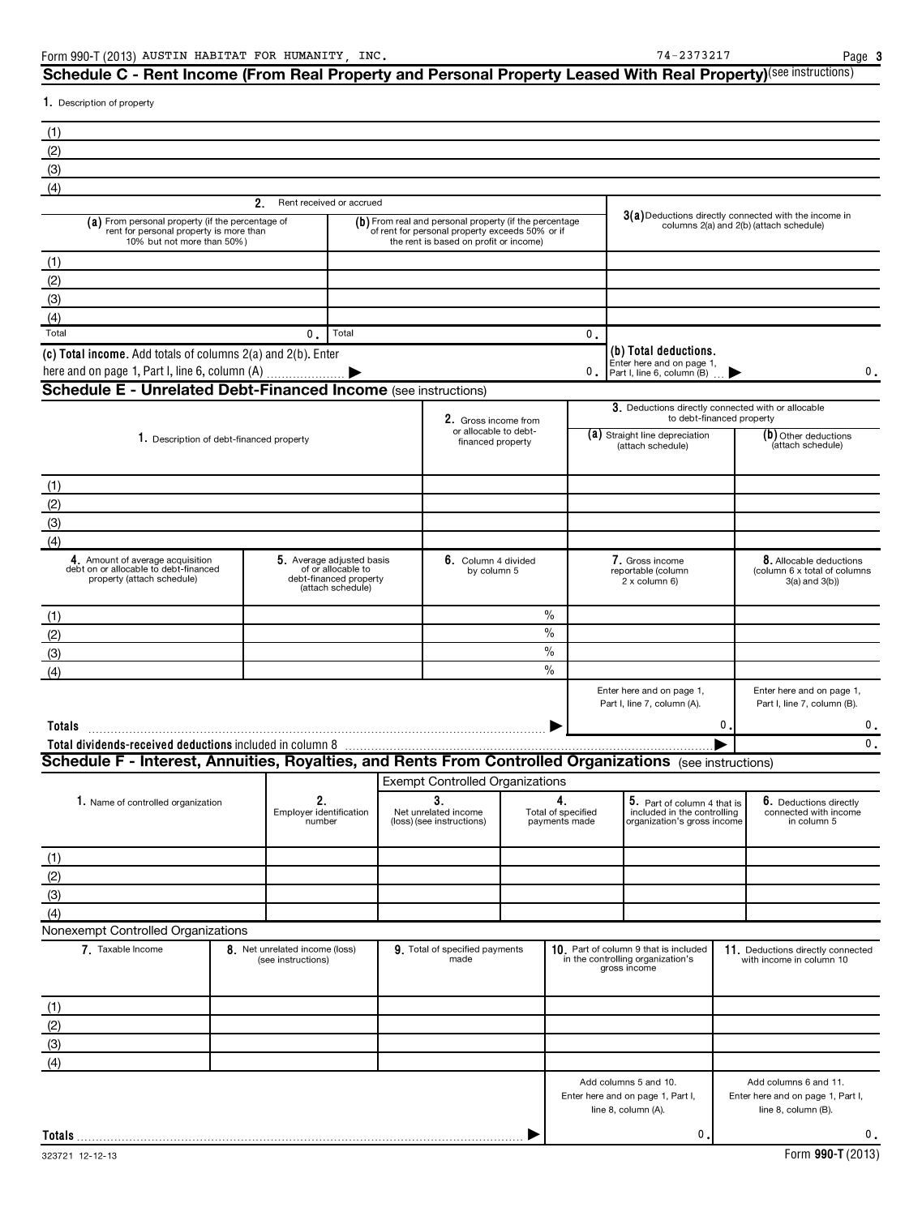Form 990-T (2013) AUSTIN HABITAT FOR HUMANITY, INC. 74-2373217 Page 3

## Schedule C - Rent Income (From Real Property and Personal Property Leased With Real Property) (see instructions)

1. Description of property

| |
|---|
| (1) |
| (2) |
| (3) |
| (4) |

| | 2. Rent received or accrued | | |
|---|---|---|---|
| | (a) From personal property (if the percentage of rent for personal property is more than 10% but not more than 50%) | (b) From real and personal property (if the percentage of rent for personal property exceeds 50% or if the rent is based on profit or income) | 3(a) Deductions directly connected with the income in columns 2(a) and 2(b) (attach schedule) |
| (1) | | | |
| (2) | | | |
| (3) | | | |
| (4) | | | |
| Total | 0. | Total 0. | |

(c) Total income. Add totals of columns 2(a) and 2(b). Enter here and on page 1, Part I, line 6, column (A) ▶ 0.

(b) Total deductions. Enter here and on page 1, Part I, line 6, column (B) ▶ 0.

## Schedule E - Unrelated Debt-Financed Income (see instructions)

| | 1. Description of debt-financed property | 2. Gross income from or allocable to debt-financed property | 3. Deductions directly connected with or allocable to debt-financed property: (a) Straight line depreciation (attach schedule) | (b) Other deductions (attach schedule) |
|---|---|---|---|---|
| (1) | | | | |
| (2) | | | | |
| (3) | | | | |
| (4) | | | | |

| | 4. Amount of average acquisition debt on or allocable to debt-financed property (attach schedule) | 5. Average adjusted basis of or allocable to debt-financed property (attach schedule) | 6. Column 4 divided by column 5 | 7. Gross income reportable (column 2 x column 6) | 8. Allocable deductions (column 6 x total of columns 3(a) and 3(b)) |
|---|---|---|---|---|---|
| (1) | | | % | | |
| (2) | | | % | | |
| (3) | | | % | | |
| (4) | | | % | | |
| | | | | Enter here and on page 1, Part I, line 7, column (A). | Enter here and on page 1, Part I, line 7, column (B). |
| Totals ▶ | | | | 0. | 0. |
| Total dividends-received deductions included in column 8 ▶ | | | | | 0. |

## Schedule F - Interest, Annuities, Royalties, and Rents From Controlled Organizations (see instructions)

Exempt Controlled Organizations

| | 1. Name of controlled organization | 2. Employer identification number | 3. Net unrelated income (loss) (see instructions) | 4. Total of specified payments made | 5. Part of column 4 that is included in the controlling organization's gross income | 6. Deductions directly connected with income in column 5 |
|---|---|---|---|---|---|---|
| (1) | | | | | | |
| (2) | | | | | | |
| (3) | | | | | | |
| (4) | | | | | | |

Nonexempt Controlled Organizations

| | 7. Taxable Income | 8. Net unrelated income (loss) (see instructions) | 9. Total of specified payments made | 10. Part of column 9 that is included in the controlling organization's gross income | 11. Deductions directly connected with income in column 10 |
|---|---|---|---|---|---|
| (1) | | | | | |
| (2) | | | | | |
| (3) | | | | | |
| (4) | | | | | |
| | | | | Add columns 5 and 10. Enter here and on page 1, Part I, line 8, column (A). | Add columns 6 and 11. Enter here and on page 1, Part I, line 8, column (B). |
| Totals ▶ | | | | 0. | 0. |

323721 12-12-13 Form 990-T (2013)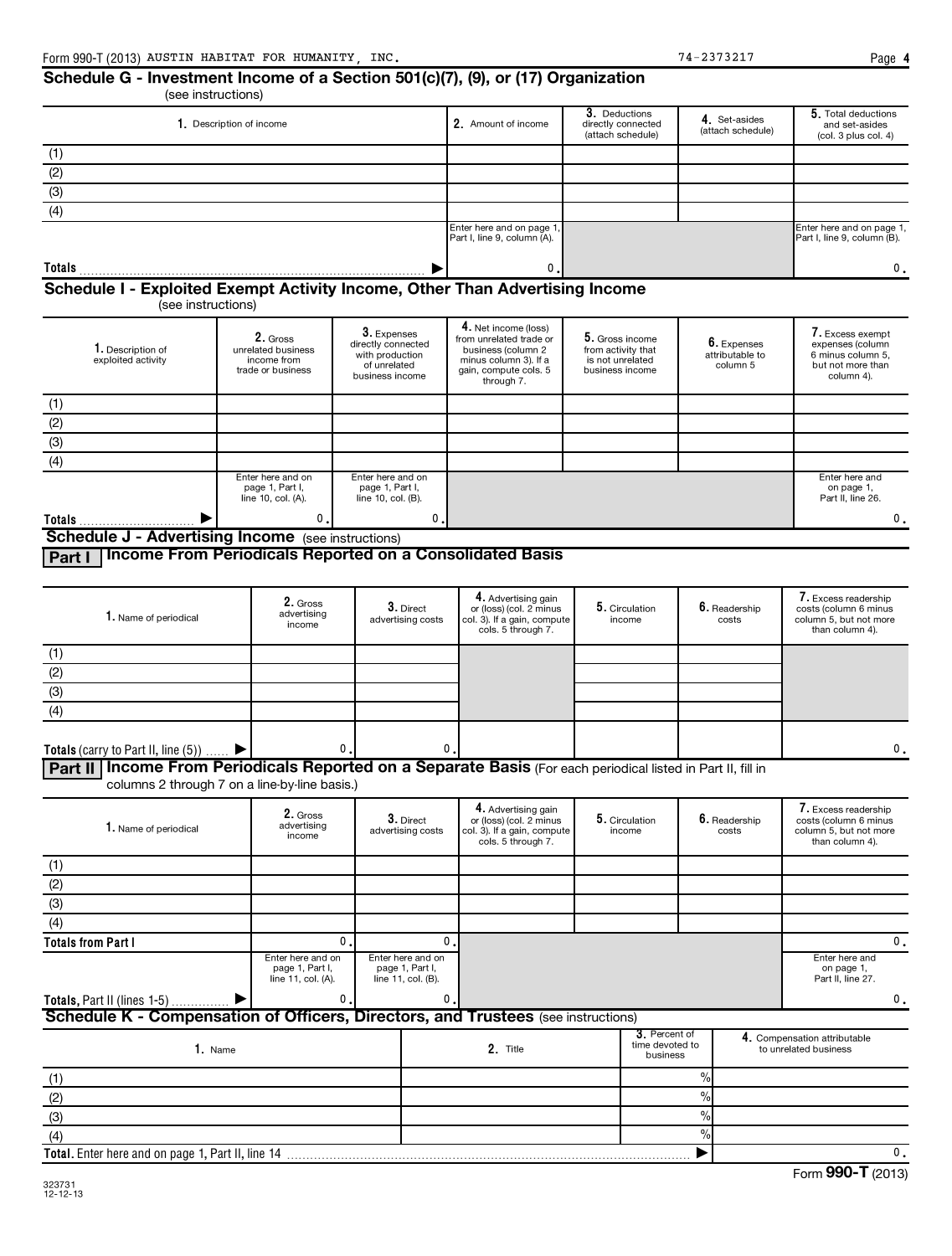Form 990-T (2013) AUSTIN HABITAT FOR HUMANITY, INC. 74-2373217 Page 4

## Schedule G - Investment Income of a Section 501(c)(7), (9), or (17) Organization

(see instructions)

| 1. Description of income | 2. Amount of income | 3. Deductions directly connected (attach schedule) | 4. Set-asides (attach schedule) | 5. Total deductions and set-asides (col. 3 plus col. 4) |
|---|---|---|---|---|
| (1) | | | | |
| (2) | | | | |
| (3) | | | | |
| (4) | | | | |
| | Enter here and on page 1, Part I, line 9, column (A). | | | Enter here and on page 1, Part I, line 9, column (B). |
| **Totals** ▶ | 0. | | | 0. |

## Schedule I - Exploited Exempt Activity Income, Other Than Advertising Income

(see instructions)

| 1. Description of exploited activity | 2. Gross unrelated business income from trade or business | 3. Expenses directly connected with production of unrelated business income | 4. Net income (loss) from unrelated trade or business (column 2 minus column 3). If a gain, compute cols. 5 through 7. | 5. Gross income from activity that is not unrelated business income | 6. Expenses attributable to column 5 | 7. Excess exempt expenses (column 6 minus column 5, but not more than column 4). |
|---|---|---|---|---|---|---|
| (1) | | | | | | |
| (2) | | | | | | |
| (3) | | | | | | |
| (4) | | | | | | |
| | Enter here and on page 1, Part I, line 10, col. (A). | Enter here and on page 1, Part I, line 10, col. (B). | | | | Enter here and on page 1, Part II, line 26. |
| **Totals** ▶ | 0. | 0. | | | | 0. |

## Schedule J - Advertising Income (see instructions)

### Part I Income From Periodicals Reported on a Consolidated Basis

| 1. Name of periodical | 2. Gross advertising income | 3. Direct advertising costs | 4. Advertising gain or (loss) (col. 2 minus col. 3). If a gain, compute cols. 5 through 7. | 5. Circulation income | 6. Readership costs | 7. Excess readership costs (column 6 minus column 5, but not more than column 4). |
|---|---|---|---|---|---|---|
| (1) | | | | | | |
| (2) | | | | | | |
| (3) | | | | | | |
| (4) | | | | | | |
| **Totals** (carry to Part II, line (5)) ▶ | 0. | 0. | | | | 0. |

### Part II Income From Periodicals Reported on a Separate Basis (For each periodical listed in Part II, fill in columns 2 through 7 on a line-by-line basis.)

| 1. Name of periodical | 2. Gross advertising income | 3. Direct advertising costs | 4. Advertising gain or (loss) (col. 2 minus col. 3). If a gain, compute cols. 5 through 7. | 5. Circulation income | 6. Readership costs | 7. Excess readership costs (column 6 minus column 5, but not more than column 4). |
|---|---|---|---|---|---|---|
| (1) | | | | | | |
| (2) | | | | | | |
| (3) | | | | | | |
| (4) | | | | | | |
| **Totals from Part I** | 0. | 0. | | | | 0. |
| | Enter here and on page 1, Part I, line 11, col. (A). | Enter here and on page 1, Part I, line 11, col. (B). | | | | Enter here and on page 1, Part II, line 27. |
| **Totals,** Part II (lines 1-5) ▶ | 0. | 0. | | | | 0. |

## Schedule K - Compensation of Officers, Directors, and Trustees (see instructions)

| 1. Name | 2. Title | 3. Percent of time devoted to business | 4. Compensation attributable to unrelated business |
|---|---|---|---|
| (1) | | % | |
| (2) | | % | |
| (3) | | % | |
| (4) | | % | |
| **Total.** Enter here and on page 1, Part II, line 14 | | ▶ | 0. |

Form **990-T** (2013)

323731 12-12-13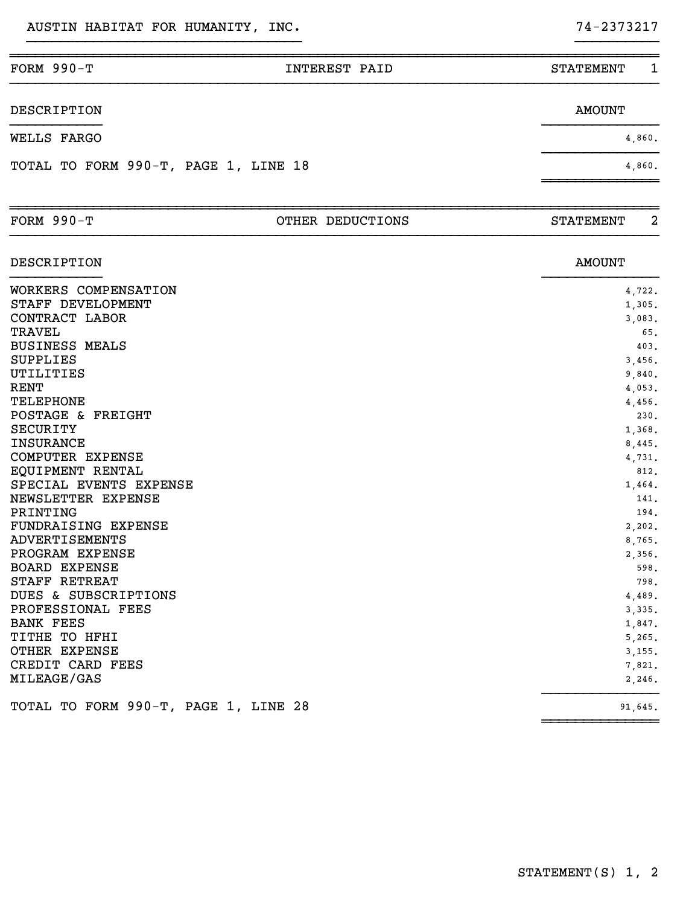AUSTIN HABITAT FOR HUMANITY, INC. 74-2373217

| FORM 990-T | INTEREST PAID | STATEMENT 1 |
|---|---|---|

| DESCRIPTION | AMOUNT |
|---|---|
| WELLS FARGO | 4,860. |
| TOTAL TO FORM 990-T, PAGE 1, LINE 18 | 4,860. |

| FORM 990-T | OTHER DEDUCTIONS | STATEMENT 2 |
|---|---|---|

| DESCRIPTION | AMOUNT |
|---|---|
| WORKERS COMPENSATION | 4,722. |
| STAFF DEVELOPMENT | 1,305. |
| CONTRACT LABOR | 3,083. |
| TRAVEL | 65. |
| BUSINESS MEALS | 403. |
| SUPPLIES | 3,456. |
| UTILITIES | 9,840. |
| RENT | 4,053. |
| TELEPHONE | 4,456. |
| POSTAGE & FREIGHT | 230. |
| SECURITY | 1,368. |
| INSURANCE | 8,445. |
| COMPUTER EXPENSE | 4,731. |
| EQUIPMENT RENTAL | 812. |
| SPECIAL EVENTS EXPENSE | 1,464. |
| NEWSLETTER EXPENSE | 141. |
| PRINTING | 194. |
| FUNDRAISING EXPENSE | 2,202. |
| ADVERTISEMENTS | 8,765. |
| PROGRAM EXPENSE | 2,356. |
| BOARD EXPENSE | 598. |
| STAFF RETREAT | 798. |
| DUES & SUBSCRIPTIONS | 4,489. |
| PROFESSIONAL FEES | 3,335. |
| BANK FEES | 1,847. |
| TITHE TO HFHI | 5,265. |
| OTHER EXPENSE | 3,155. |
| CREDIT CARD FEES | 7,821. |
| MILEAGE/GAS | 2,246. |
| TOTAL TO FORM 990-T, PAGE 1, LINE 28 | 91,645. |

STATEMENT(S) 1, 2